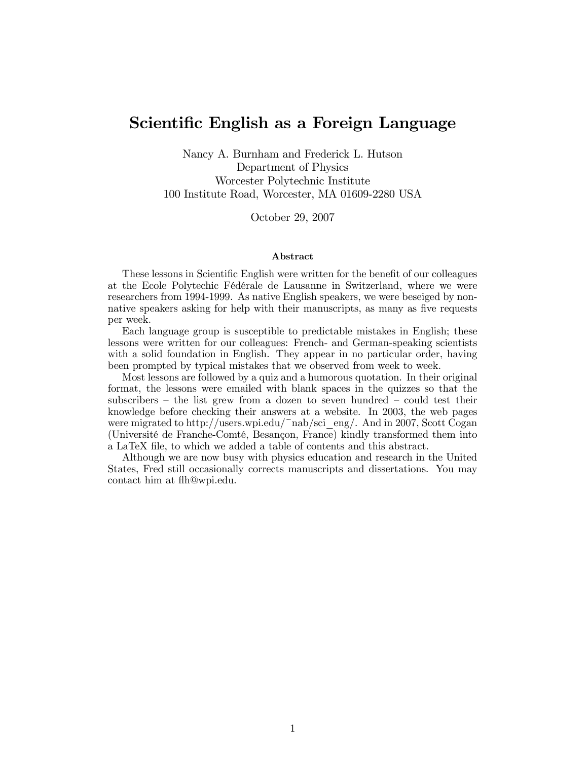# Scientific English as a Foreign Language

Nancy A. Burnham and Frederick L. Hutson
Department of Physics
Worcester Polytechnic Institute
100 Institute Road, Worcester, MA 01609-2280 USA

October 29, 2007

### Abstract

These lessons in Scientific English were written for the benefit of our colleagues at the Ecole Polytechic Fédérale de Lausanne in Switzerland, where we were researchers from 1994-1999. As native English speakers, we were beseiged by non-native speakers asking for help with their manuscripts, as many as five requests per week.

Each language group is susceptible to predictable mistakes in English; these lessons were written for our colleagues: French- and German-speaking scientists with a solid foundation in English. They appear in no particular order, having been prompted by typical mistakes that we observed from week to week.

Most lessons are followed by a quiz and a humorous quotation. In their original format, the lessons were emailed with blank spaces in the quizzes so that the subscribers – the list grew from a dozen to seven hundred – could test their knowledge before checking their answers at a website. In 2003, the web pages were migrated to http://users.wpi.edu/~nab/sci_eng/. And in 2007, Scott Cogan (Université de Franche-Comté, Besançon, France) kindly transformed them into a LaTeX file, to which we added a table of contents and this abstract.

Although we are now busy with physics education and research in the United States, Fred still occasionally corrects manuscripts and dissertations. You may contact him at flh@wpi.edu.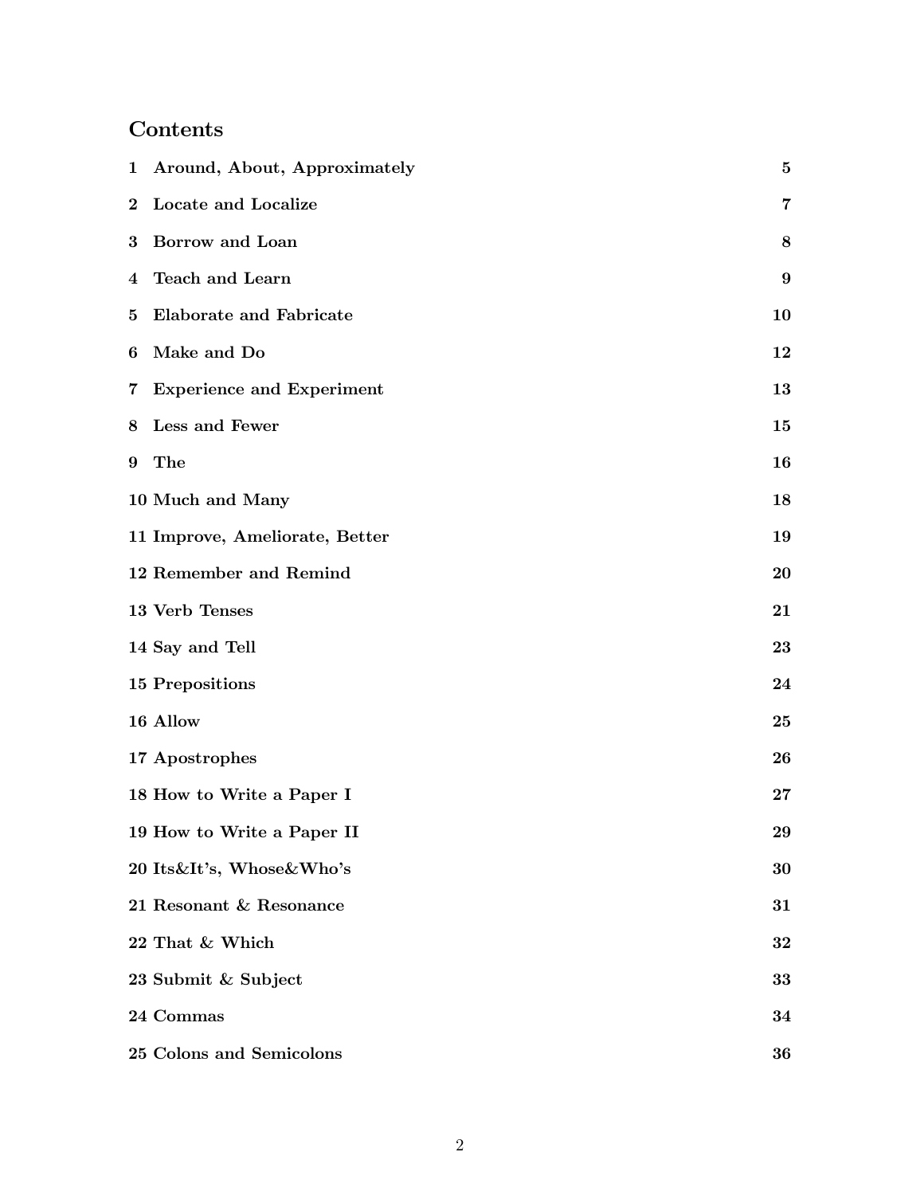# Contents

| | | |
|---|---|---|
| 1 | Around, About, Approximately | 5 |
| 2 | Locate and Localize | 7 |
| 3 | Borrow and Loan | 8 |
| 4 | Teach and Learn | 9 |
| 5 | Elaborate and Fabricate | 10 |
| 6 | Make and Do | 12 |
| 7 | Experience and Experiment | 13 |
| 8 | Less and Fewer | 15 |
| 9 | The | 16 |
| 10 | Much and Many | 18 |
| 11 | Improve, Ameliorate, Better | 19 |
| 12 | Remember and Remind | 20 |
| 13 | Verb Tenses | 21 |
| 14 | Say and Tell | 23 |
| 15 | Prepositions | 24 |
| 16 | Allow | 25 |
| 17 | Apostrophes | 26 |
| 18 | How to Write a Paper I | 27 |
| 19 | How to Write a Paper II | 29 |
| 20 | Its&It's, Whose&Who's | 30 |
| 21 | Resonant & Resonance | 31 |
| 22 | That & Which | 32 |
| 23 | Submit & Subject | 33 |
| 24 | Commas | 34 |
| 25 | Colons and Semicolons | 36 |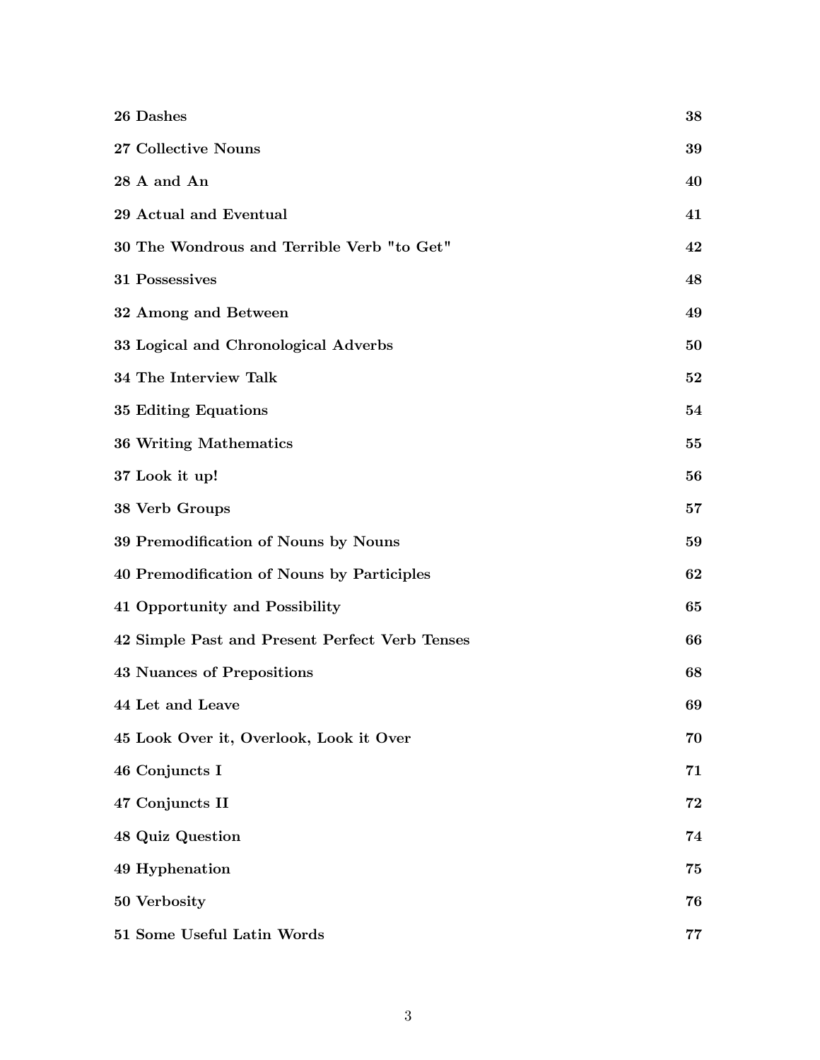| | |
|---|---|
| **26 Dashes** | **38** |
| **27 Collective Nouns** | **39** |
| **28 A and An** | **40** |
| **29 Actual and Eventual** | **41** |
| **30 The Wondrous and Terrible Verb "to Get"** | **42** |
| **31 Possessives** | **48** |
| **32 Among and Between** | **49** |
| **33 Logical and Chronological Adverbs** | **50** |
| **34 The Interview Talk** | **52** |
| **35 Editing Equations** | **54** |
| **36 Writing Mathematics** | **55** |
| **37 Look it up!** | **56** |
| **38 Verb Groups** | **57** |
| **39 Premodification of Nouns by Nouns** | **59** |
| **40 Premodification of Nouns by Participles** | **62** |
| **41 Opportunity and Possibility** | **65** |
| **42 Simple Past and Present Perfect Verb Tenses** | **66** |
| **43 Nuances of Prepositions** | **68** |
| **44 Let and Leave** | **69** |
| **45 Look Over it, Overlook, Look it Over** | **70** |
| **46 Conjuncts I** | **71** |
| **47 Conjuncts II** | **72** |
| **48 Quiz Question** | **74** |
| **49 Hyphenation** | **75** |
| **50 Verbosity** | **76** |
| **51 Some Useful Latin Words** | **77** |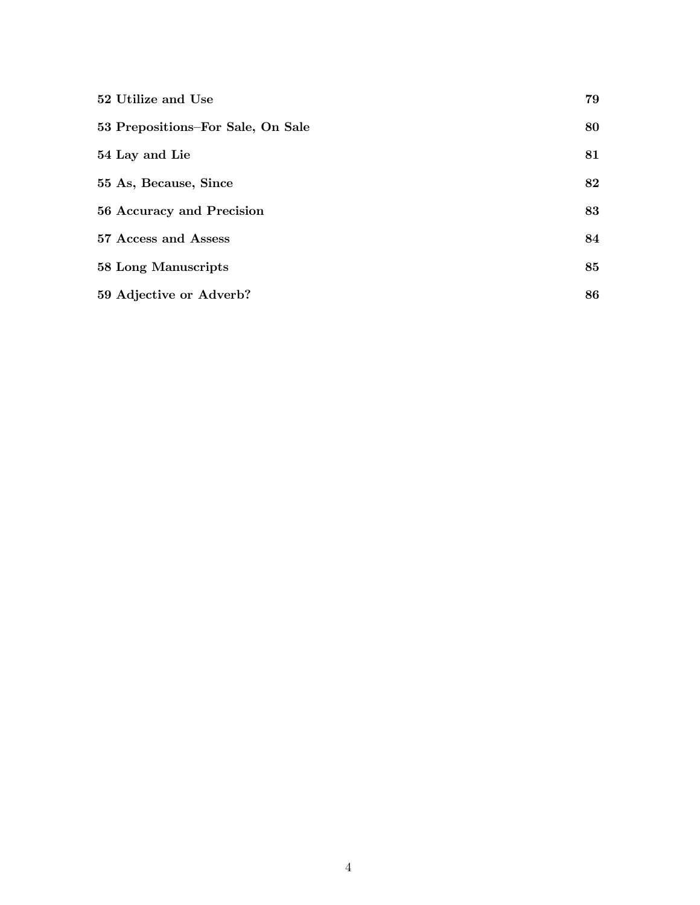**52 Utilize and Use** **79**

**53 Prepositions–For Sale, On Sale** **80**

**54 Lay and Lie** **81**

**55 As, Because, Since** **82**

**56 Accuracy and Precision** **83**

**57 Access and Assess** **84**

**58 Long Manuscripts** **85**

**59 Adjective or Adverb?** **86**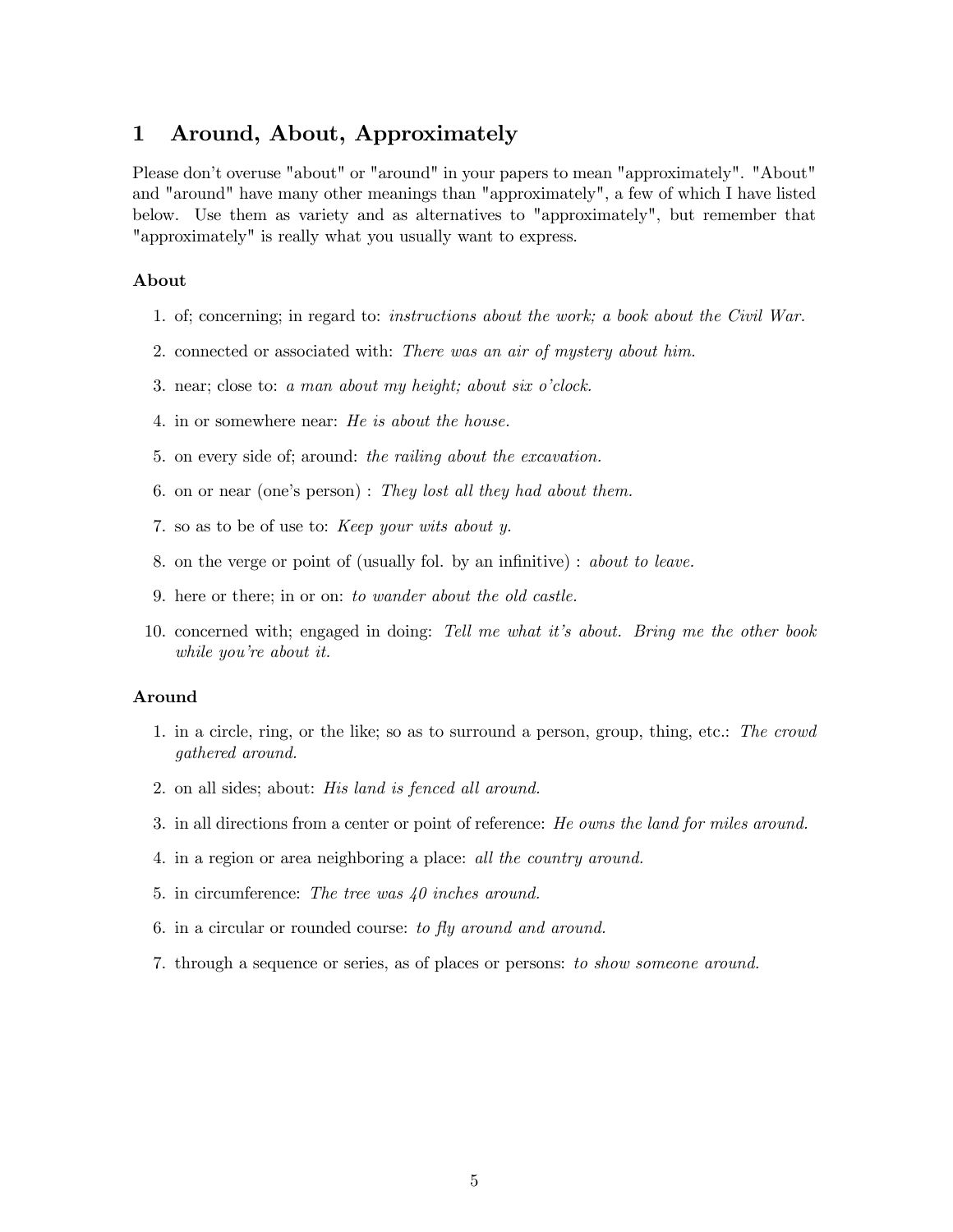# 1 Around, About, Approximately

Please don't overuse "about" or "around" in your papers to mean "approximately". "About" and "around" have many other meanings than "approximately", a few of which I have listed below. Use them as variety and as alternatives to "approximately", but remember that "approximately" is really what you usually want to express.

### About

1. of; concerning; in regard to: *instructions about the work; a book about the Civil War.*
2. connected or associated with: *There was an air of mystery about him.*
3. near; close to: *a man about my height; about six o'clock.*
4. in or somewhere near: *He is about the house.*
5. on every side of; around: *the railing about the excavation.*
6. on or near (one's person) : *They lost all they had about them.*
7. so as to be of use to: *Keep your wits about y.*
8. on the verge or point of (usually fol. by an infinitive) : *about to leave.*
9. here or there; in or on: *to wander about the old castle.*
10. concerned with; engaged in doing: *Tell me what it's about. Bring me the other book while you're about it.*

### Around

1. in a circle, ring, or the like; so as to surround a person, group, thing, etc.: *The crowd gathered around.*
2. on all sides; about: *His land is fenced all around.*
3. in all directions from a center or point of reference: *He owns the land for miles around.*
4. in a region or area neighboring a place: *all the country around.*
5. in circumference: *The tree was 40 inches around.*
6. in a circular or rounded course: *to fly around and around.*
7. through a sequence or series, as of places or persons: *to show someone around.*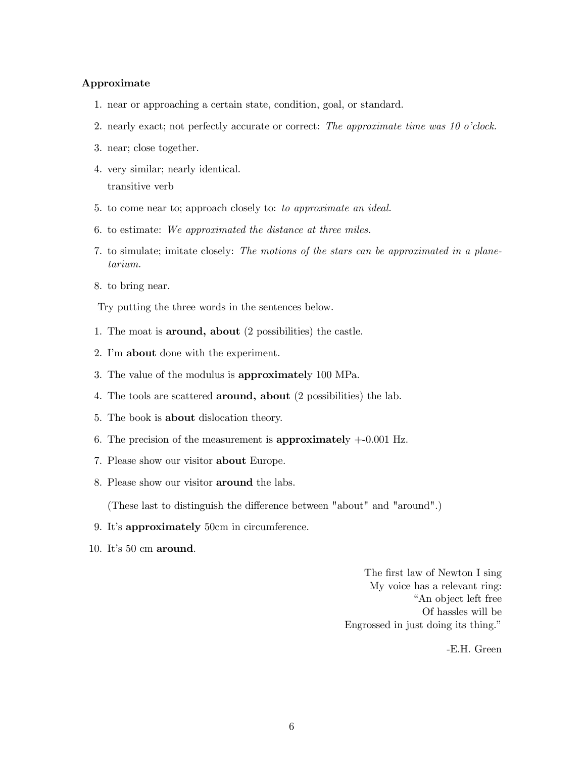**Approximate**

1. near or approaching a certain state, condition, goal, or standard.
2. nearly exact; not perfectly accurate or correct: *The approximate time was 10 o'clock.*
3. near; close together.
4. very similar; nearly identical.

   transitive verb
5. to come near to; approach closely to: *to approximate an ideal.*
6. to estimate: *We approximated the distance at three miles.*
7. to simulate; imitate closely: *The motions of the stars can be approximated in a planetarium.*
8. to bring near.

Try putting the three words in the sentences below.

1. The moat is **around, about** (2 possibilities) the castle.
2. I'm **about** done with the experiment.
3. The value of the modulus is **approximatel**y 100 MPa.
4. The tools are scattered **around, about** (2 possibilities) the lab.
5. The book is **about** dislocation theory.
6. The precision of the measurement is **approximatel**y +-0.001 Hz.
7. Please show our visitor **about** Europe.
8. Please show our visitor **around** the labs.

   (These last to distinguish the difference between "about" and "around".)
9. It's **approximately** 50cm in circumference.
10. It's 50 cm **around**.

The first law of Newton I sing
My voice has a relevant ring:
"An object left free
Of hassles will be
Engrossed in just doing its thing."

-E.H. Green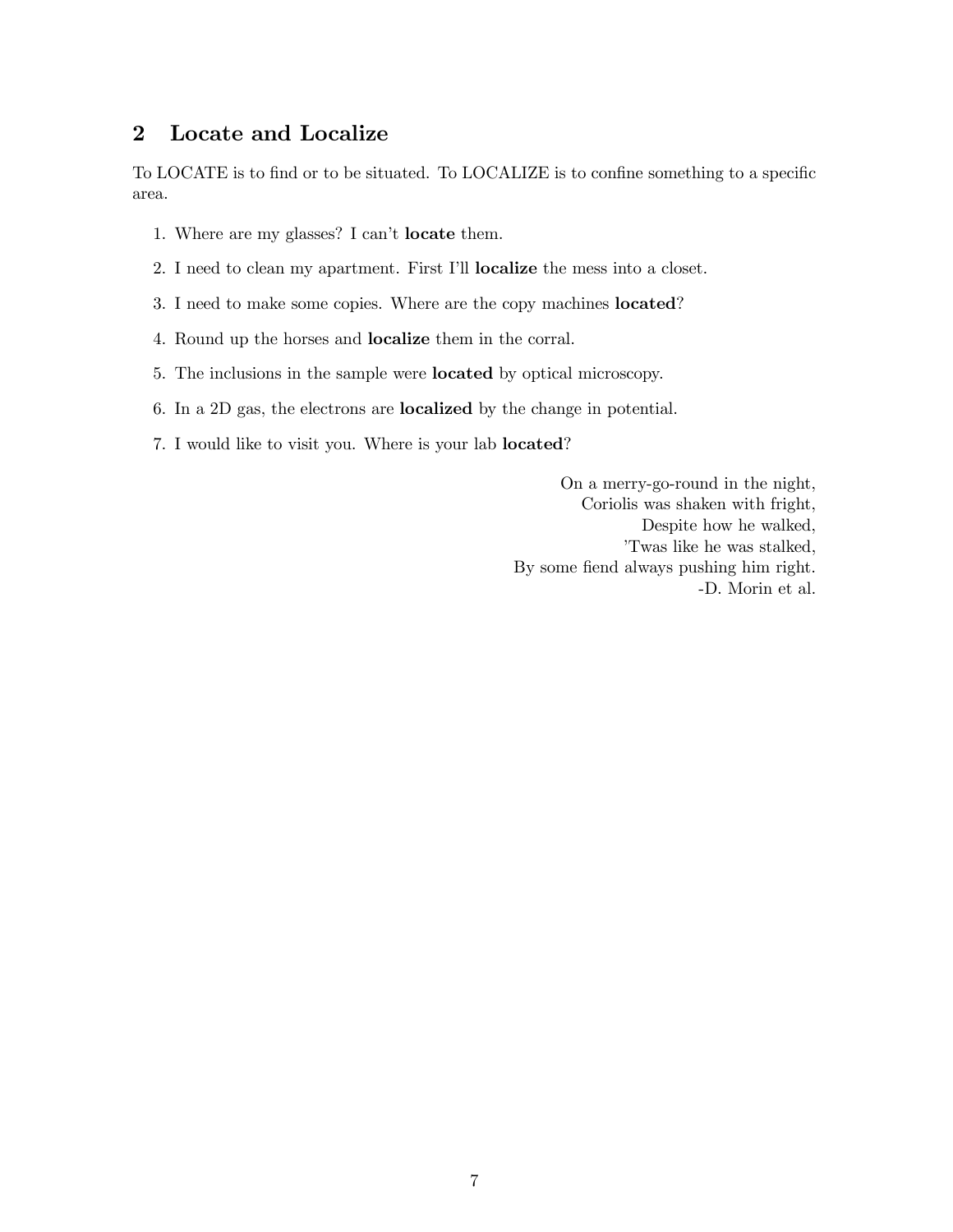## 2 Locate and Localize

To LOCATE is to find or to be situated. To LOCALIZE is to confine something to a specific area.

1. Where are my glasses? I can't **locate** them.
2. I need to clean my apartment. First I'll **localize** the mess into a closet.
3. I need to make some copies. Where are the copy machines **located**?
4. Round up the horses and **localize** them in the corral.
5. The inclusions in the sample were **located** by optical microscopy.
6. In a 2D gas, the electrons are **localized** by the change in potential.
7. I would like to visit you. Where is your lab **located**?

On a merry-go-round in the night,
Coriolis was shaken with fright,
Despite how he walked,
'Twas like he was stalked,
By some fiend always pushing him right.
-D. Morin et al.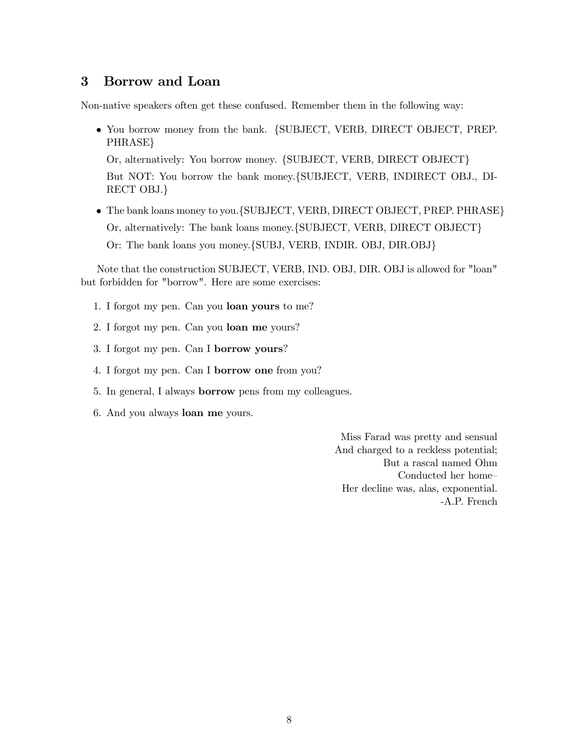## 3 Borrow and Loan

Non-native speakers often get these confused. Remember them in the following way:

- You borrow money from the bank. {SUBJECT, VERB, DIRECT OBJECT, PREP. PHRASE}

  Or, alternatively: You borrow money. {SUBJECT, VERB, DIRECT OBJECT}

  But NOT: You borrow the bank money.{SUBJECT, VERB, INDIRECT OBJ., DIRECT OBJ.}

- The bank loans money to you.{SUBJECT, VERB, DIRECT OBJECT, PREP. PHRASE}

  Or, alternatively: The bank loans money.{SUBJECT, VERB, DIRECT OBJECT}

  Or: The bank loans you money.{SUBJ, VERB, INDIR. OBJ, DIR.OBJ}

Note that the construction SUBJECT, VERB, IND. OBJ, DIR. OBJ is allowed for "loan" but forbidden for "borrow". Here are some exercises:

1. I forgot my pen. Can you **loan yours** to me?
2. I forgot my pen. Can you **loan me** yours?
3. I forgot my pen. Can I **borrow yours**?
4. I forgot my pen. Can I **borrow one** from you?
5. In general, I always **borrow** pens from my colleagues.
6. And you always **loan me** yours.

Miss Farad was pretty and sensual
And charged to a reckless potential;
But a rascal named Ohm
Conducted her home–
Her decline was, alas, exponential.
-A.P. French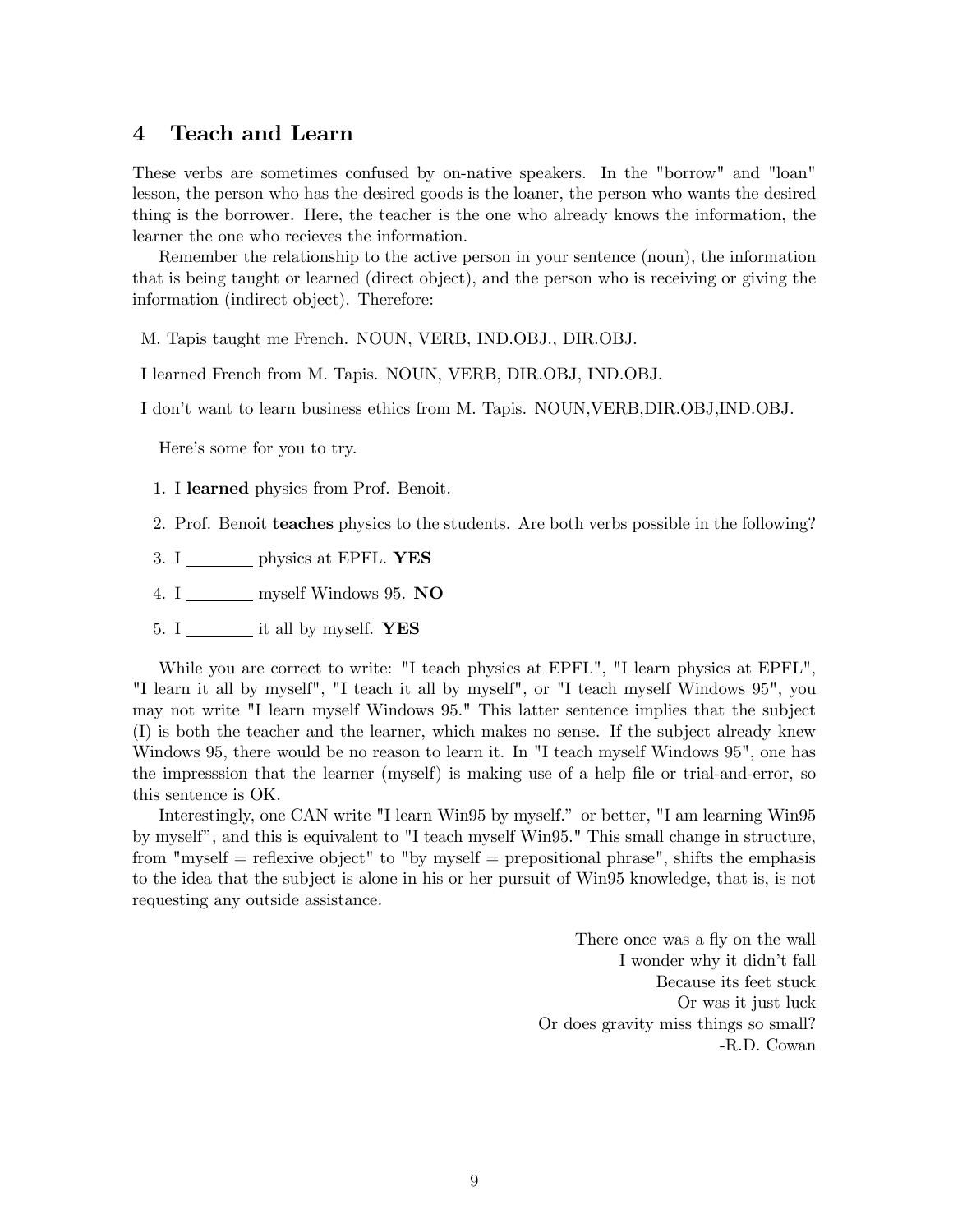## 4 Teach and Learn

These verbs are sometimes confused by on-native speakers. In the "borrow" and "loan" lesson, the person who has the desired goods is the loaner, the person who wants the desired thing is the borrower. Here, the teacher is the one who already knows the information, the learner the one who recieves the information.

Remember the relationship to the active person in your sentence (noun), the information that is being taught or learned (direct object), and the person who is receiving or giving the information (indirect object). Therefore:

M. Tapis taught me French. NOUN, VERB, IND.OBJ., DIR.OBJ.

I learned French from M. Tapis. NOUN, VERB, DIR.OBJ, IND.OBJ.

I don't want to learn business ethics from M. Tapis. NOUN,VERB,DIR.OBJ,IND.OBJ.

Here's some for you to try.

1. I **learned** physics from Prof. Benoit.
2. Prof. Benoit **teaches** physics to the students. Are both verbs possible in the following?
3. I ________ physics at EPFL. **YES**
4. I ________ myself Windows 95. **NO**
5. I ________ it all by myself. **YES**

While you are correct to write: "I teach physics at EPFL", "I learn physics at EPFL", "I learn it all by myself", "I teach it all by myself", or "I teach myself Windows 95", you may not write "I learn myself Windows 95." This latter sentence implies that the subject (I) is both the teacher and the learner, which makes no sense. If the subject already knew Windows 95, there would be no reason to learn it. In "I teach myself Windows 95", one has the impresssion that the learner (myself) is making use of a help file or trial-and-error, so this sentence is OK.

Interestingly, one CAN write "I learn Win95 by myself." or better, "I am learning Win95 by myself", and this is equivalent to "I teach myself Win95." This small change in structure, from "myself = reflexive object" to "by myself = prepositional phrase", shifts the emphasis to the idea that the subject is alone in his or her pursuit of Win95 knowledge, that is, is not requesting any outside assistance.

There once was a fly on the wall  
I wonder why it didn't fall  
Because its feet stuck  
Or was it just luck  
Or does gravity miss things so small?  
-R.D. Cowan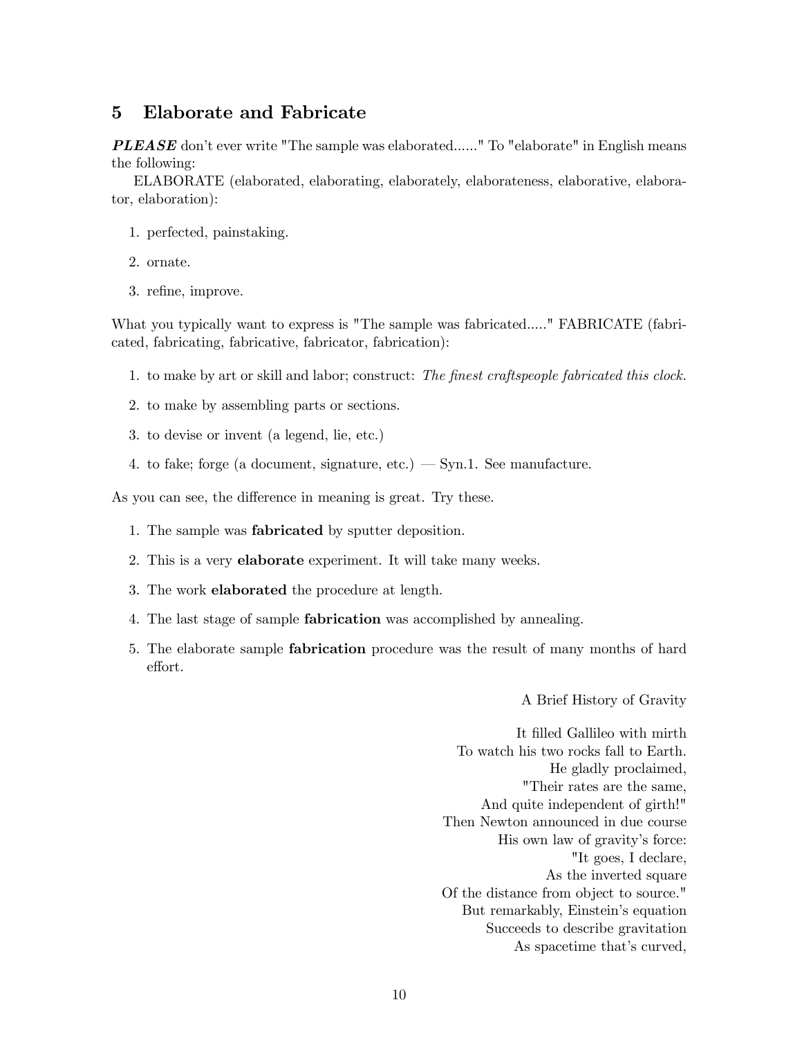## 5 Elaborate and Fabricate

***PLEASE*** don't ever write "The sample was elaborated......" To "elaborate" in English means the following:

ELABORATE (elaborated, elaborating, elaborately, elaborateness, elaborative, elaborator, elaboration):

1. perfected, painstaking.
2. ornate.
3. refine, improve.

What you typically want to express is "The sample was fabricated....." FABRICATE (fabricated, fabricating, fabricative, fabricator, fabrication):

1. to make by art or skill and labor; construct: *The finest craftspeople fabricated this clock.*
2. to make by assembling parts or sections.
3. to devise or invent (a legend, lie, etc.)
4. to fake; forge (a document, signature, etc.) — Syn.1. See manufacture.

As you can see, the difference in meaning is great. Try these.

1. The sample was **fabricated** by sputter deposition.
2. This is a very **elaborate** experiment. It will take many weeks.
3. The work **elaborated** the procedure at length.
4. The last stage of sample **fabrication** was accomplished by annealing.
5. The elaborate sample **fabrication** procedure was the result of many months of hard effort.

A Brief History of Gravity

It filled Gallileo with mirth
To watch his two rocks fall to Earth.
He gladly proclaimed,
"Their rates are the same,
And quite independent of girth!"
Then Newton announced in due course
His own law of gravity's force:
"It goes, I declare,
As the inverted square
Of the distance from object to source."
But remarkably, Einstein's equation
Succeeds to describe gravitation
As spacetime that's curved,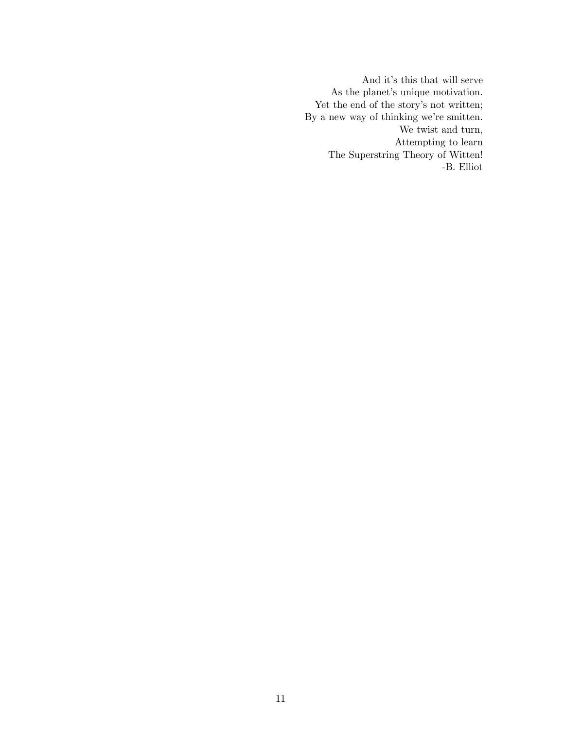And it's this that will serve
As the planet's unique motivation.
Yet the end of the story's not written;
By a new way of thinking we're smitten.
We twist and turn,
Attempting to learn
The Superstring Theory of Witten!
-B. Elliot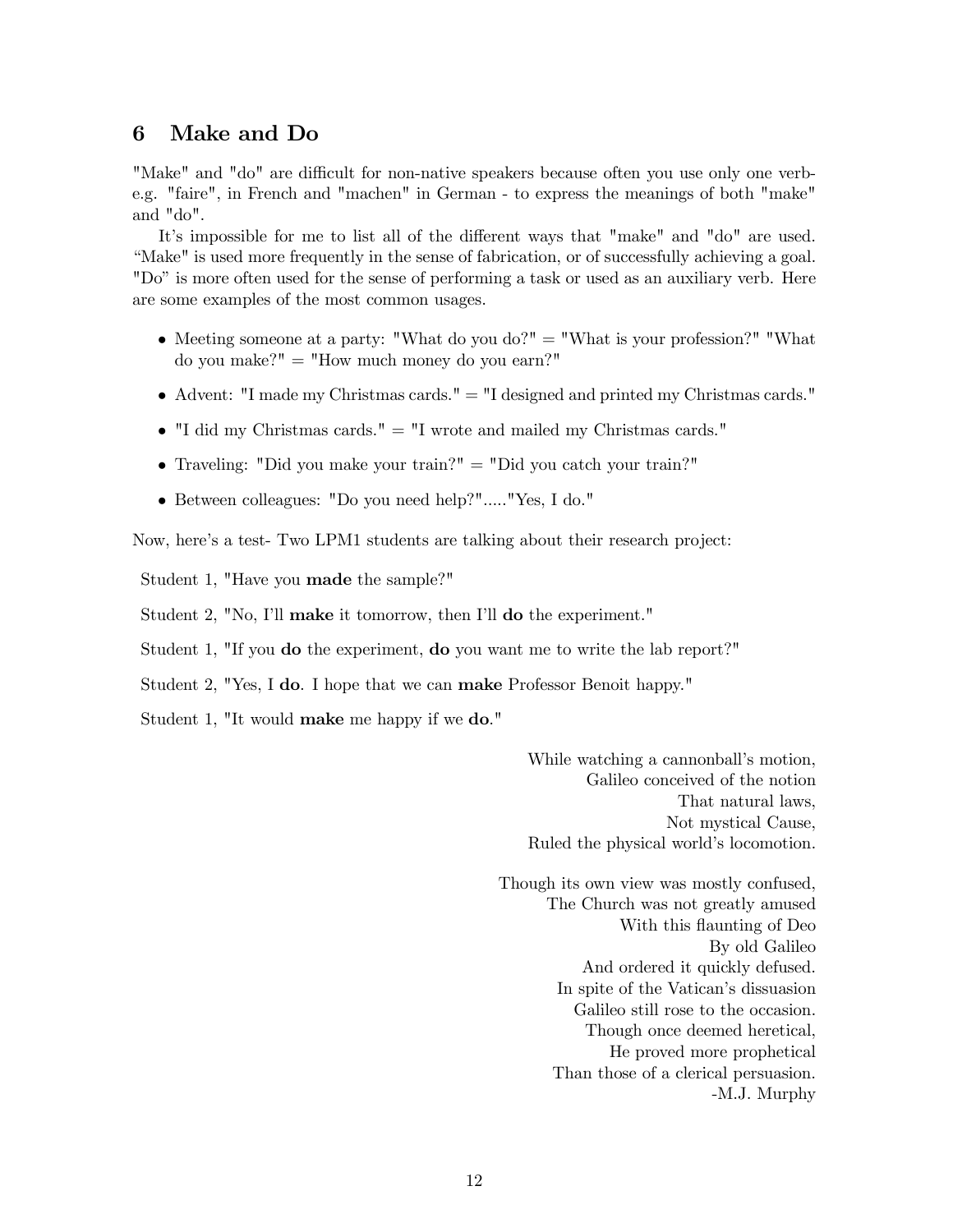## 6 Make and Do

"Make" and "do" are difficult for non-native speakers because often you use only one verb- e.g. "faire", in French and "machen" in German - to express the meanings of both "make" and "do".

It's impossible for me to list all of the different ways that "make" and "do" are used. "Make" is used more frequently in the sense of fabrication, or of successfully achieving a goal. "Do" is more often used for the sense of performing a task or used as an auxiliary verb. Here are some examples of the most common usages.

- Meeting someone at a party: "What do you do?" = "What is your profession?" "What do you make?" = "How much money do you earn?"
- Advent: "I made my Christmas cards." = "I designed and printed my Christmas cards."
- "I did my Christmas cards." = "I wrote and mailed my Christmas cards."
- Traveling: "Did you make your train?" = "Did you catch your train?"
- Between colleagues: "Do you need help?"....."Yes, I do."

Now, here's a test- Two LPM1 students are talking about their research project:

Student 1, "Have you **made** the sample?"

Student 2, "No, I'll **make** it tomorrow, then I'll **do** the experiment."

Student 1, "If you **do** the experiment, **do** you want me to write the lab report?"

Student 2, "Yes, I **do**. I hope that we can **make** Professor Benoit happy."

Student 1, "It would **make** me happy if we **do**."

While watching a cannonball's motion,
Galileo conceived of the notion
That natural laws,
Not mystical Cause,
Ruled the physical world's locomotion.

Though its own view was mostly confused,
The Church was not greatly amused
With this flaunting of Deo
By old Galileo
And ordered it quickly defused.
In spite of the Vatican's dissuasion
Galileo still rose to the occasion.
Though once deemed heretical,
He proved more prophetical
Than those of a clerical persuasion.
-M.J. Murphy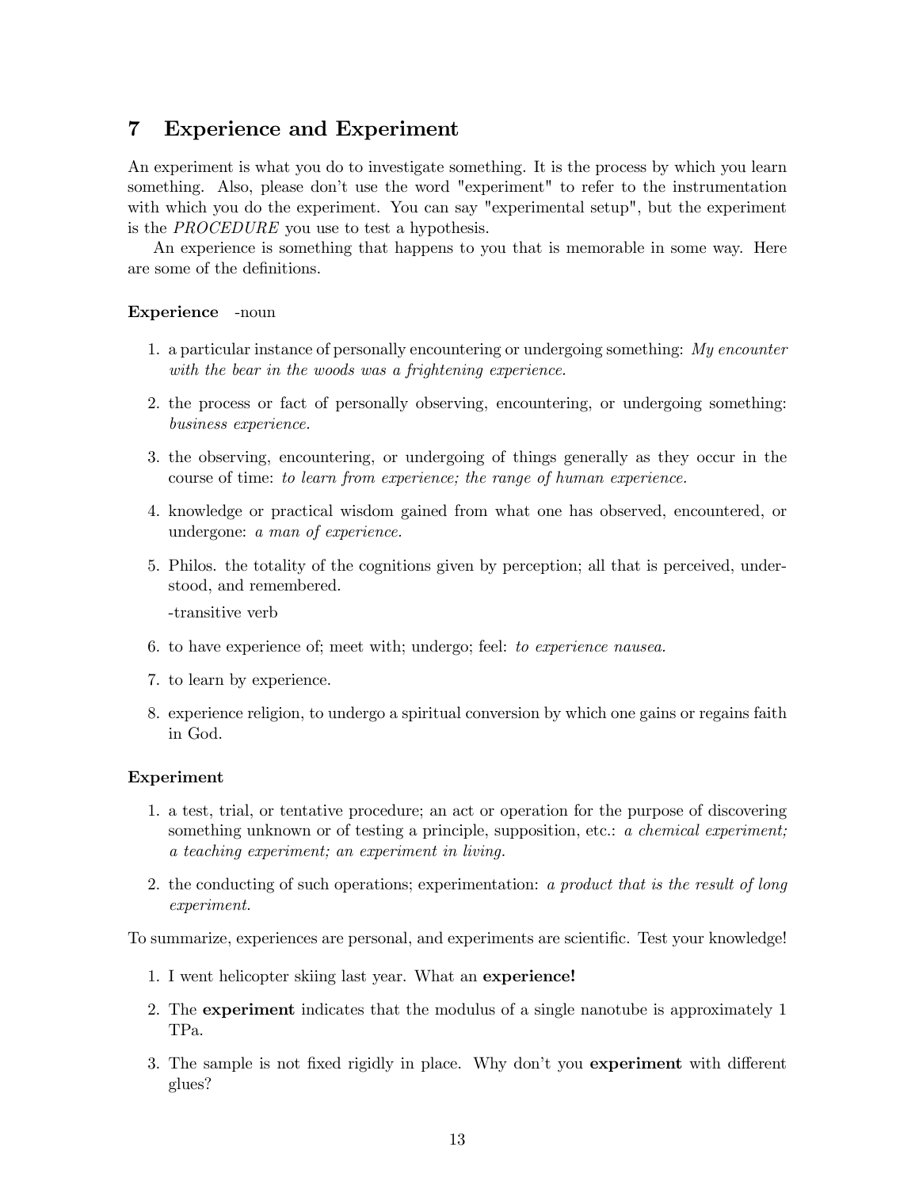## 7 Experience and Experiment

An experiment is what you do to investigate something. It is the process by which you learn something. Also, please don't use the word "experiment" to refer to the instrumentation with which you do the experiment. You can say "experimental setup", but the experiment is the *PROCEDURE* you use to test a hypothesis.

An experience is something that happens to you that is memorable in some way. Here are some of the definitions.

**Experience** -noun

1. a particular instance of personally encountering or undergoing something: *My encounter with the bear in the woods was a frightening experience.*
2. the process or fact of personally observing, encountering, or undergoing something: *business experience.*
3. the observing, encountering, or undergoing of things generally as they occur in the course of time: *to learn from experience; the range of human experience.*
4. knowledge or practical wisdom gained from what one has observed, encountered, or undergone: *a man of experience.*
5. Philos. the totality of the cognitions given by perception; all that is perceived, understood, and remembered.

   -transitive verb
6. to have experience of; meet with; undergo; feel: *to experience nausea.*
7. to learn by experience.
8. experience religion, to undergo a spiritual conversion by which one gains or regains faith in God.

**Experiment**

1. a test, trial, or tentative procedure; an act or operation for the purpose of discovering something unknown or of testing a principle, supposition, etc.: *a chemical experiment; a teaching experiment; an experiment in living.*
2. the conducting of such operations; experimentation: *a product that is the result of long experiment.*

To summarize, experiences are personal, and experiments are scientific. Test your knowledge!

1. I went helicopter skiing last year. What an **experience!**
2. The **experiment** indicates that the modulus of a single nanotube is approximately 1 TPa.
3. The sample is not fixed rigidly in place. Why don't you **experiment** with different glues?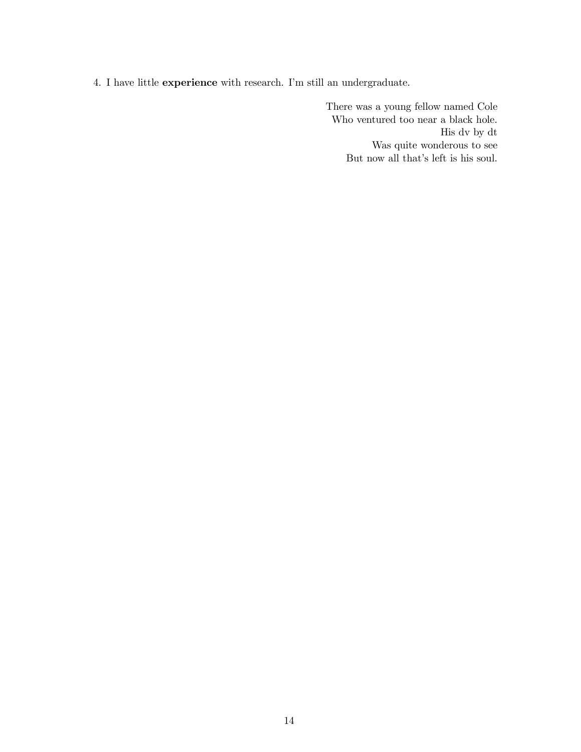4. I have little **experience** with research. I'm still an undergraduate.

> There was a young fellow named Cole
> Who ventured too near a black hole.
> His dv by dt
> Was quite wonderous to see
> But now all that's left is his soul.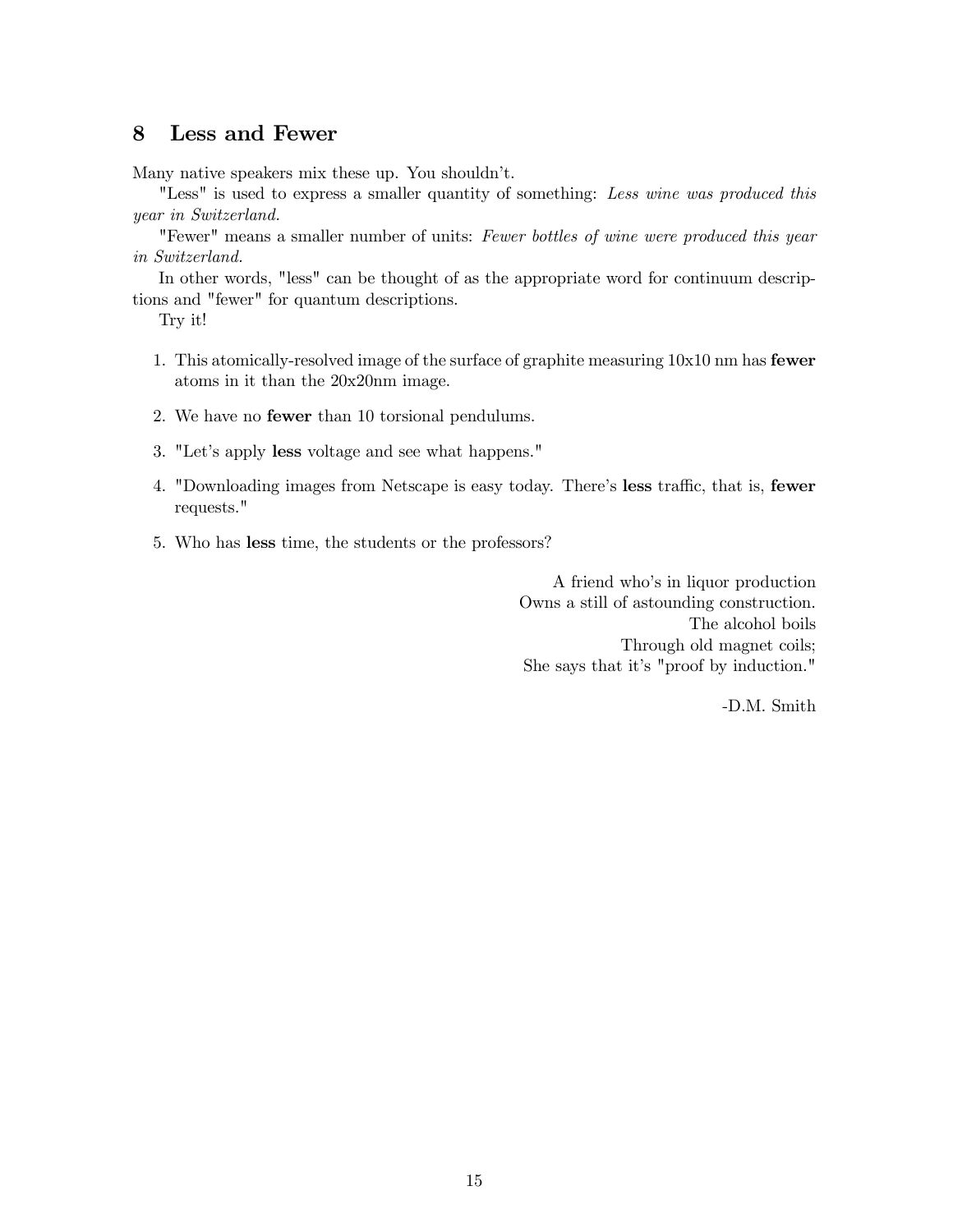## 8 Less and Fewer

Many native speakers mix these up. You shouldn't.

"Less" is used to express a smaller quantity of something: *Less wine was produced this year in Switzerland.*

"Fewer" means a smaller number of units: *Fewer bottles of wine were produced this year in Switzerland.*

In other words, "less" can be thought of as the appropriate word for continuum descriptions and "fewer" for quantum descriptions.

Try it!

1. This atomically-resolved image of the surface of graphite measuring 10x10 nm has **fewer** atoms in it than the 20x20nm image.
2. We have no **fewer** than 10 torsional pendulums.
3. "Let's apply **less** voltage and see what happens."
4. "Downloading images from Netscape is easy today. There's **less** traffic, that is, **fewer** requests."
5. Who has **less** time, the students or the professors?

A friend who's in liquor production  
Owns a still of astounding construction.  
The alcohol boils  
Through old magnet coils;  
She says that it's "proof by induction."

-D.M. Smith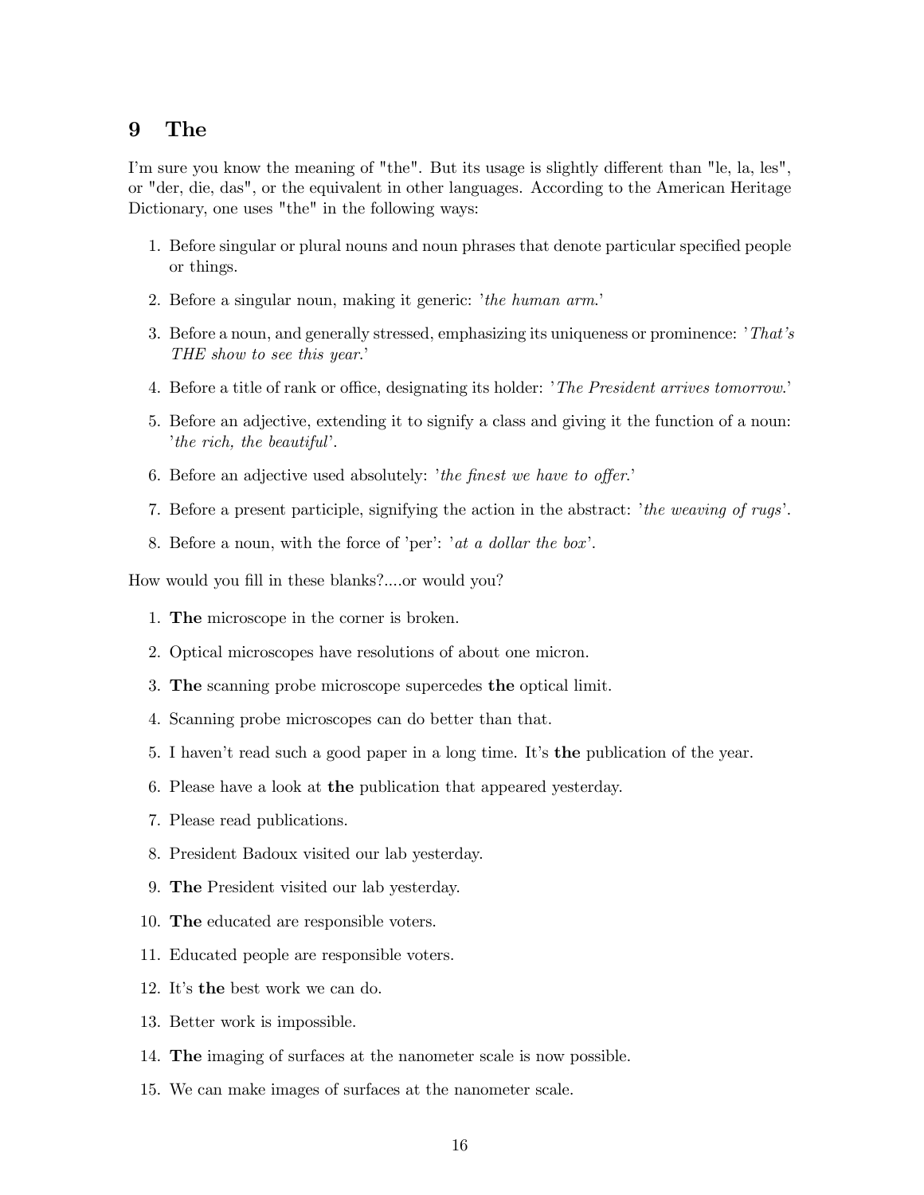## 9 The

I'm sure you know the meaning of "the". But its usage is slightly different than "le, la, les", or "der, die, das", or the equivalent in other languages. According to the American Heritage Dictionary, one uses "the" in the following ways:

1. Before singular or plural nouns and noun phrases that denote particular specified people or things.
2. Before a singular noun, making it generic: '*the human arm*.'
3. Before a noun, and generally stressed, emphasizing its uniqueness or prominence: '*That's THE show to see this year*.'
4. Before a title of rank or office, designating its holder: '*The President arrives tomorrow*.'
5. Before an adjective, extending it to signify a class and giving it the function of a noun: '*the rich, the beautiful*'.
6. Before an adjective used absolutely: '*the finest we have to offer*.'
7. Before a present participle, signifying the action in the abstract: '*the weaving of rugs*'.
8. Before a noun, with the force of 'per': '*at a dollar the box*'.

How would you fill in these blanks?....or would you?

1. **The** microscope in the corner is broken.
2. Optical microscopes have resolutions of about one micron.
3. **The** scanning probe microscope supercedes **the** optical limit.
4. Scanning probe microscopes can do better than that.
5. I haven't read such a good paper in a long time. It's **the** publication of the year.
6. Please have a look at **the** publication that appeared yesterday.
7. Please read publications.
8. President Badoux visited our lab yesterday.
9. **The** President visited our lab yesterday.
10. **The** educated are responsible voters.
11. Educated people are responsible voters.
12. It's **the** best work we can do.
13. Better work is impossible.
14. **The** imaging of surfaces at the nanometer scale is now possible.
15. We can make images of surfaces at the nanometer scale.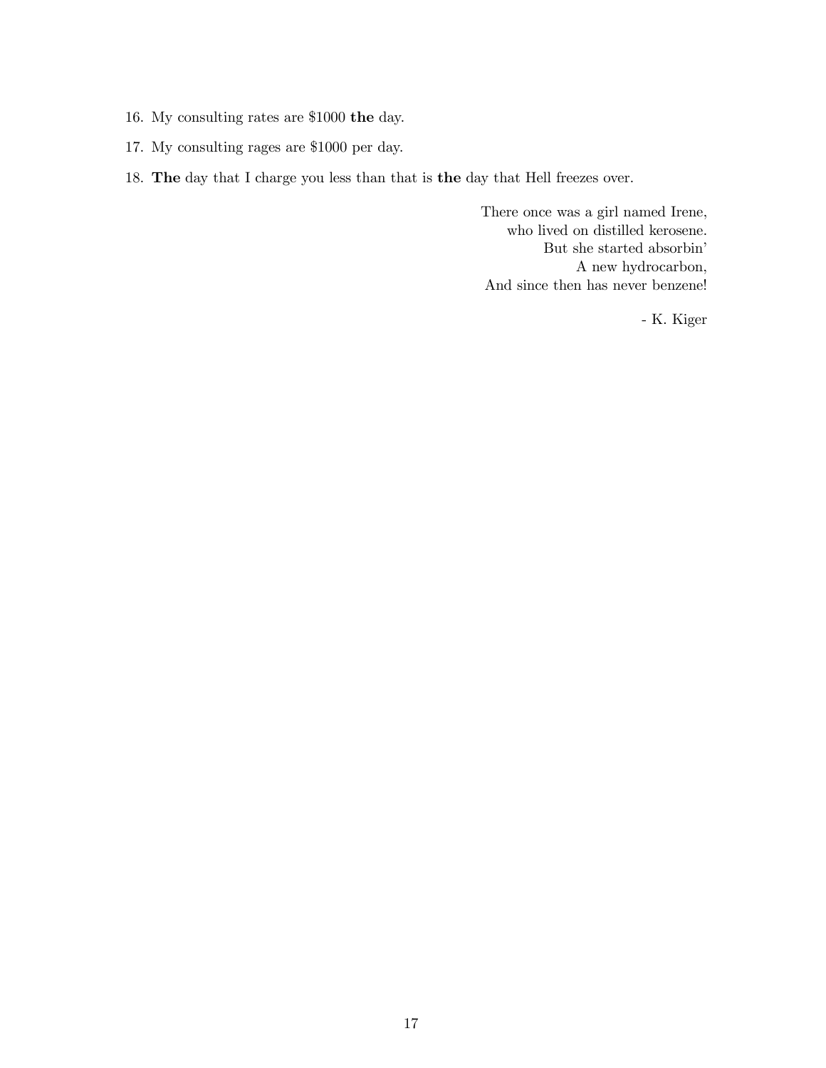16. My consulting rates are $1000 **the** day.
17. My consulting rages are $1000 per day.
18. **The** day that I charge you less than that is **the** day that Hell freezes over.

There once was a girl named Irene,
who lived on distilled kerosene.
But she started absorbin'
A new hydrocarbon,
And since then has never benzene!

\- K. Kiger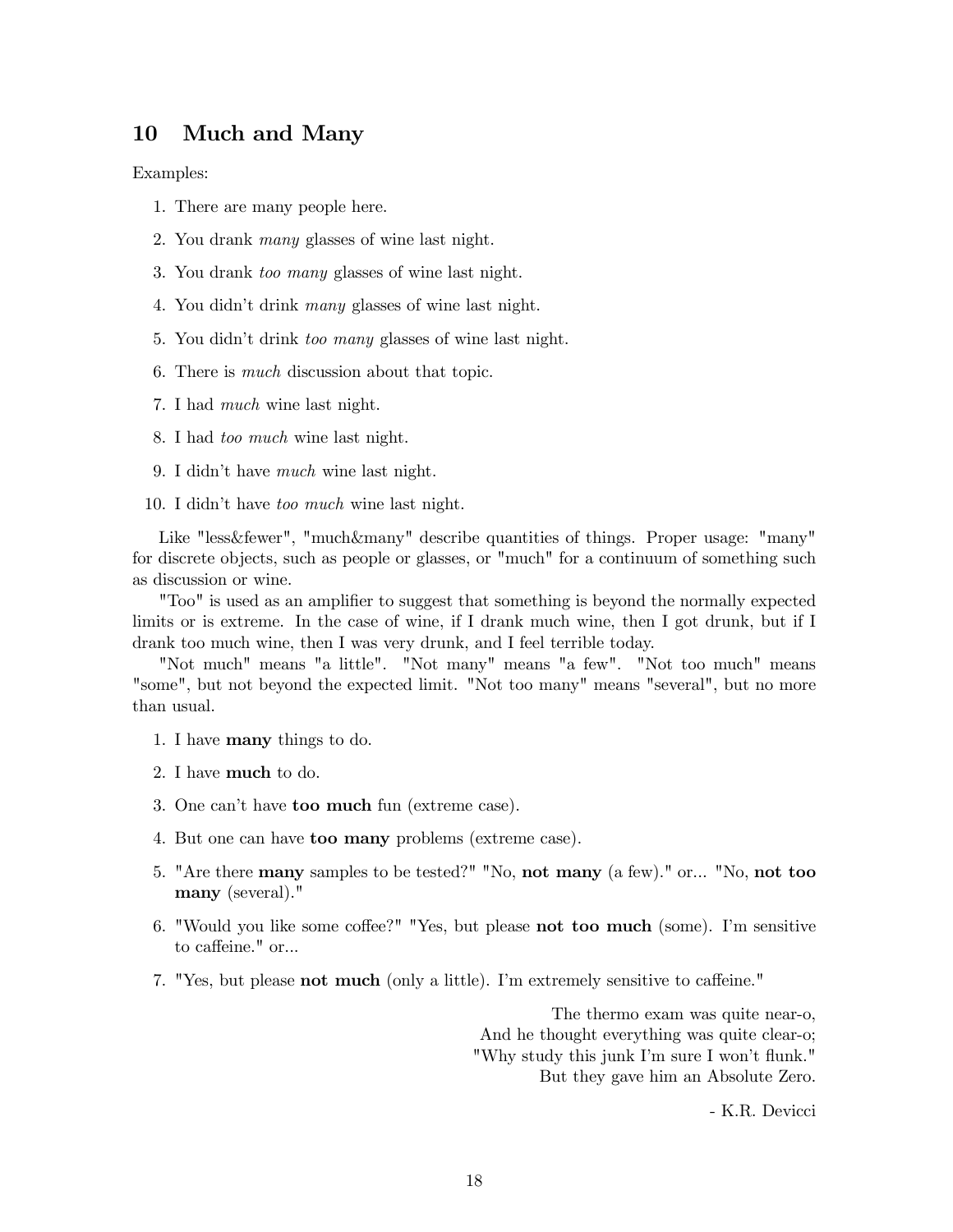## 10 Much and Many

Examples:

1. There are many people here.
2. You drank *many* glasses of wine last night.
3. You drank *too many* glasses of wine last night.
4. You didn't drink *many* glasses of wine last night.
5. You didn't drink *too many* glasses of wine last night.
6. There is *much* discussion about that topic.
7. I had *much* wine last night.
8. I had *too much* wine last night.
9. I didn't have *much* wine last night.
10. I didn't have *too much* wine last night.

Like "less&fewer", "much&many" describe quantities of things. Proper usage: "many" for discrete objects, such as people or glasses, or "much" for a continuum of something such as discussion or wine.

"Too" is used as an amplifier to suggest that something is beyond the normally expected limits or is extreme. In the case of wine, if I drank much wine, then I got drunk, but if I drank too much wine, then I was very drunk, and I feel terrible today.

"Not much" means "a little". "Not many" means "a few". "Not too much" means "some", but not beyond the expected limit. "Not too many" means "several", but no more than usual.

1. I have **many** things to do.
2. I have **much** to do.
3. One can't have **too much** fun (extreme case).
4. But one can have **too many** problems (extreme case).
5. "Are there **many** samples to be tested?" "No, **not many** (a few)." or... "No, **not too many** (several)."
6. "Would you like some coffee?" "Yes, but please **not too much** (some). I'm sensitive to caffeine." or...
7. "Yes, but please **not much** (only a little). I'm extremely sensitive to caffeine."

The thermo exam was quite near-o,
And he thought everything was quite clear-o;
"Why study this junk I'm sure I won't flunk."
But they gave him an Absolute Zero.

- K.R. Devicci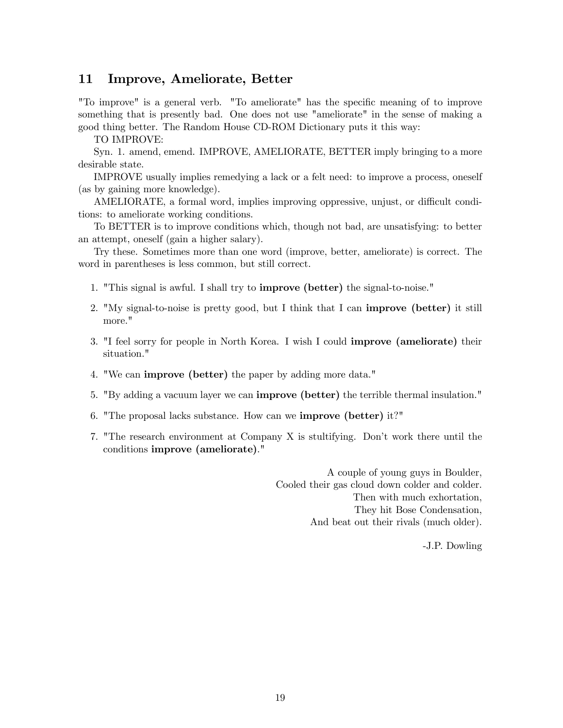## 11 Improve, Ameliorate, Better

"To improve" is a general verb. "To ameliorate" has the specific meaning of to improve something that is presently bad. One does not use "ameliorate" in the sense of making a good thing better. The Random House CD-ROM Dictionary puts it this way:

TO IMPROVE:

Syn. 1. amend, emend. IMPROVE, AMELIORATE, BETTER imply bringing to a more desirable state.

IMPROVE usually implies remedying a lack or a felt need: to improve a process, oneself (as by gaining more knowledge).

AMELIORATE, a formal word, implies improving oppressive, unjust, or difficult conditions: to ameliorate working conditions.

To BETTER is to improve conditions which, though not bad, are unsatisfying: to better an attempt, oneself (gain a higher salary).

Try these. Sometimes more than one word (improve, better, ameliorate) is correct. The word in parentheses is less common, but still correct.

1. "This signal is awful. I shall try to **improve (better)** the signal-to-noise."
2. "My signal-to-noise is pretty good, but I think that I can **improve (better)** it still more."
3. "I feel sorry for people in North Korea. I wish I could **improve (ameliorate)** their situation."
4. "We can **improve (better)** the paper by adding more data."
5. "By adding a vacuum layer we can **improve (better)** the terrible thermal insulation."
6. "The proposal lacks substance. How can we **improve (better)** it?"
7. "The research environment at Company X is stultifying. Don't work there until the conditions **improve (ameliorate)**."

A couple of young guys in Boulder,
Cooled their gas cloud down colder and colder.
Then with much exhortation,
They hit Bose Condensation,
And beat out their rivals (much older).

-J.P. Dowling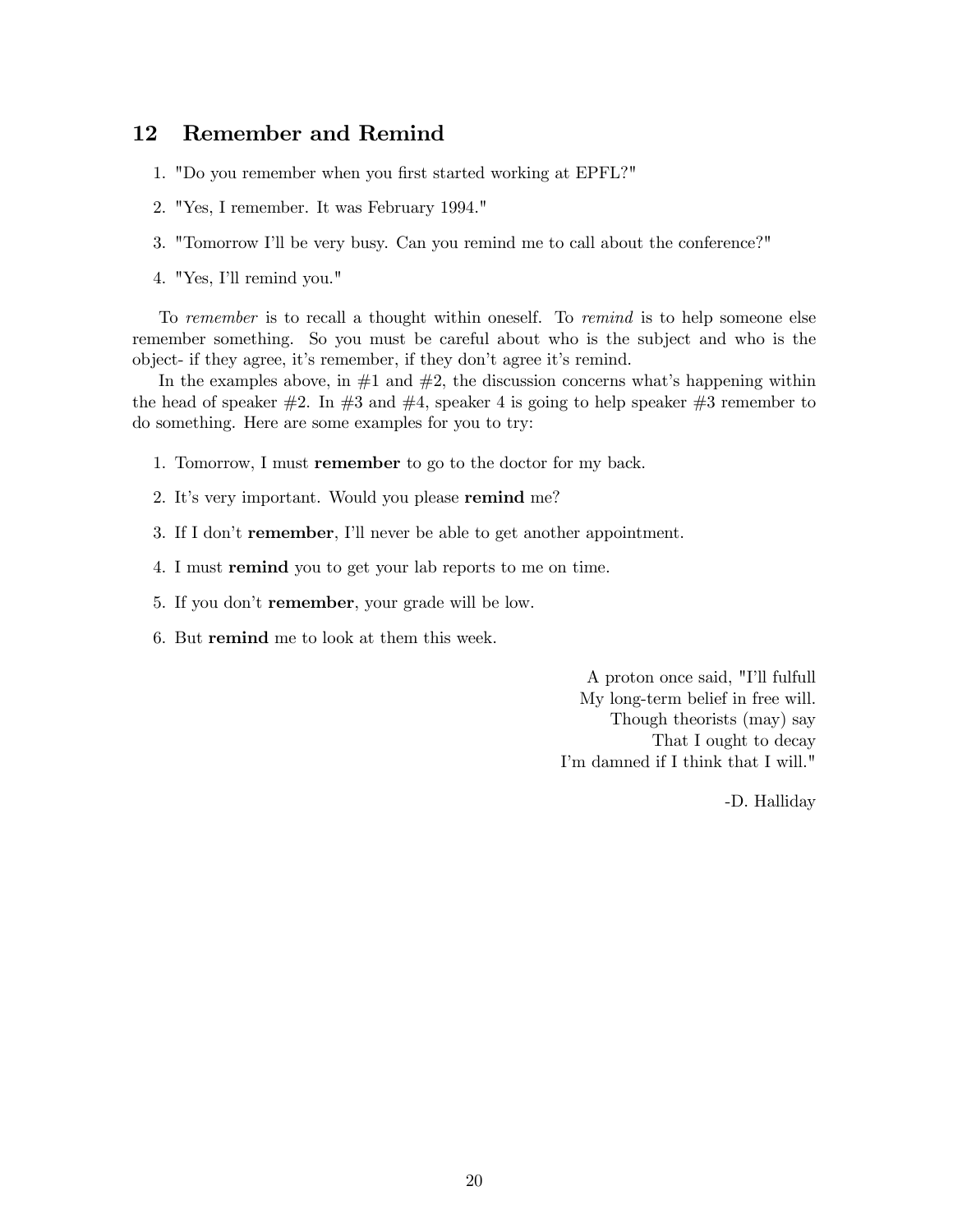## 12 Remember and Remind

1. "Do you remember when you first started working at EPFL?"
2. "Yes, I remember. It was February 1994."
3. "Tomorrow I'll be very busy. Can you remind me to call about the conference?"
4. "Yes, I'll remind you."

To *remember* is to recall a thought within oneself. To *remind* is to help someone else remember something. So you must be careful about who is the subject and who is the object- if they agree, it's remember, if they don't agree it's remind.

In the examples above, in #1 and #2, the discussion concerns what's happening within the head of speaker #2. In #3 and #4, speaker 4 is going to help speaker #3 remember to do something. Here are some examples for you to try:

1. Tomorrow, I must **remember** to go to the doctor for my back.
2. It's very important. Would you please **remind** me?
3. If I don't **remember**, I'll never be able to get another appointment.
4. I must **remind** you to get your lab reports to me on time.
5. If you don't **remember**, your grade will be low.
6. But **remind** me to look at them this week.

A proton once said, "I'll fulfull
My long-term belief in free will.
Though theorists (may) say
That I ought to decay
I'm damned if I think that I will."

-D. Halliday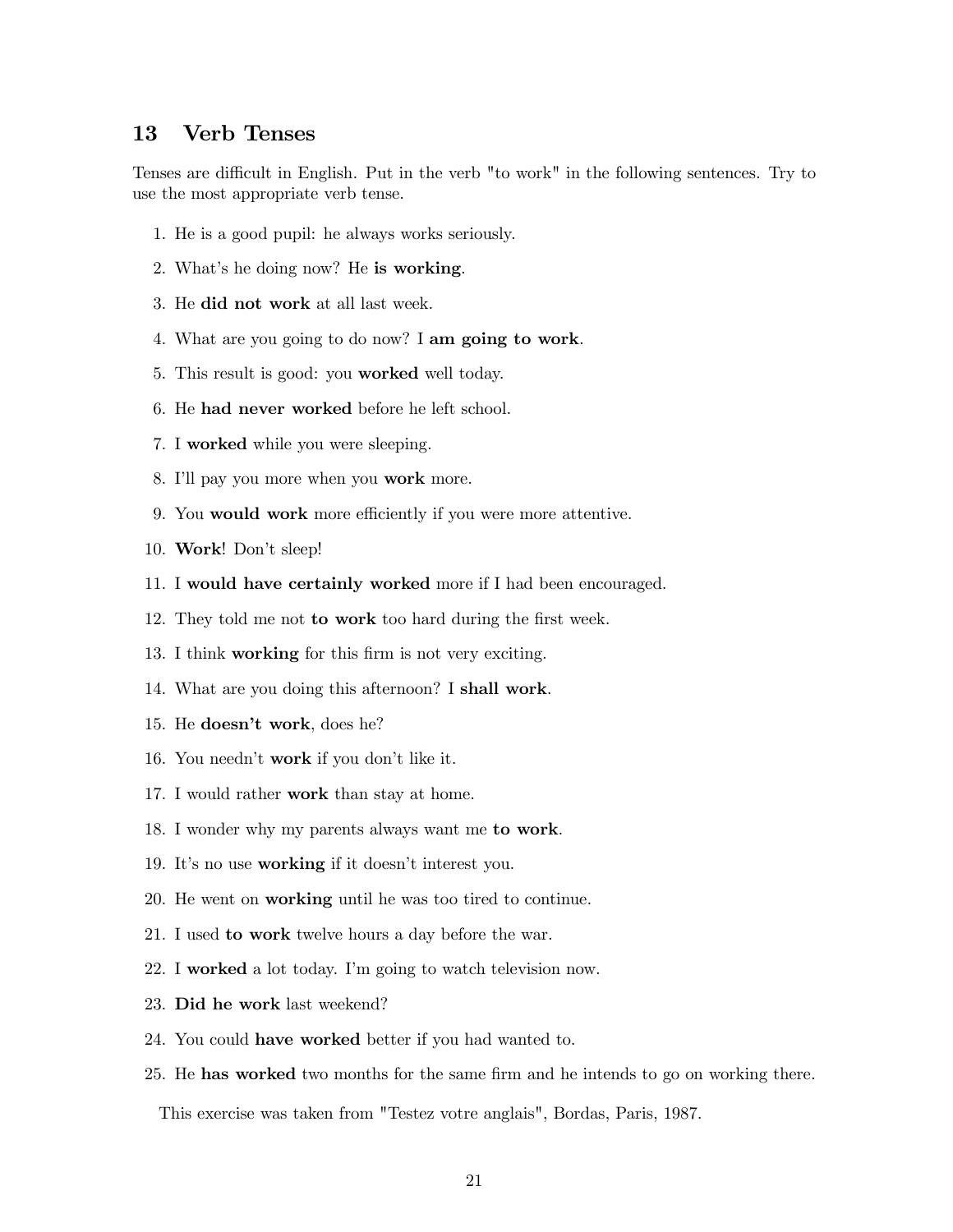## 13 Verb Tenses

Tenses are difficult in English. Put in the verb "to work" in the following sentences. Try to use the most appropriate verb tense.

1. He is a good pupil: he always works seriously.
2. What's he doing now? He **is working**.
3. He **did not work** at all last week.
4. What are you going to do now? I **am going to work**.
5. This result is good: you **worked** well today.
6. He **had never worked** before he left school.
7. I **worked** while you were sleeping.
8. I'll pay you more when you **work** more.
9. You **would work** more efficiently if you were more attentive.
10. **Work**! Don't sleep!
11. I **would have certainly worked** more if I had been encouraged.
12. They told me not **to work** too hard during the first week.
13. I think **working** for this firm is not very exciting.
14. What are you doing this afternoon? I **shall work**.
15. He **doesn't work**, does he?
16. You needn't **work** if you don't like it.
17. I would rather **work** than stay at home.
18. I wonder why my parents always want me **to work**.
19. It's no use **working** if it doesn't interest you.
20. He went on **working** until he was too tired to continue.
21. I used **to work** twelve hours a day before the war.
22. I **worked** a lot today. I'm going to watch television now.
23. **Did he work** last weekend?
24. You could **have worked** better if you had wanted to.
25. He **has worked** two months for the same firm and he intends to go on working there.

This exercise was taken from "Testez votre anglais", Bordas, Paris, 1987.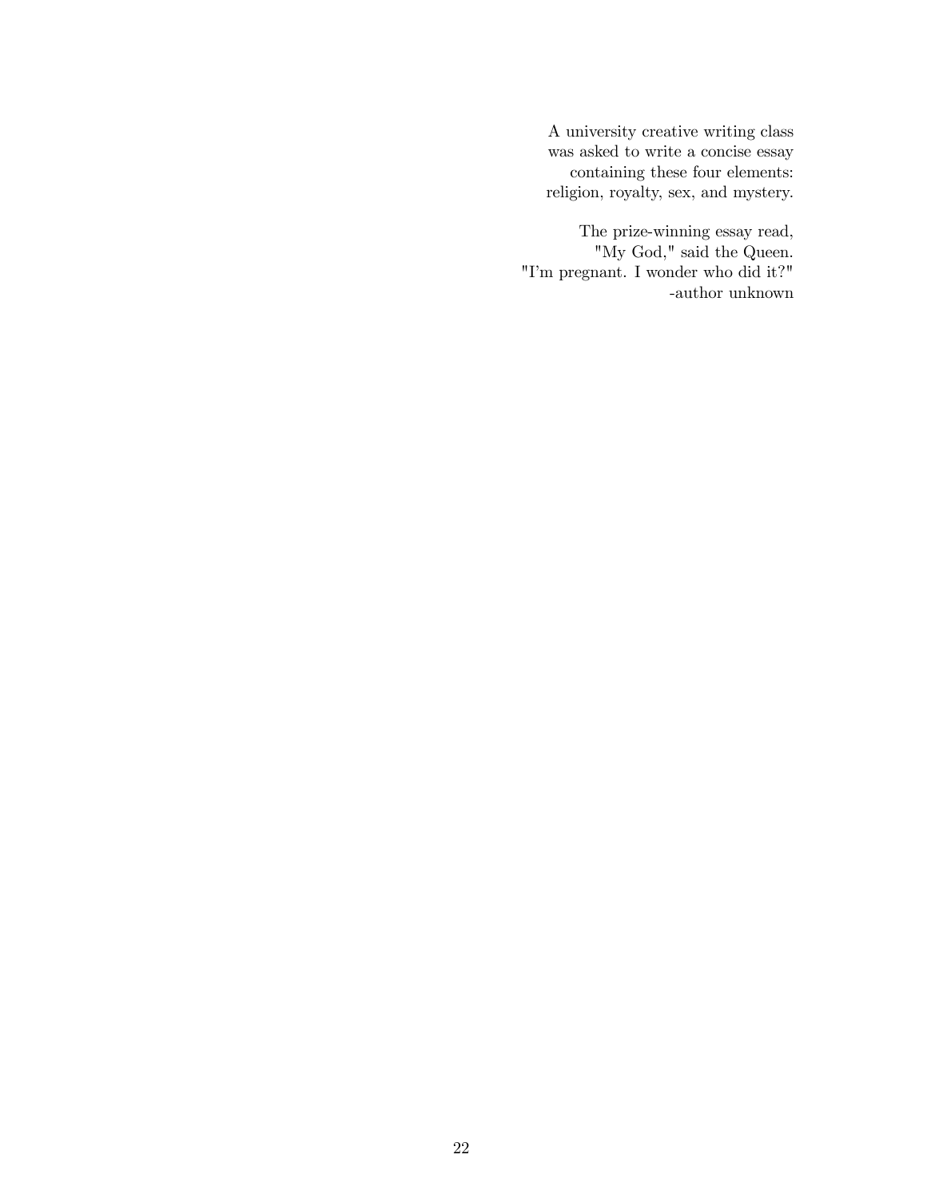A university creative writing class  
was asked to write a concise essay  
containing these four elements:  
religion, royalty, sex, and mystery.

The prize-winning essay read,  
"My God," said the Queen.  
"I'm pregnant. I wonder who did it?"  
-author unknown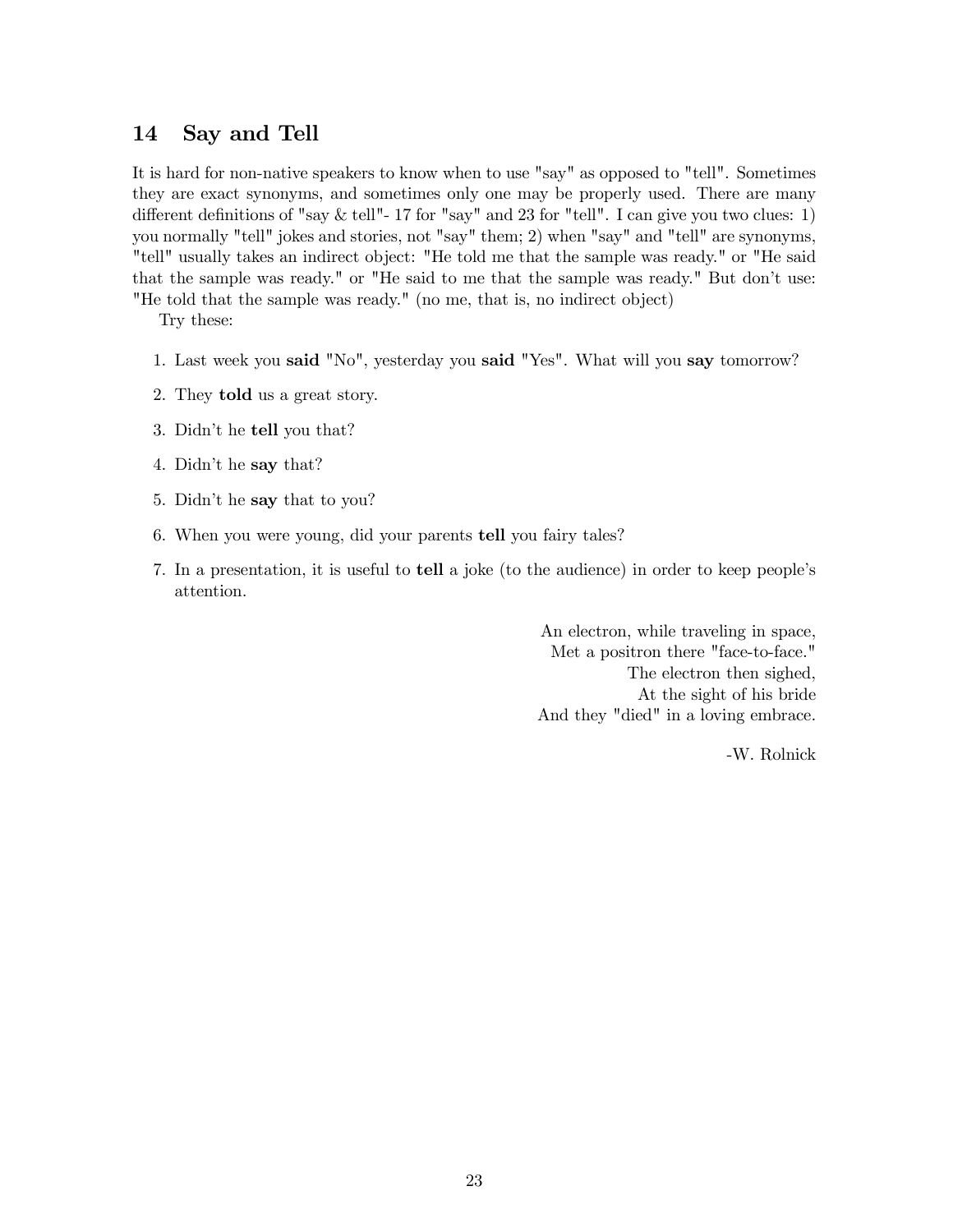## 14 Say and Tell

It is hard for non-native speakers to know when to use "say" as opposed to "tell". Sometimes they are exact synonyms, and sometimes only one may be properly used. There are many different definitions of "say & tell"- 17 for "say" and 23 for "tell". I can give you two clues: 1) you normally "tell" jokes and stories, not "say" them; 2) when "say" and "tell" are synonyms, "tell" usually takes an indirect object: "He told me that the sample was ready." or "He said that the sample was ready." or "He said to me that the sample was ready." But don't use: "He told that the sample was ready." (no me, that is, no indirect object)

Try these:

1. Last week you **said** "No", yesterday you **said** "Yes". What will you **say** tomorrow?
2. They **told** us a great story.
3. Didn't he **tell** you that?
4. Didn't he **say** that?
5. Didn't he **say** that to you?
6. When you were young, did your parents **tell** you fairy tales?
7. In a presentation, it is useful to **tell** a joke (to the audience) in order to keep people's attention.

An electron, while traveling in space,
Met a positron there "face-to-face."
The electron then sighed,
At the sight of his bride
And they "died" in a loving embrace.

-W. Rolnick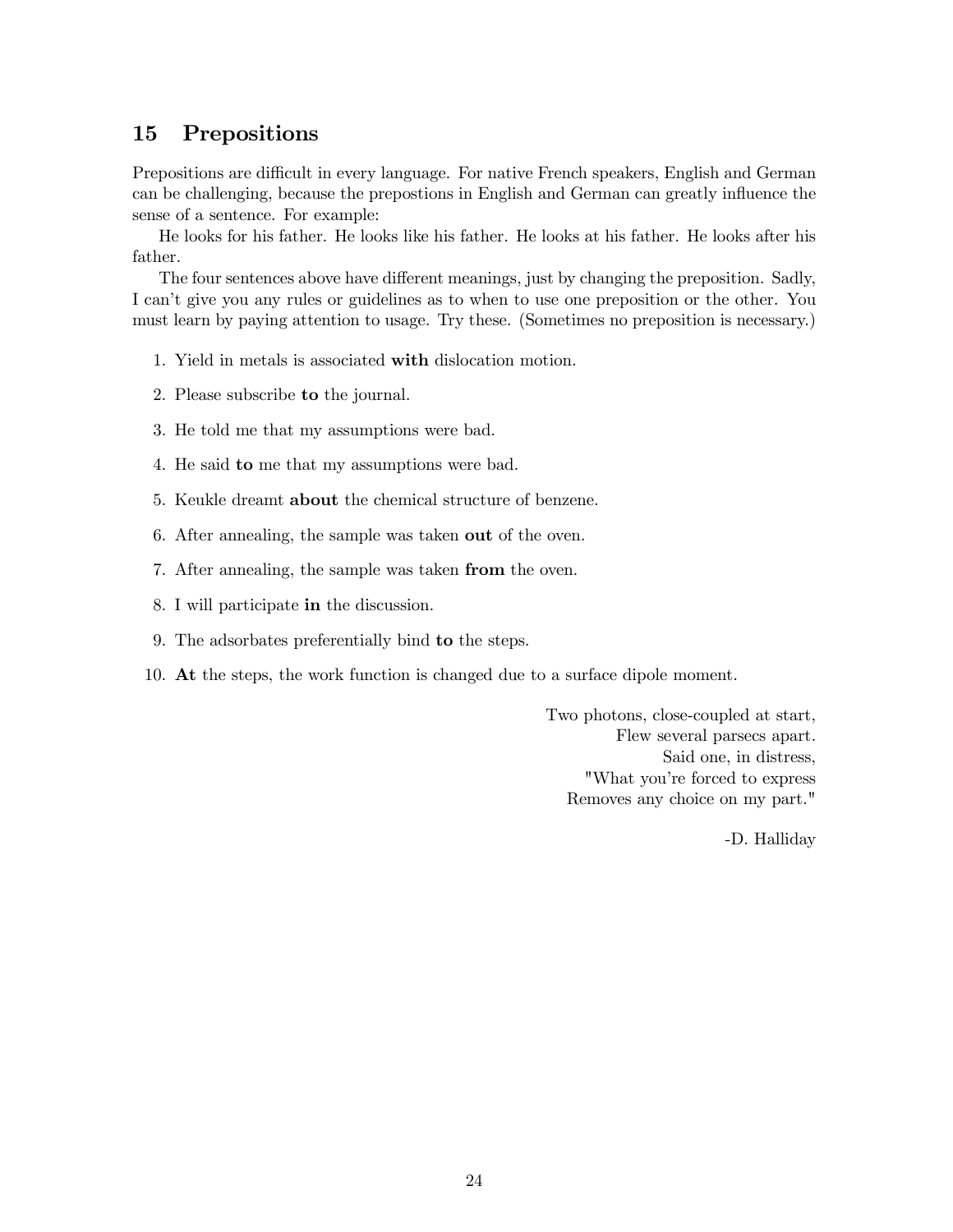## 15 Prepositions

Prepositions are difficult in every language. For native French speakers, English and German can be challenging, because the prepostions in English and German can greatly influence the sense of a sentence. For example:

He looks for his father. He looks like his father. He looks at his father. He looks after his father.

The four sentences above have different meanings, just by changing the preposition. Sadly, I can't give you any rules or guidelines as to when to use one preposition or the other. You must learn by paying attention to usage. Try these. (Sometimes no preposition is necessary.)

1. Yield in metals is associated **with** dislocation motion.
2. Please subscribe **to** the journal.
3. He told me that my assumptions were bad.
4. He said **to** me that my assumptions were bad.
5. Keukle dreamt **about** the chemical structure of benzene.
6. After annealing, the sample was taken **out** of the oven.
7. After annealing, the sample was taken **from** the oven.
8. I will participate **in** the discussion.
9. The adsorbates preferentially bind **to** the steps.
10. **At** the steps, the work function is changed due to a surface dipole moment.

Two photons, close-coupled at start,
Flew several parsecs apart.
Said one, in distress,
"What you're forced to express
Removes any choice on my part."

-D. Halliday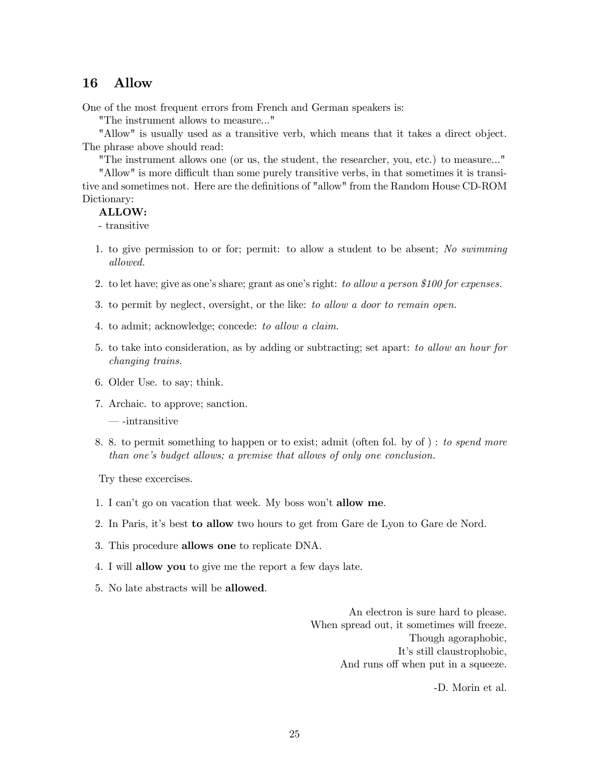## 16 Allow

One of the most frequent errors from French and German speakers is:

"The instrument allows to measure..."

"Allow" is usually used as a transitive verb, which means that it takes a direct object. The phrase above should read:

"The instrument allows one (or us, the student, the researcher, you, etc.) to measure..."

"Allow" is more difficult than some purely transitive verbs, in that sometimes it is transitive and sometimes not. Here are the definitions of "allow" from the Random House CD-ROM Dictionary:

**ALLOW:**

- transitive

1. to give permission to or for; permit: to allow a student to be absent; *No swimming allowed.*
2. to let have; give as one's share; grant as one's right: *to allow a person $100 for expenses.*
3. to permit by neglect, oversight, or the like: *to allow a door to remain open.*
4. to admit; acknowledge; concede: *to allow a claim.*
5. to take into consideration, as by adding or subtracting; set apart: *to allow an hour for changing trains.*
6. Older Use. to say; think.
7. Archaic. to approve; sanction.

   — -intransitive

8. 8. to permit something to happen or to exist; admit (often fol. by of ) : *to spend more than one's budget allows; a premise that allows of only one conclusion.*

Try these excercises.

1. I can't go on vacation that week. My boss won't **allow me**.
2. In Paris, it's best **to allow** two hours to get from Gare de Lyon to Gare de Nord.
3. This procedure **allows one** to replicate DNA.
4. I will **allow you** to give me the report a few days late.
5. No late abstracts will be **allowed**.

An electron is sure hard to please.
When spread out, it sometimes will freeze.
Though agoraphobic,
It's still claustrophobic,
And runs off when put in a squeeze.

-D. Morin et al.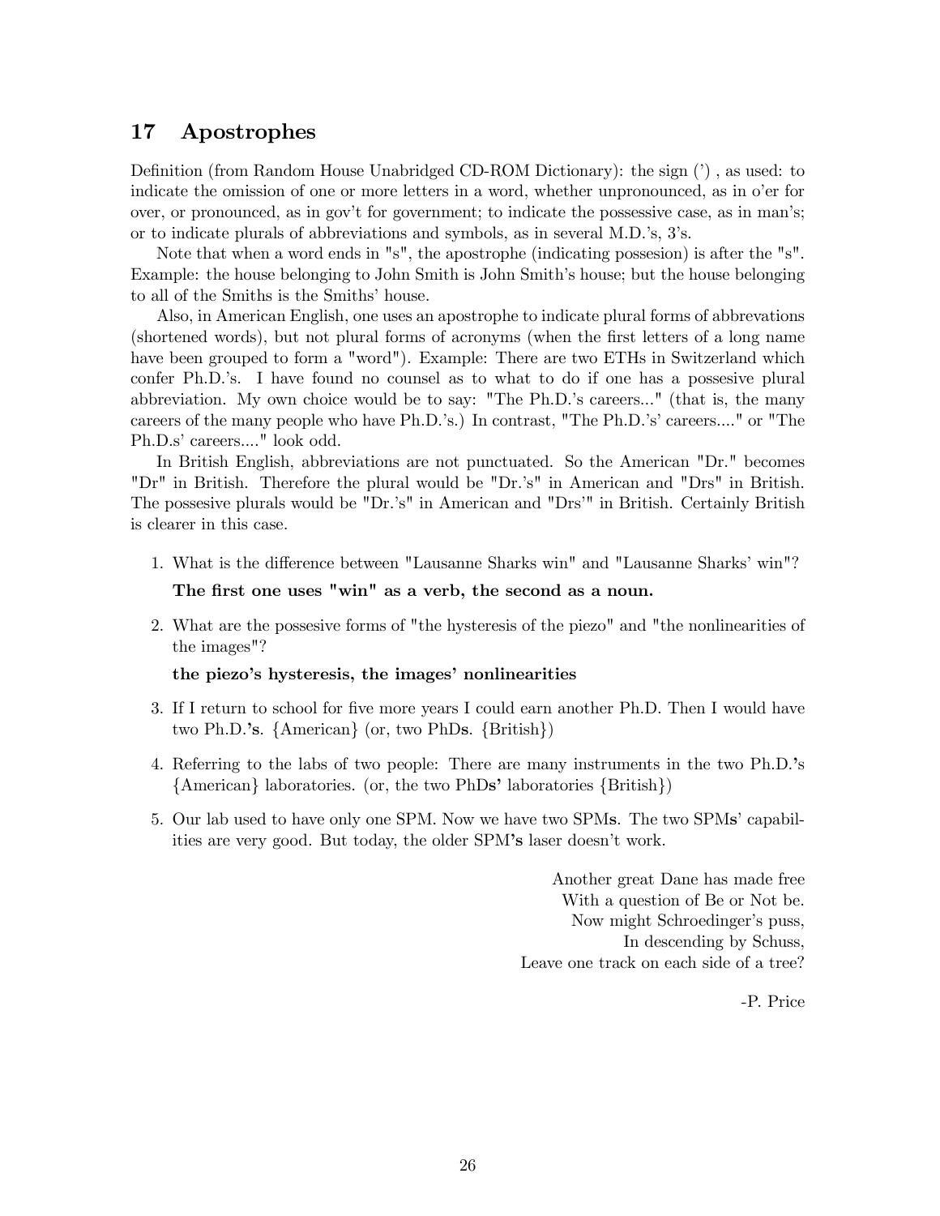## 17 Apostrophes

Definition (from Random House Unabridged CD-ROM Dictionary): the sign (') , as used: to indicate the omission of one or more letters in a word, whether unpronounced, as in o'er for over, or pronounced, as in gov't for government; to indicate the possessive case, as in man's; or to indicate plurals of abbreviations and symbols, as in several M.D.'s, 3's.

Note that when a word ends in "s", the apostrophe (indicating possesion) is after the "s". Example: the house belonging to John Smith is John Smith's house; but the house belonging to all of the Smiths is the Smiths' house.

Also, in American English, one uses an apostrophe to indicate plural forms of abbrevations (shortened words), but not plural forms of acronyms (when the first letters of a long name have been grouped to form a "word"). Example: There are two ETHs in Switzerland which confer Ph.D.'s. I have found no counsel as to what to do if one has a possesive plural abbreviation. My own choice would be to say: "The Ph.D.'s careers..." (that is, the many careers of the many people who have Ph.D.'s.) In contrast, "The Ph.D.'s' careers...." or "The Ph.D.s' careers...." look odd.

In British English, abbreviations are not punctuated. So the American "Dr." becomes "Dr" in British. Therefore the plural would be "Dr.'s" in American and "Drs" in British. The possesive plurals would be "Dr.'s" in American and "Drs'" in British. Certainly British is clearer in this case.

1. What is the difference between "Lausanne Sharks win" and "Lausanne Sharks' win"?

   **The first one uses "win" as a verb, the second as a noun.**

2. What are the possesive forms of "the hysteresis of the piezo" and "the nonlinearities of the images"?

   **the piezo's hysteresis, the images' nonlinearities**

3. If I return to school for five more years I could earn another Ph.D. Then I would have two Ph.D.**'s**. {American} (or, two PhD**s**. {British})

4. Referring to the labs of two people: There are many instruments in the two Ph.D.**'**s {American} laboratories. (or, the two PhD**s'** laboratories {British})

5. Our lab used to have only one SPM. Now we have two SPM**s**. The two SPM**s**' capabilities are very good. But today, the older SPM**'s** laser doesn't work.

> Another great Dane has made free
> With a question of Be or Not be.
> Now might Schroedinger's puss,
> In descending by Schuss,
> Leave one track on each side of a tree?
>
> -P. Price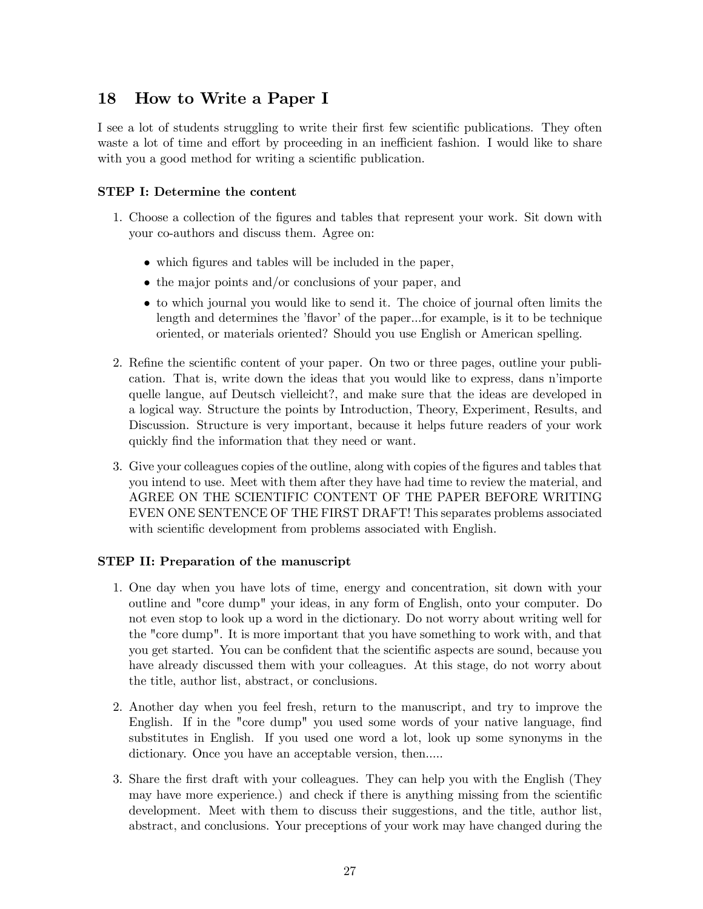## 18 How to Write a Paper I

I see a lot of students struggling to write their first few scientific publications. They often waste a lot of time and effort by proceeding in an inefficient fashion. I would like to share with you a good method for writing a scientific publication.

**STEP I: Determine the content**

1. Choose a collection of the figures and tables that represent your work. Sit down with your co-authors and discuss them. Agree on:

    - which figures and tables will be included in the paper,
    - the major points and/or conclusions of your paper, and
    - to which journal you would like to send it. The choice of journal often limits the length and determines the 'flavor' of the paper...for example, is it to be technique oriented, or materials oriented? Should you use English or American spelling.

2. Refine the scientific content of your paper. On two or three pages, outline your publication. That is, write down the ideas that you would like to express, dans n'importe quelle langue, auf Deutsch vielleicht?, and make sure that the ideas are developed in a logical way. Structure the points by Introduction, Theory, Experiment, Results, and Discussion. Structure is very important, because it helps future readers of your work quickly find the information that they need or want.

3. Give your colleagues copies of the outline, along with copies of the figures and tables that you intend to use. Meet with them after they have had time to review the material, and AGREE ON THE SCIENTIFIC CONTENT OF THE PAPER BEFORE WRITING EVEN ONE SENTENCE OF THE FIRST DRAFT! This separates problems associated with scientific development from problems associated with English.

**STEP II: Preparation of the manuscript**

1. One day when you have lots of time, energy and concentration, sit down with your outline and "core dump" your ideas, in any form of English, onto your computer. Do not even stop to look up a word in the dictionary. Do not worry about writing well for the "core dump". It is more important that you have something to work with, and that you get started. You can be confident that the scientific aspects are sound, because you have already discussed them with your colleagues. At this stage, do not worry about the title, author list, abstract, or conclusions.

2. Another day when you feel fresh, return to the manuscript, and try to improve the English. If in the "core dump" you used some words of your native language, find substitutes in English. If you used one word a lot, look up some synonyms in the dictionary. Once you have an acceptable version, then.....

3. Share the first draft with your colleagues. They can help you with the English (They may have more experience.) and check if there is anything missing from the scientific development. Meet with them to discuss their suggestions, and the title, author list, abstract, and conclusions. Your preceptions of your work may have changed during the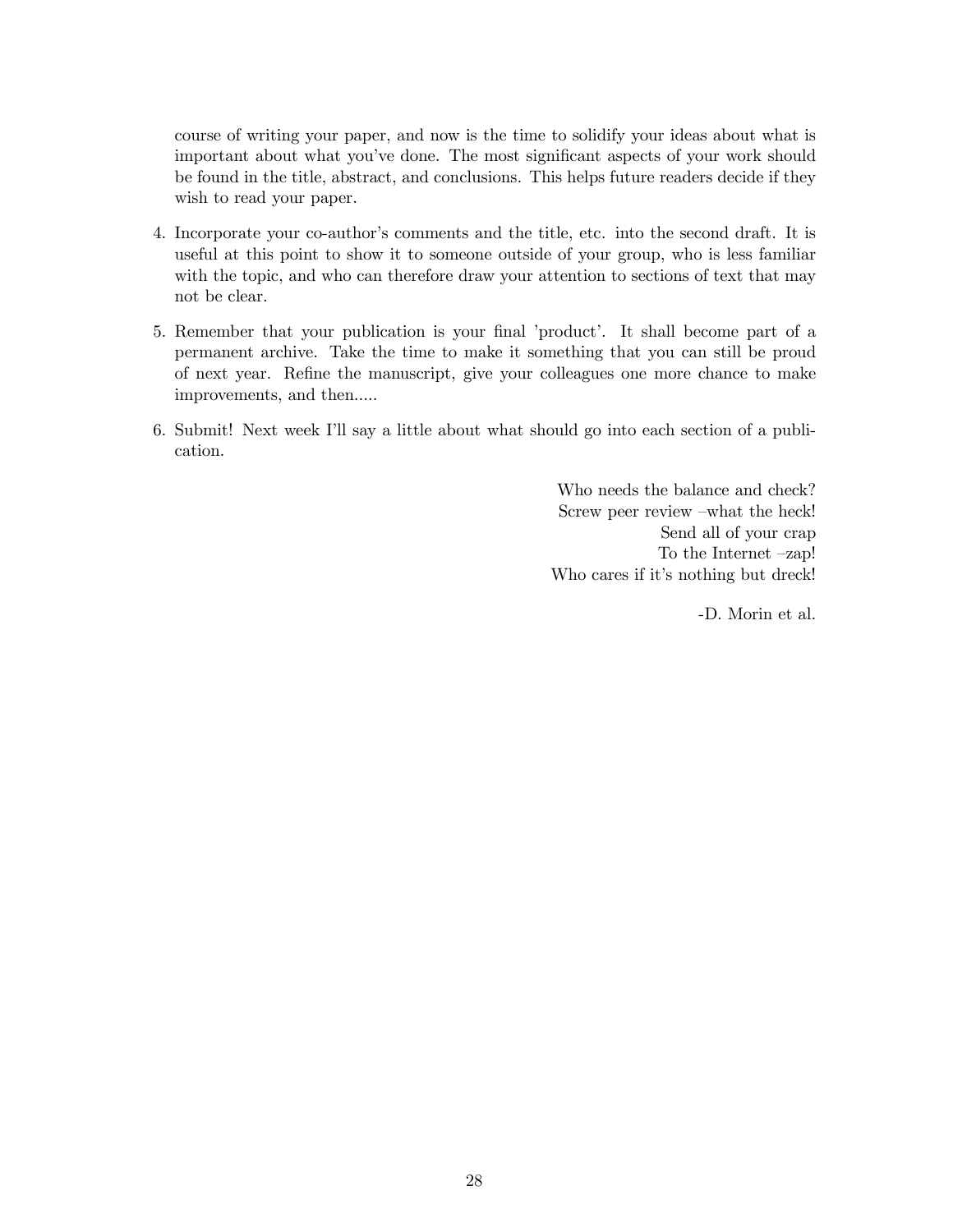course of writing your paper, and now is the time to solidify your ideas about what is important about what you've done. The most significant aspects of your work should be found in the title, abstract, and conclusions. This helps future readers decide if they wish to read your paper.

4. Incorporate your co-author's comments and the title, etc. into the second draft. It is useful at this point to show it to someone outside of your group, who is less familiar with the topic, and who can therefore draw your attention to sections of text that may not be clear.

5. Remember that your publication is your final 'product'. It shall become part of a permanent archive. Take the time to make it something that you can still be proud of next year. Refine the manuscript, give your colleagues one more chance to make improvements, and then.....

6. Submit! Next week I'll say a little about what should go into each section of a publication.

> Who needs the balance and check?
> Screw peer review –what the heck!
> Send all of your crap
> To the Internet –zap!
> Who cares if it's nothing but dreck!
>
> -D. Morin et al.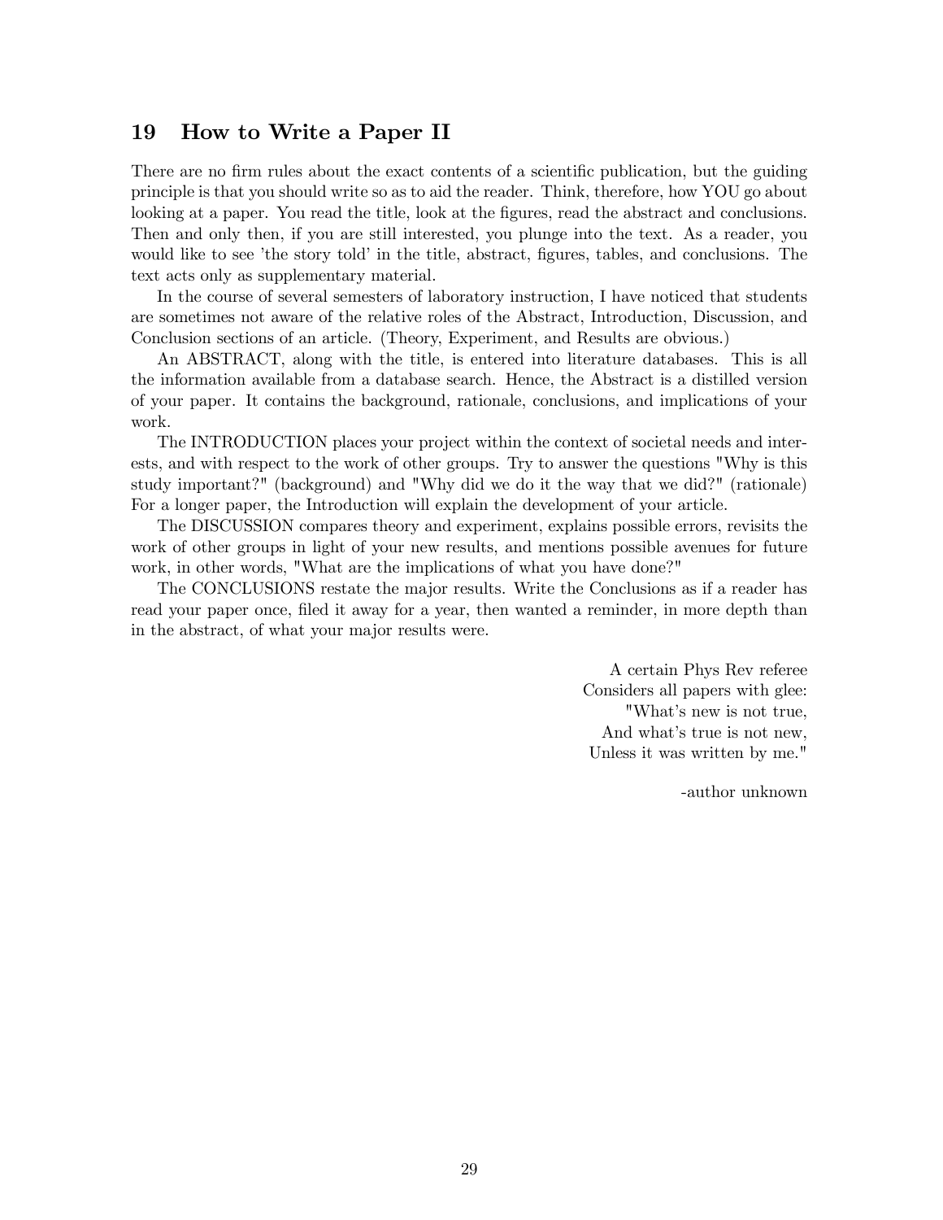## 19 How to Write a Paper II

There are no firm rules about the exact contents of a scientific publication, but the guiding principle is that you should write so as to aid the reader. Think, therefore, how YOU go about looking at a paper. You read the title, look at the figures, read the abstract and conclusions. Then and only then, if you are still interested, you plunge into the text. As a reader, you would like to see 'the story told' in the title, abstract, figures, tables, and conclusions. The text acts only as supplementary material.

In the course of several semesters of laboratory instruction, I have noticed that students are sometimes not aware of the relative roles of the Abstract, Introduction, Discussion, and Conclusion sections of an article. (Theory, Experiment, and Results are obvious.)

An ABSTRACT, along with the title, is entered into literature databases. This is all the information available from a database search. Hence, the Abstract is a distilled version of your paper. It contains the background, rationale, conclusions, and implications of your work.

The INTRODUCTION places your project within the context of societal needs and interests, and with respect to the work of other groups. Try to answer the questions "Why is this study important?" (background) and "Why did we do it the way that we did?" (rationale) For a longer paper, the Introduction will explain the development of your article.

The DISCUSSION compares theory and experiment, explains possible errors, revisits the work of other groups in light of your new results, and mentions possible avenues for future work, in other words, "What are the implications of what you have done?"

The CONCLUSIONS restate the major results. Write the Conclusions as if a reader has read your paper once, filed it away for a year, then wanted a reminder, in more depth than in the abstract, of what your major results were.

A certain Phys Rev referee
Considers all papers with glee:
"What's new is not true,
And what's true is not new,
Unless it was written by me."

-author unknown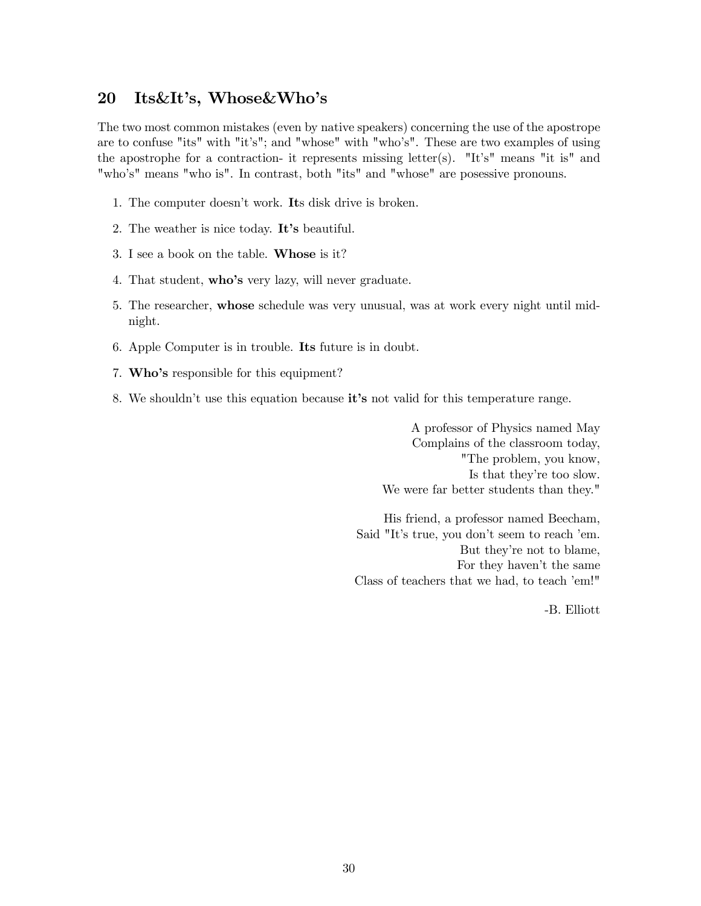## 20 Its&It's, Whose&Who's

The two most common mistakes (even by native speakers) concerning the use of the apostrope are to confuse "its" with "it's"; and "whose" with "who's". These are two examples of using the apostrophe for a contraction- it represents missing letter(s). "It's" means "it is" and "who's" means "who is". In contrast, both "its" and "whose" are posessive pronouns.

1. The computer doesn't work. **It**s disk drive is broken.
2. The weather is nice today. **It's** beautiful.
3. I see a book on the table. **Whose** is it?
4. That student, **who's** very lazy, will never graduate.
5. The researcher, **whose** schedule was very unusual, was at work every night until midnight.
6. Apple Computer is in trouble. **Its** future is in doubt.
7. **Who's** responsible for this equipment?
8. We shouldn't use this equation because **it's** not valid for this temperature range.

A professor of Physics named May  
Complains of the classroom today,  
"The problem, you know,  
Is that they're too slow.  
We were far better students than they."

His friend, a professor named Beecham,  
Said "It's true, you don't seem to reach 'em.  
But they're not to blame,  
For they haven't the same  
Class of teachers that we had, to teach 'em!"

-B. Elliott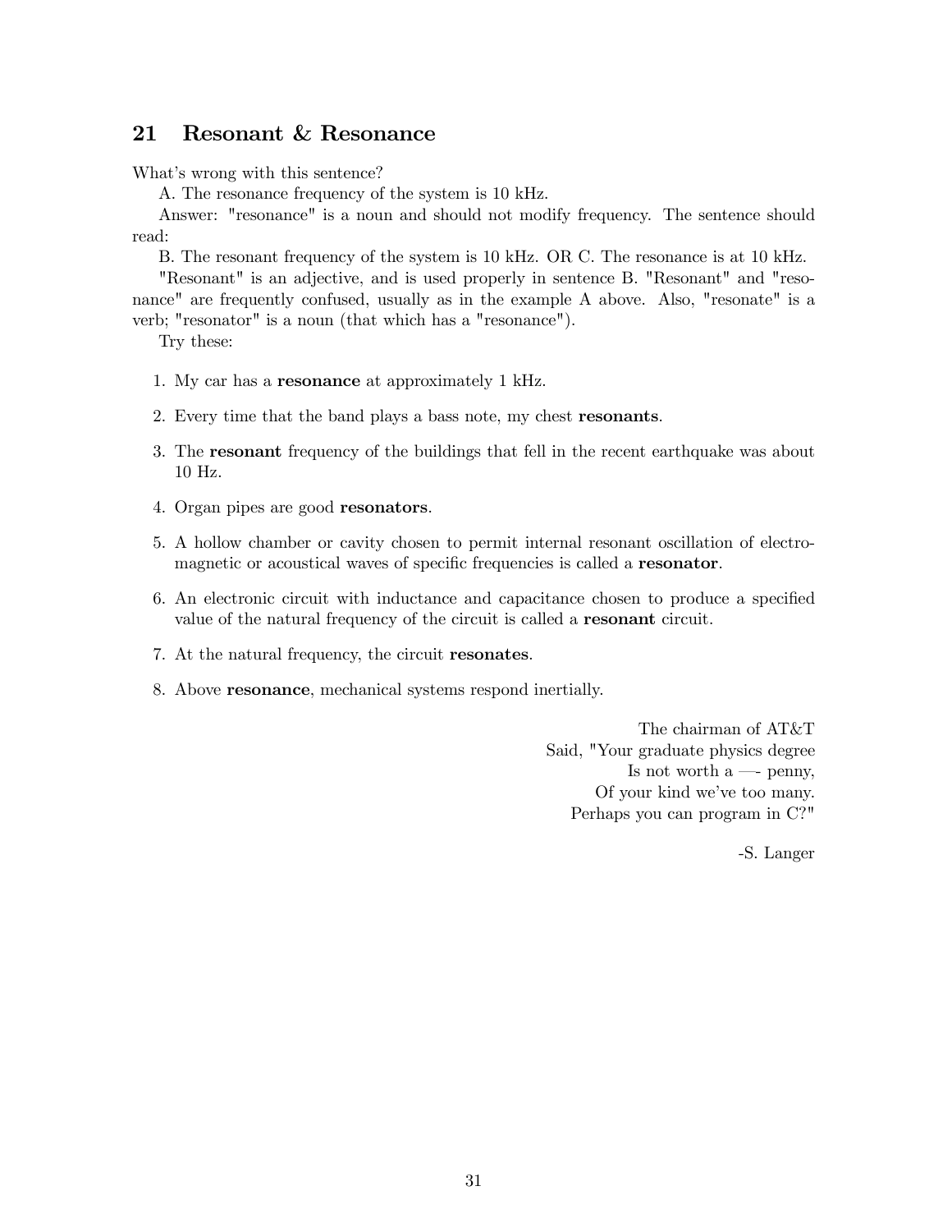## 21 Resonant & Resonance

What's wrong with this sentence?

A. The resonance frequency of the system is 10 kHz.

Answer: "resonance" is a noun and should not modify frequency. The sentence should read:

B. The resonant frequency of the system is 10 kHz. OR C. The resonance is at 10 kHz.

"Resonant" is an adjective, and is used properly in sentence B. "Resonant" and "resonance" are frequently confused, usually as in the example A above. Also, "resonate" is a verb; "resonator" is a noun (that which has a "resonance").

Try these:

1. My car has a **resonance** at approximately 1 kHz.
2. Every time that the band plays a bass note, my chest **resonants**.
3. The **resonant** frequency of the buildings that fell in the recent earthquake was about 10 Hz.
4. Organ pipes are good **resonators**.
5. A hollow chamber or cavity chosen to permit internal resonant oscillation of electromagnetic or acoustical waves of specific frequencies is called a **resonator**.
6. An electronic circuit with inductance and capacitance chosen to produce a specified value of the natural frequency of the circuit is called a **resonant** circuit.
7. At the natural frequency, the circuit **resonates**.
8. Above **resonance**, mechanical systems respond inertially.

The chairman of AT&T
Said, "Your graduate physics degree
Is not worth a —- penny,
Of your kind we've too many.
Perhaps you can program in C?"

-S. Langer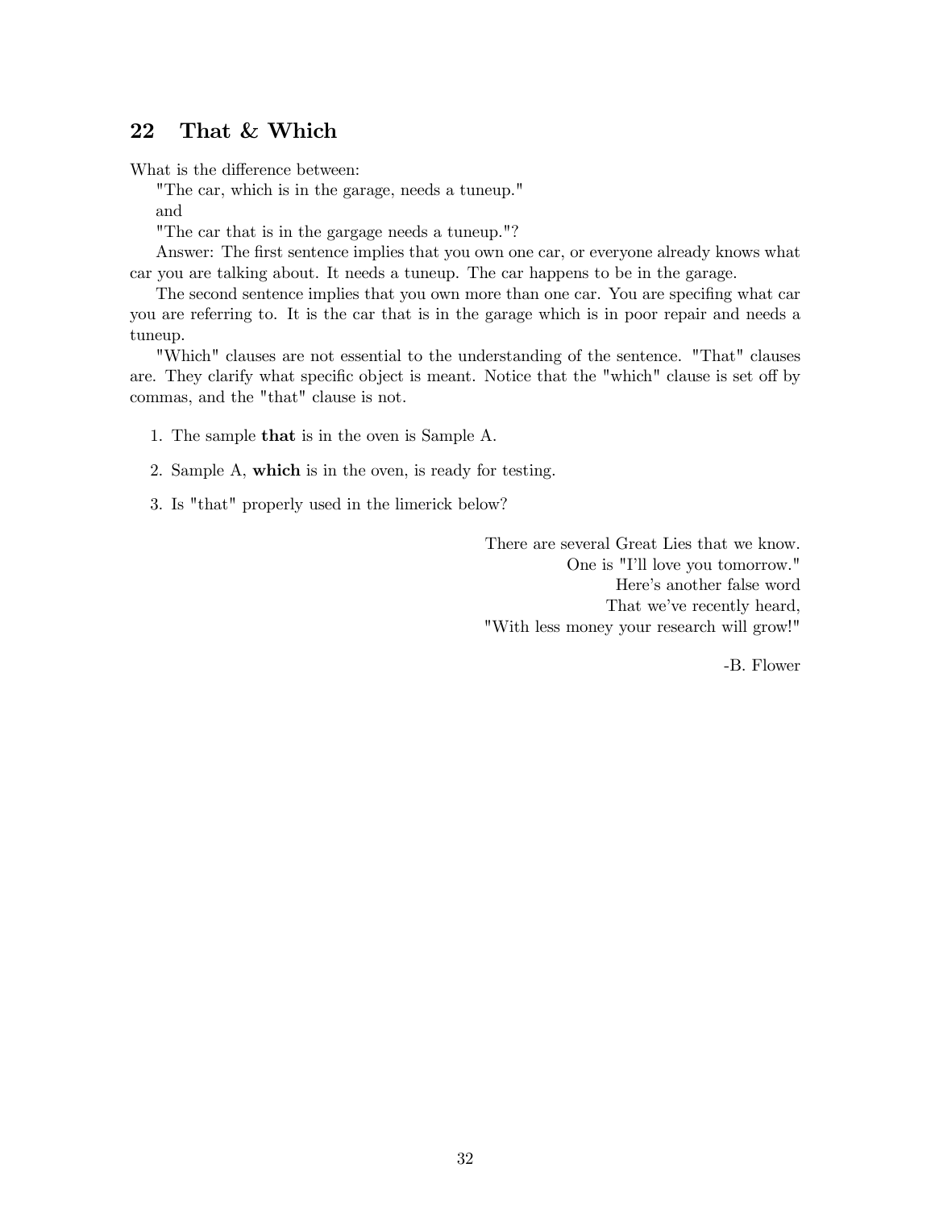## 22 That & Which

What is the difference between:

"The car, which is in the garage, needs a tuneup."

and

"The car that is in the gargage needs a tuneup."?

Answer: The first sentence implies that you own one car, or everyone already knows what car you are talking about. It needs a tuneup. The car happens to be in the garage.

The second sentence implies that you own more than one car. You are specifing what car you are referring to. It is the car that is in the garage which is in poor repair and needs a tuneup.

"Which" clauses are not essential to the understanding of the sentence. "That" clauses are. They clarify what specific object is meant. Notice that the "which" clause is set off by commas, and the "that" clause is not.

1. The sample **that** is in the oven is Sample A.

2. Sample A, **which** is in the oven, is ready for testing.

3. Is "that" properly used in the limerick below?

There are several Great Lies that we know.
One is "I'll love you tomorrow."
Here's another false word
That we've recently heard,
"With less money your research will grow!"

-B. Flower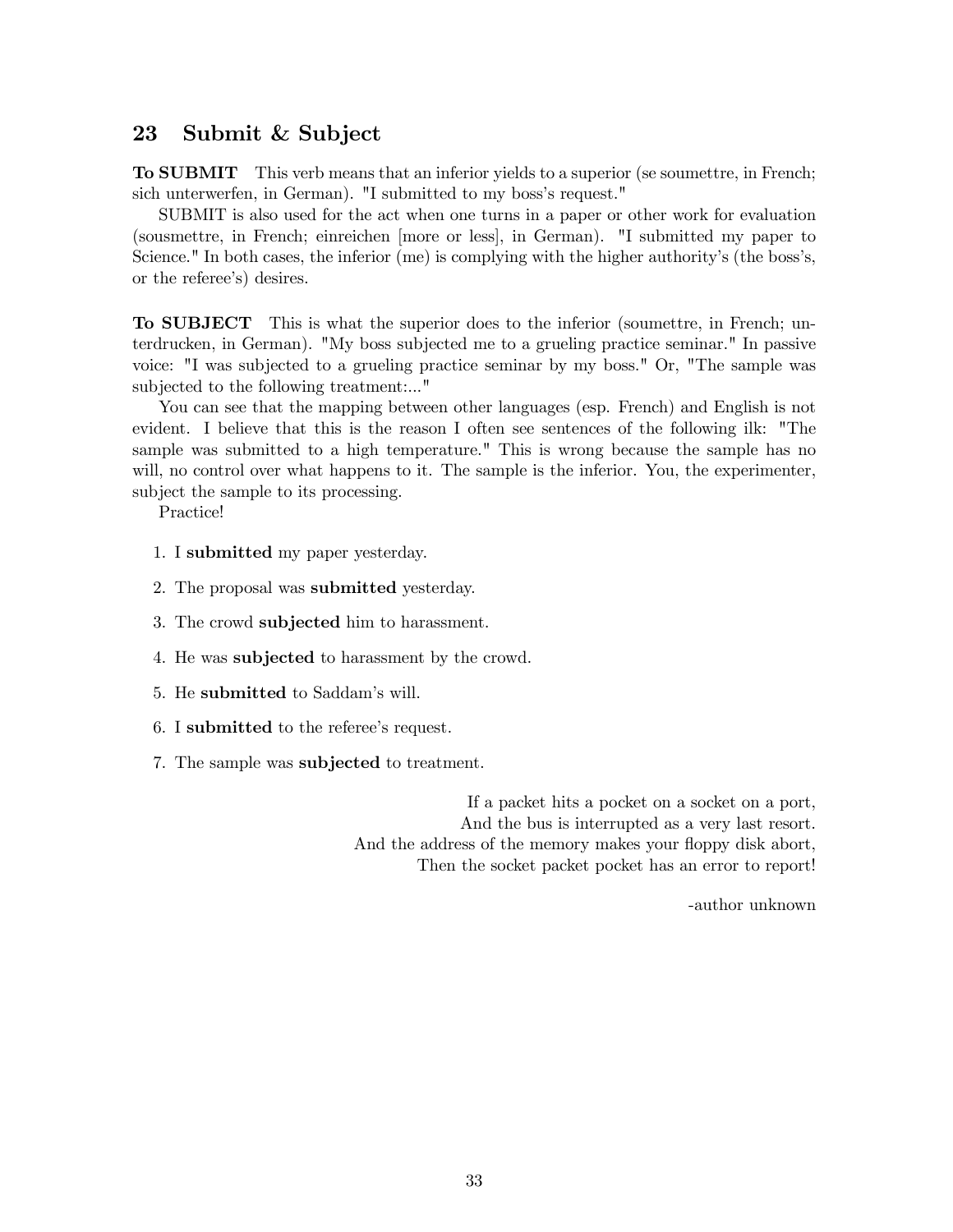## 23 Submit & Subject

**To SUBMIT** This verb means that an inferior yields to a superior (se soumettre, in French; sich unterwerfen, in German). "I submitted to my boss's request."

SUBMIT is also used for the act when one turns in a paper or other work for evaluation (sousmettre, in French; einreichen [more or less], in German). "I submitted my paper to Science." In both cases, the inferior (me) is complying with the higher authority's (the boss's, or the referee's) desires.

**To SUBJECT** This is what the superior does to the inferior (soumettre, in French; unterdrucken, in German). "My boss subjected me to a grueling practice seminar." In passive voice: "I was subjected to a grueling practice seminar by my boss." Or, "The sample was subjected to the following treatment:..."

You can see that the mapping between other languages (esp. French) and English is not evident. I believe that this is the reason I often see sentences of the following ilk: "The sample was submitted to a high temperature." This is wrong because the sample has no will, no control over what happens to it. The sample is the inferior. You, the experimenter, subject the sample to its processing.

Practice!

1. I **submitted** my paper yesterday.
2. The proposal was **submitted** yesterday.
3. The crowd **subjected** him to harassment.
4. He was **subjected** to harassment by the crowd.
5. He **submitted** to Saddam's will.
6. I **submitted** to the referee's request.
7. The sample was **subjected** to treatment.

> If a packet hits a pocket on a socket on a port,
> And the bus is interrupted as a very last resort.
> And the address of the memory makes your floppy disk abort,
> Then the socket packet pocket has an error to report!
>
> -author unknown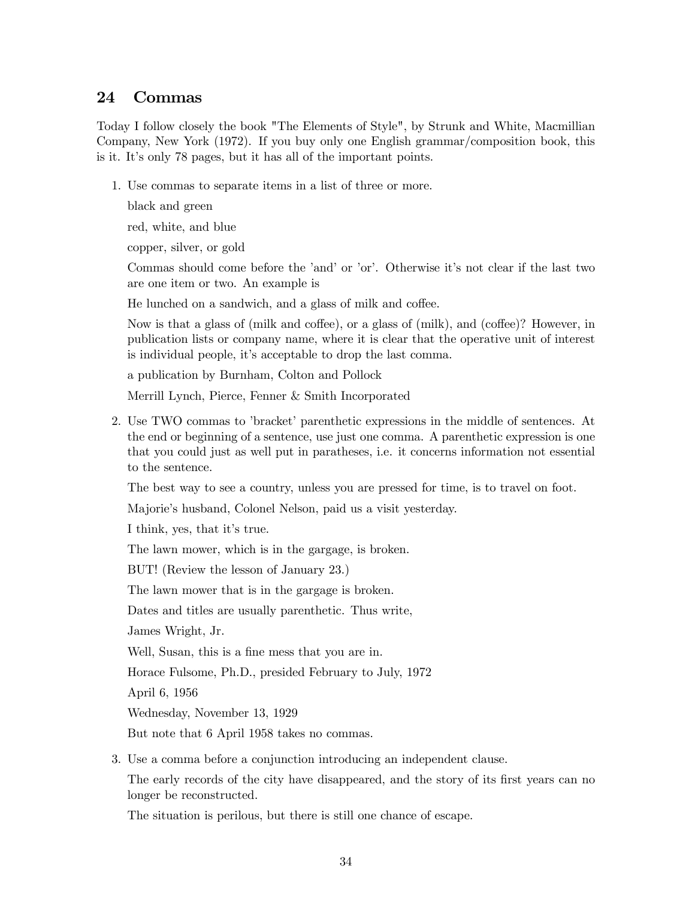## 24 Commas

Today I follow closely the book "The Elements of Style", by Strunk and White, Macmillian Company, New York (1972). If you buy only one English grammar/composition book, this is it. It's only 78 pages, but it has all of the important points.

1. Use commas to separate items in a list of three or more.

   black and green

   red, white, and blue

   copper, silver, or gold

   Commas should come before the 'and' or 'or'. Otherwise it's not clear if the last two are one item or two. An example is

   He lunched on a sandwich, and a glass of milk and coffee.

   Now is that a glass of (milk and coffee), or a glass of (milk), and (coffee)? However, in publication lists or company name, where it is clear that the operative unit of interest is individual people, it's acceptable to drop the last comma.

   a publication by Burnham, Colton and Pollock

   Merrill Lynch, Pierce, Fenner & Smith Incorporated

2. Use TWO commas to 'bracket' parenthetic expressions in the middle of sentences. At the end or beginning of a sentence, use just one comma. A parenthetic expression is one that you could just as well put in paratheses, i.e. it concerns information not essential to the sentence.

   The best way to see a country, unless you are pressed for time, is to travel on foot.

   Majorie's husband, Colonel Nelson, paid us a visit yesterday.

   I think, yes, that it's true.

   The lawn mower, which is in the gargage, is broken.

   BUT! (Review the lesson of January 23.)

   The lawn mower that is in the gargage is broken.

   Dates and titles are usually parenthetic. Thus write,

   James Wright, Jr.

   Well, Susan, this is a fine mess that you are in.

   Horace Fulsome, Ph.D., presided February to July, 1972

   April 6, 1956

   Wednesday, November 13, 1929

   But note that 6 April 1958 takes no commas.

3. Use a comma before a conjunction introducing an independent clause.

   The early records of the city have disappeared, and the story of its first years can no longer be reconstructed.

   The situation is perilous, but there is still one chance of escape.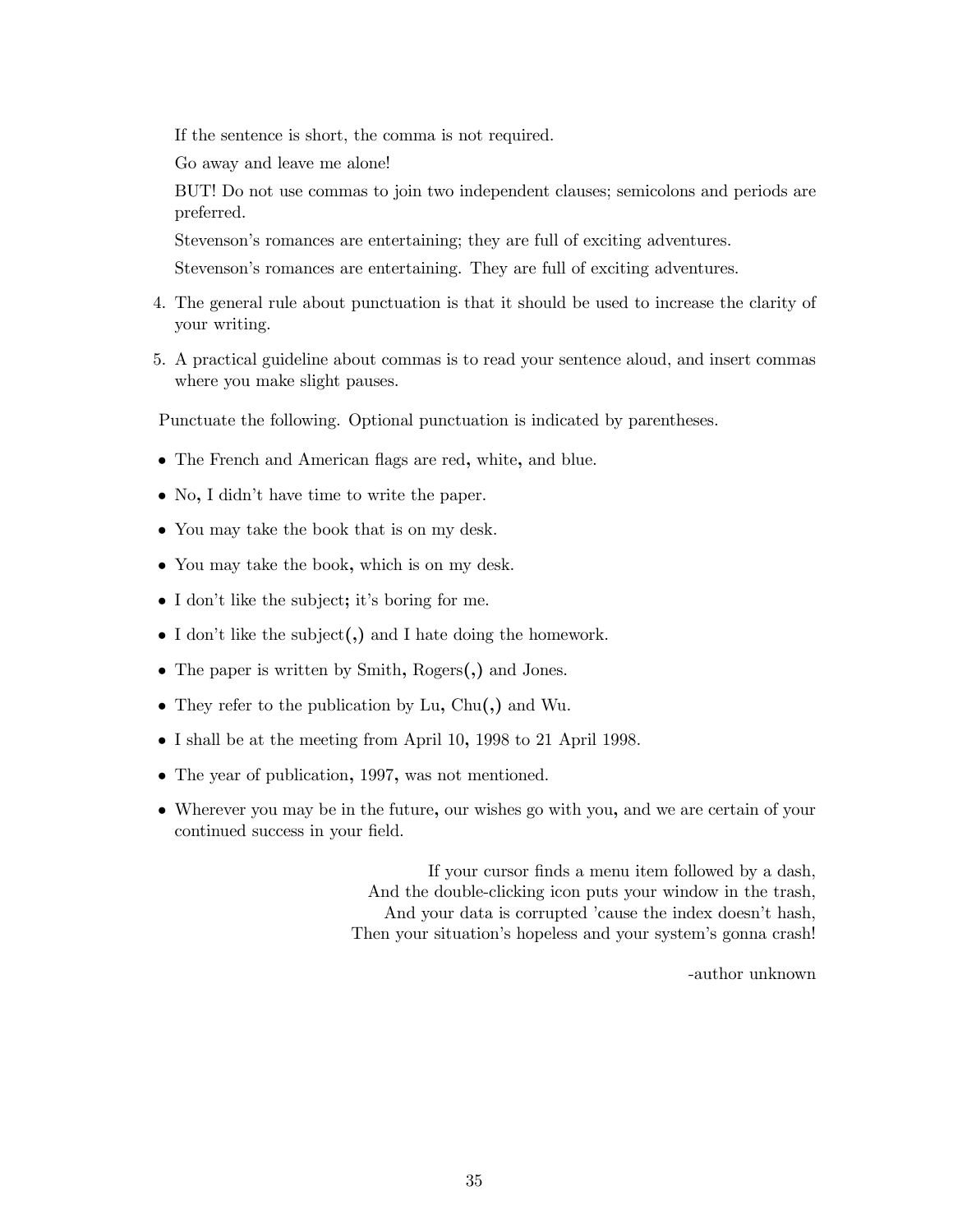If the sentence is short, the comma is not required.

Go away and leave me alone!

BUT! Do not use commas to join two independent clauses; semicolons and periods are preferred.

Stevenson's romances are entertaining; they are full of exciting adventures.

Stevenson's romances are entertaining. They are full of exciting adventures.

4. The general rule about punctuation is that it should be used to increase the clarity of your writing.

5. A practical guideline about commas is to read your sentence aloud, and insert commas where you make slight pauses.

Punctuate the following. Optional punctuation is indicated by parentheses.

- The French and American flags are red**,** white**,** and blue.
- No**,** I didn't have time to write the paper.
- You may take the book that is on my desk.
- You may take the book**,** which is on my desk.
- I don't like the subject**;** it's boring for me.
- I don't like the subject**(,)** and I hate doing the homework.
- The paper is written by Smith**,** Rogers**(,)** and Jones.
- They refer to the publication by Lu**,** Chu**(,)** and Wu.
- I shall be at the meeting from April 10**,** 1998 to 21 April 1998.
- The year of publication**,** 1997**,** was not mentioned.
- Wherever you may be in the future**,** our wishes go with you**,** and we are certain of your continued success in your field.

> If your cursor finds a menu item followed by a dash,
> And the double-clicking icon puts your window in the trash,
> And your data is corrupted 'cause the index doesn't hash,
> Then your situation's hopeless and your system's gonna crash!
>
> -author unknown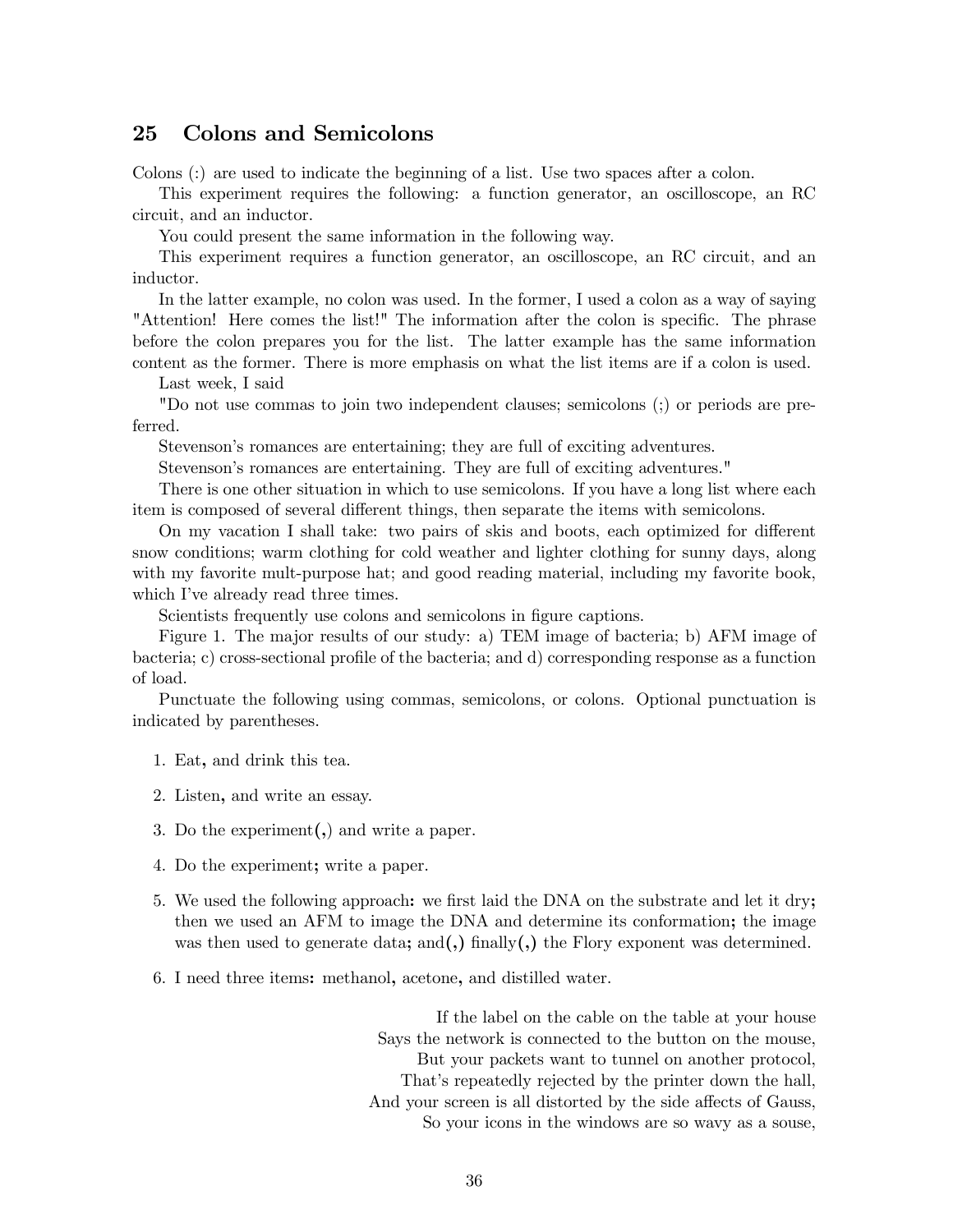## 25 Colons and Semicolons

Colons (:) are used to indicate the beginning of a list. Use two spaces after a colon.

This experiment requires the following: a function generator, an oscilloscope, an RC circuit, and an inductor.

You could present the same information in the following way.

This experiment requires a function generator, an oscilloscope, an RC circuit, and an inductor.

In the latter example, no colon was used. In the former, I used a colon as a way of saying "Attention! Here comes the list!" The information after the colon is specific. The phrase before the colon prepares you for the list. The latter example has the same information content as the former. There is more emphasis on what the list items are if a colon is used.

Last week, I said

"Do not use commas to join two independent clauses; semicolons (;) or periods are preferred.

Stevenson's romances are entertaining; they are full of exciting adventures.

Stevenson's romances are entertaining. They are full of exciting adventures."

There is one other situation in which to use semicolons. If you have a long list where each item is composed of several different things, then separate the items with semicolons.

On my vacation I shall take: two pairs of skis and boots, each optimized for different snow conditions; warm clothing for cold weather and lighter clothing for sunny days, along with my favorite mult-purpose hat; and good reading material, including my favorite book, which I've already read three times.

Scientists frequently use colons and semicolons in figure captions.

Figure 1. The major results of our study: a) TEM image of bacteria; b) AFM image of bacteria; c) cross-sectional profile of the bacteria; and d) corresponding response as a function of load.

Punctuate the following using commas, semicolons, or colons. Optional punctuation is indicated by parentheses.

1. Eat**,** and drink this tea.
2. Listen**,** and write an essay.
3. Do the experiment**(,)** and write a paper.
4. Do the experiment**;** write a paper.
5. We used the following approach**:** we first laid the DNA on the substrate and let it dry**;** then we used an AFM to image the DNA and determine its conformation**;** the image was then used to generate data**;** and**(,)** finally**(,)** the Flory exponent was determined.
6. I need three items**:** methanol**,** acetone**,** and distilled water.

> If the label on the cable on the table at your house
> Says the network is connected to the button on the mouse,
> But your packets want to tunnel on another protocol,
> That's repeatedly rejected by the printer down the hall,
> And your screen is all distorted by the side affects of Gauss,
> So your icons in the windows are so wavy as a souse,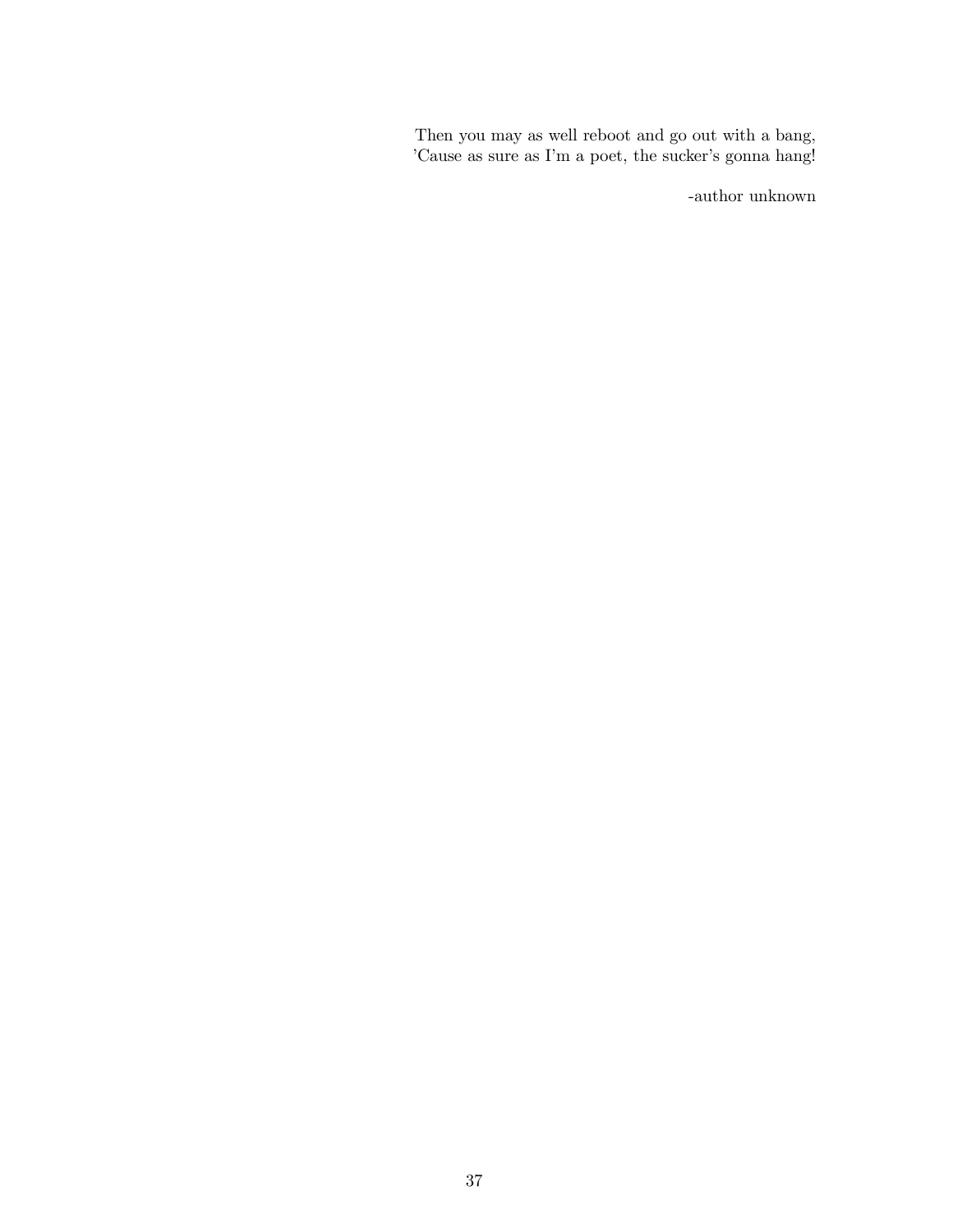Then you may as well reboot and go out with a bang,
'Cause as sure as I'm a poet, the sucker's gonna hang!

-author unknown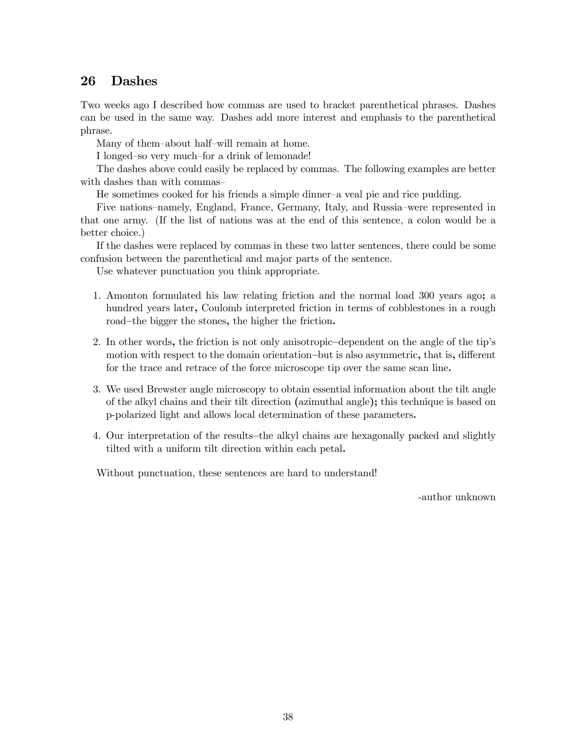## 26 Dashes

Two weeks ago I described how commas are used to bracket parenthetical phrases. Dashes can be used in the same way. Dashes add more interest and emphasis to the parenthetical phrase.

Many of them–about half–will remain at home.

I longed–so very much–for a drink of lemonade!

The dashes above could easily be replaced by commas. The following examples are better with dashes than with commas–

He sometimes cooked for his friends a simple dinner–a veal pie and rice pudding.

Five nations–namely, England, France, Germany, Italy, and Russia–were represented in that one army. (If the list of nations was at the end of this sentence, a colon would be a better choice.)

If the dashes were replaced by commas in these two latter sentences, there could be some confusion between the parenthetical and major parts of the sentence.

Use whatever punctuation you think appropriate.

1. Amonton formulated his law relating friction and the normal load 300 years ago**;** a hundred years later**,** Coulomb interpreted friction in terms of cobblestones in a rough road–the bigger the stones**,** the higher the friction**.**

2. In other words**,** the friction is not only anisotropic–dependent on the angle of the tip's motion with respect to the domain orientation–but is also asymmetric**,** that is**,** different for the trace and retrace of the force microscope tip over the same scan line**.**

3. We used Brewster angle microscopy to obtain essential information about the tilt angle of the alkyl chains and their tilt direction **(**azimuthal angle**);** this technique is based on p-polarized light and allows local determination of these parameters**.**

4. Our interpretation of the results–the alkyl chains are hexagonally packed and slightly tilted with a uniform tilt direction within each petal**.**

Without punctuation, these sentences are hard to understand!

-author unknown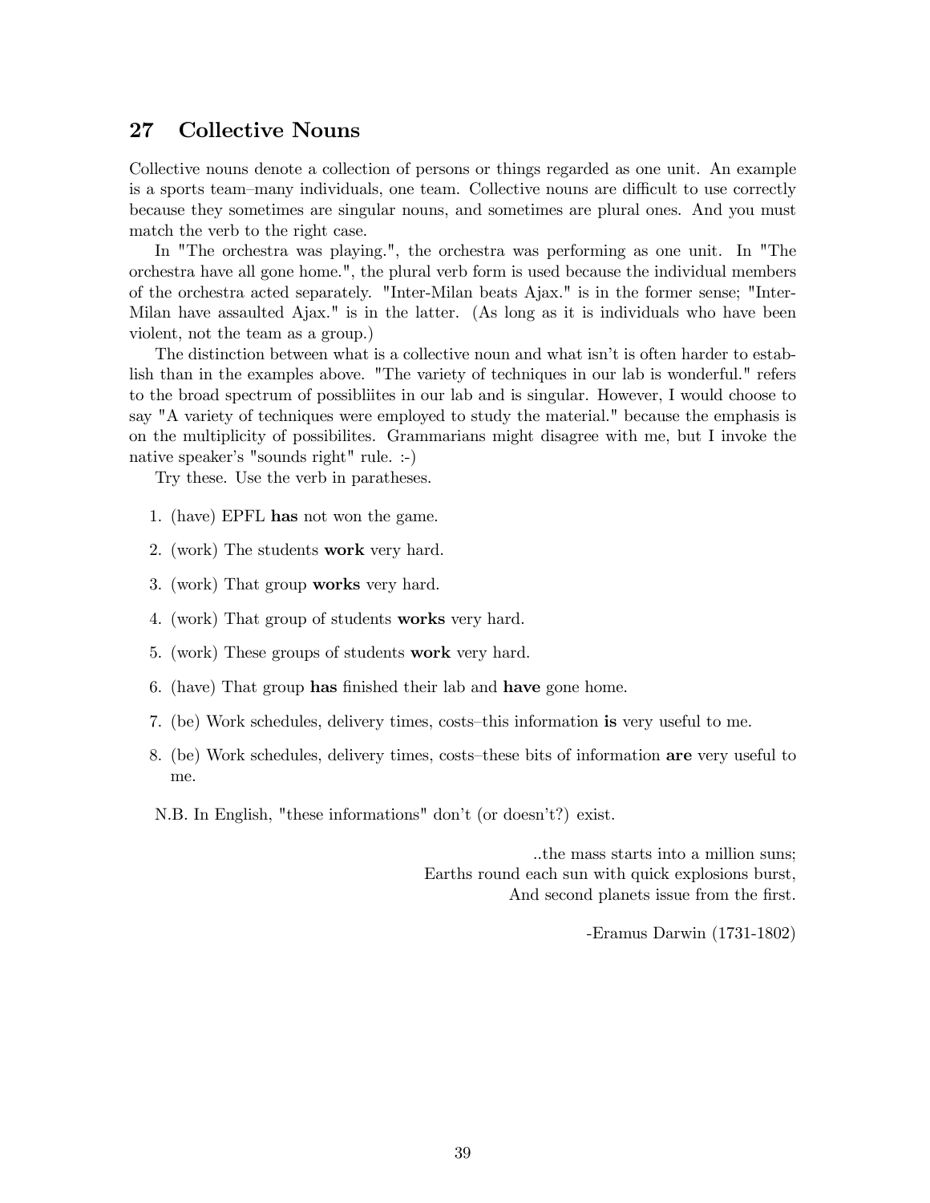## 27 Collective Nouns

Collective nouns denote a collection of persons or things regarded as one unit. An example is a sports team–many individuals, one team. Collective nouns are difficult to use correctly because they sometimes are singular nouns, and sometimes are plural ones. And you must match the verb to the right case.

In "The orchestra was playing.", the orchestra was performing as one unit. In "The orchestra have all gone home.", the plural verb form is used because the individual members of the orchestra acted separately. "Inter-Milan beats Ajax." is in the former sense; "Inter-Milan have assaulted Ajax." is in the latter. (As long as it is individuals who have been violent, not the team as a group.)

The distinction between what is a collective noun and what isn't is often harder to establish than in the examples above. "The variety of techniques in our lab is wonderful." refers to the broad spectrum of possibliites in our lab and is singular. However, I would choose to say "A variety of techniques were employed to study the material." because the emphasis is on the multiplicity of possibilites. Grammarians might disagree with me, but I invoke the native speaker's "sounds right" rule. :-)

Try these. Use the verb in paratheses.

1. (have) EPFL **has** not won the game.
2. (work) The students **work** very hard.
3. (work) That group **works** very hard.
4. (work) That group of students **works** very hard.
5. (work) These groups of students **work** very hard.
6. (have) That group **has** finished their lab and **have** gone home.
7. (be) Work schedules, delivery times, costs–this information **is** very useful to me.
8. (be) Work schedules, delivery times, costs–these bits of information **are** very useful to me.

N.B. In English, "these informations" don't (or doesn't?) exist.

> ..the mass starts into a million suns;
> Earths round each sun with quick explosions burst,
> And second planets issue from the first.
>
> -Eramus Darwin (1731-1802)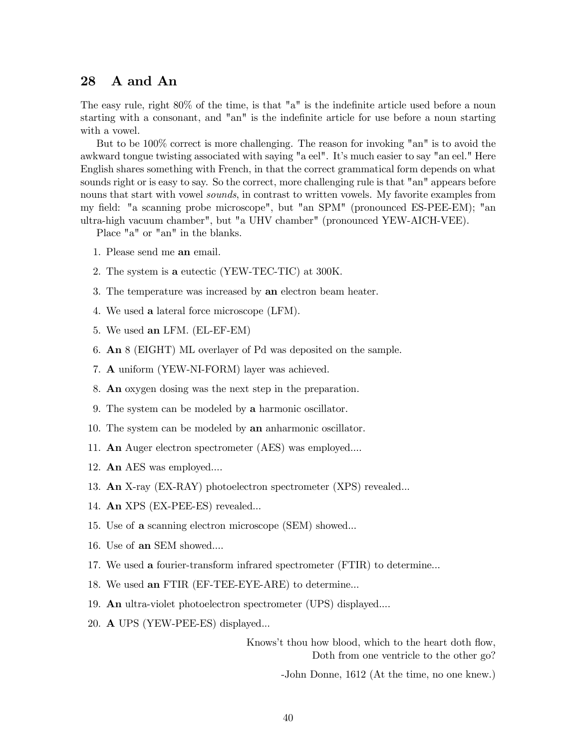## 28 A and An

The easy rule, right 80% of the time, is that "a" is the indefinite article used before a noun starting with a consonant, and "an" is the indefinite article for use before a noun starting with a vowel.

But to be 100% correct is more challenging. The reason for invoking "an" is to avoid the awkward tongue twisting associated with saying "a eel". It's much easier to say "an eel." Here English shares something with French, in that the correct grammatical form depends on what sounds right or is easy to say. So the correct, more challenging rule is that "an" appears before nouns that start with vowel *sounds*, in contrast to written vowels. My favorite examples from my field: "a scanning probe microscope", but "an SPM" (pronounced ES-PEE-EM); "an ultra-high vacuum chamber", but "a UHV chamber" (pronounced YEW-AICH-VEE).

Place "a" or "an" in the blanks.

1. Please send me **an** email.
2. The system is **a** eutectic (YEW-TEC-TIC) at 300K.
3. The temperature was increased by **an** electron beam heater.
4. We used **a** lateral force microscope (LFM).
5. We used **an** LFM. (EL-EF-EM)
6. **An** 8 (EIGHT) ML overlayer of Pd was deposited on the sample.
7. **A** uniform (YEW-NI-FORM) layer was achieved.
8. **An** oxygen dosing was the next step in the preparation.
9. The system can be modeled by **a** harmonic oscillator.
10. The system can be modeled by **an** anharmonic oscillator.
11. **An** Auger electron spectrometer (AES) was employed....
12. **An** AES was employed....
13. **An** X-ray (EX-RAY) photoelectron spectrometer (XPS) revealed...
14. **An** XPS (EX-PEE-ES) revealed...
15. Use of **a** scanning electron microscope (SEM) showed...
16. Use of **an** SEM showed....
17. We used **a** fourier-transform infrared spectrometer (FTIR) to determine...
18. We used **an** FTIR (EF-TEE-EYE-ARE) to determine...
19. **An** ultra-violet photoelectron spectrometer (UPS) displayed....
20. **A** UPS (YEW-PEE-ES) displayed...

Knows't thou how blood, which to the heart doth flow,
Doth from one ventricle to the other go?

-John Donne, 1612 (At the time, no one knew.)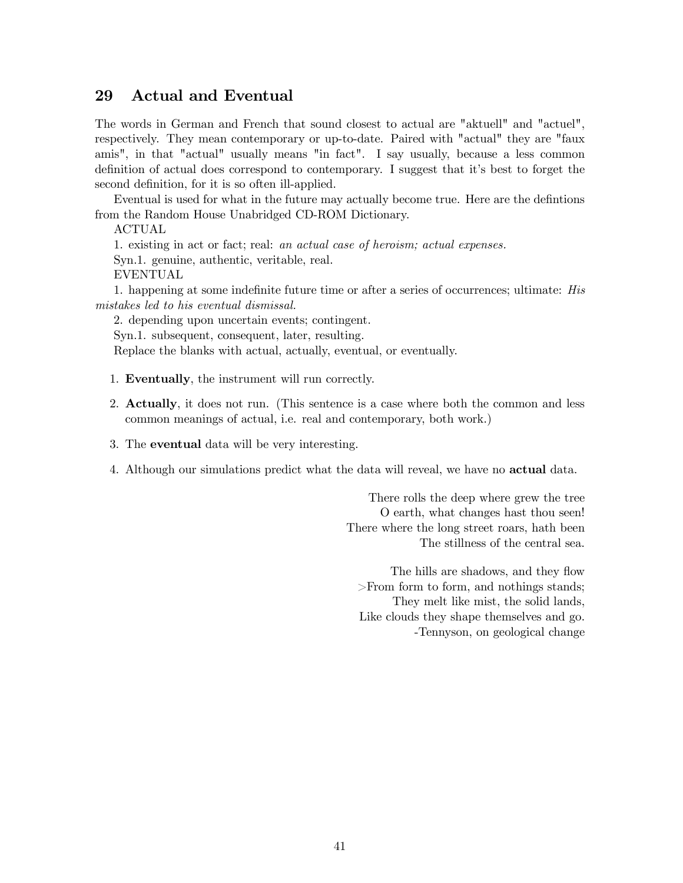## 29 Actual and Eventual

The words in German and French that sound closest to actual are "aktuell" and "actuel", respectively. They mean contemporary or up-to-date. Paired with "actual" they are "faux amis", in that "actual" usually means "in fact". I say usually, because a less common definition of actual does correspond to contemporary. I suggest that it's best to forget the second definition, for it is so often ill-applied.

Eventual is used for what in the future may actually become true. Here are the defintions from the Random House Unabridged CD-ROM Dictionary.

ACTUAL

1. existing in act or fact; real: *an actual case of heroism; actual expenses.*

Syn.1. genuine, authentic, veritable, real.

EVENTUAL

1. happening at some indefinite future time or after a series of occurrences; ultimate: *His mistakes led to his eventual dismissal.*

2. depending upon uncertain events; contingent.

Syn.1. subsequent, consequent, later, resulting.

Replace the blanks with actual, actually, eventual, or eventually.

1. **Eventually**, the instrument will run correctly.
2. **Actually**, it does not run. (This sentence is a case where both the common and less common meanings of actual, i.e. real and contemporary, both work.)
3. The **eventual** data will be very interesting.
4. Although our simulations predict what the data will reveal, we have no **actual** data.

There rolls the deep where grew the tree  
O earth, what changes hast thou seen!  
There where the long street roars, hath been  
The stillness of the central sea.

The hills are shadows, and they flow  
>From form to form, and nothings stands;  
They melt like mist, the solid lands,  
Like clouds they shape themselves and go.  
-Tennyson, on geological change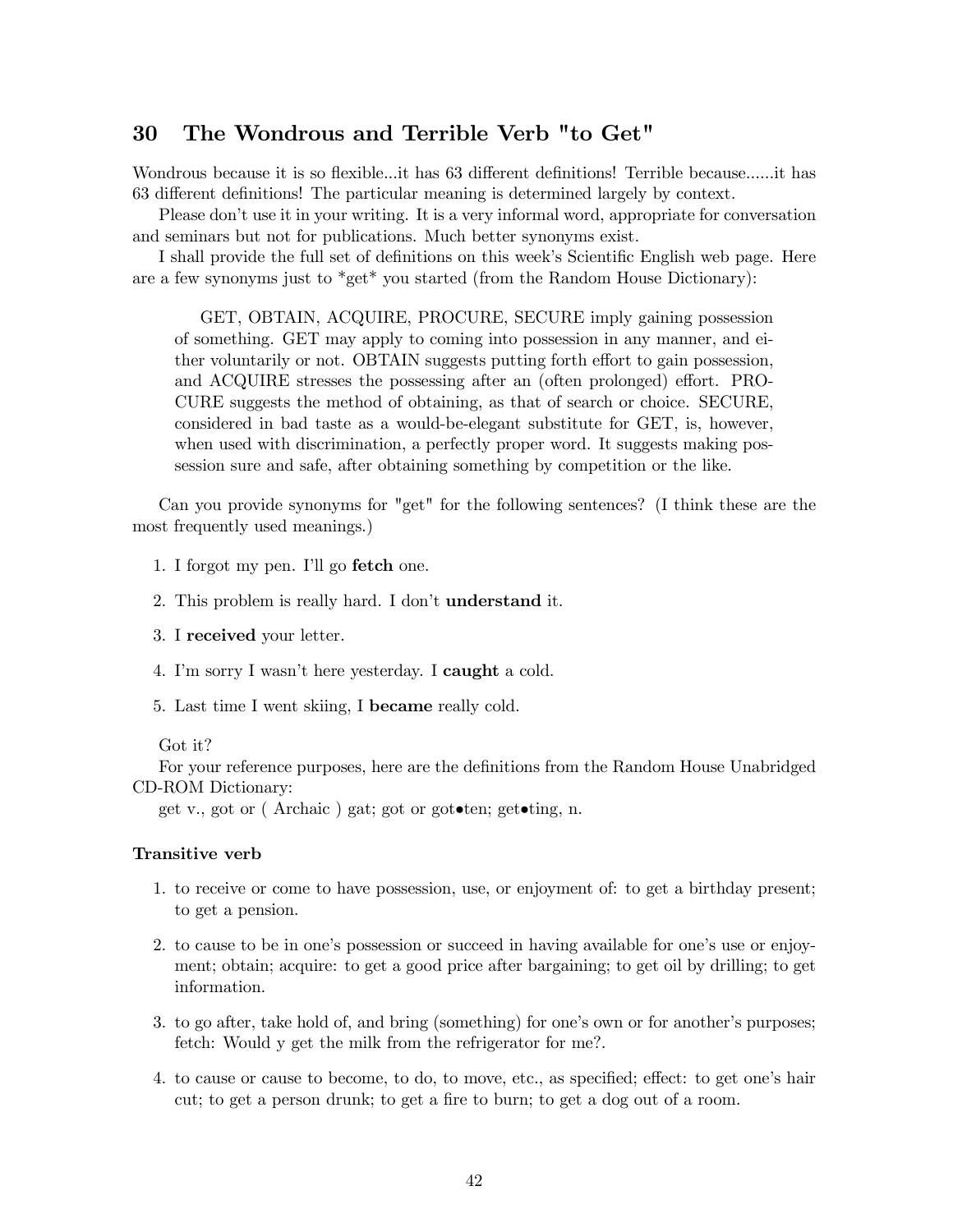## 30 The Wondrous and Terrible Verb "to Get"

Wondrous because it is so flexible...it has 63 different definitions! Terrible because......it has 63 different definitions! The particular meaning is determined largely by context.

Please don't use it in your writing. It is a very informal word, appropriate for conversation and seminars but not for publications. Much better synonyms exist.

I shall provide the full set of definitions on this week's Scientific English web page. Here are a few synonyms just to *get* you started (from the Random House Dictionary):

> GET, OBTAIN, ACQUIRE, PROCURE, SECURE imply gaining possession of something. GET may apply to coming into possession in any manner, and either voluntarily or not. OBTAIN suggests putting forth effort to gain possession, and ACQUIRE stresses the possessing after an (often prolonged) effort. PROCURE suggests the method of obtaining, as that of search or choice. SECURE, considered in bad taste as a would-be-elegant substitute for GET, is, however, when used with discrimination, a perfectly proper word. It suggests making possession sure and safe, after obtaining something by competition or the like.

Can you provide synonyms for "get" for the following sentences? (I think these are the most frequently used meanings.)

1. I forgot my pen. I'll go **fetch** one.
2. This problem is really hard. I don't **understand** it.
3. I **received** your letter.
4. I'm sorry I wasn't here yesterday. I **caught** a cold.
5. Last time I went skiing, I **became** really cold.

Got it?

For your reference purposes, here are the definitions from the Random House Unabridged CD-ROM Dictionary:

get v., got or ( Archaic ) gat; got or got•ten; get•ting, n.

#### Transitive verb

1. to receive or come to have possession, use, or enjoyment of: to get a birthday present; to get a pension.
2. to cause to be in one's possession or succeed in having available for one's use or enjoyment; obtain; acquire: to get a good price after bargaining; to get oil by drilling; to get information.
3. to go after, take hold of, and bring (something) for one's own or for another's purposes; fetch: Would y get the milk from the refrigerator for me?.
4. to cause or cause to become, to do, to move, etc., as specified; effect: to get one's hair cut; to get a person drunk; to get a fire to burn; to get a dog out of a room.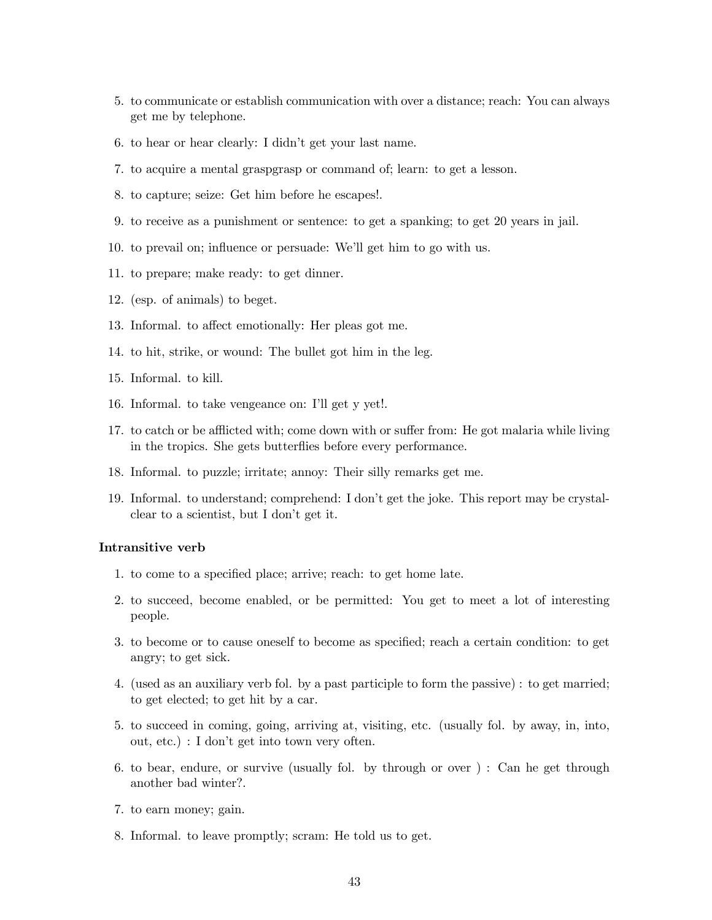5. to communicate or establish communication with over a distance; reach: You can always get me by telephone.
6. to hear or hear clearly: I didn't get your last name.
7. to acquire a mental graspgrasp or command of; learn: to get a lesson.
8. to capture; seize: Get him before he escapes!.
9. to receive as a punishment or sentence: to get a spanking; to get 20 years in jail.
10. to prevail on; influence or persuade: We'll get him to go with us.
11. to prepare; make ready: to get dinner.
12. (esp. of animals) to beget.
13. Informal. to affect emotionally: Her pleas got me.
14. to hit, strike, or wound: The bullet got him in the leg.
15. Informal. to kill.
16. Informal. to take vengeance on: I'll get y yet!.
17. to catch or be afflicted with; come down with or suffer from: He got malaria while living in the tropics. She gets butterflies before every performance.
18. Informal. to puzzle; irritate; annoy: Their silly remarks get me.
19. Informal. to understand; comprehend: I don't get the joke. This report may be crystal-clear to a scientist, but I don't get it.

**Intransitive verb**

1. to come to a specified place; arrive; reach: to get home late.
2. to succeed, become enabled, or be permitted: You get to meet a lot of interesting people.
3. to become or to cause oneself to become as specified; reach a certain condition: to get angry; to get sick.
4. (used as an auxiliary verb fol. by a past participle to form the passive) : to get married; to get elected; to get hit by a car.
5. to succeed in coming, going, arriving at, visiting, etc. (usually fol. by away, in, into, out, etc.) : I don't get into town very often.
6. to bear, endure, or survive (usually fol. by through or over ) : Can he get through another bad winter?.
7. to earn money; gain.
8. Informal. to leave promptly; scram: He told us to get.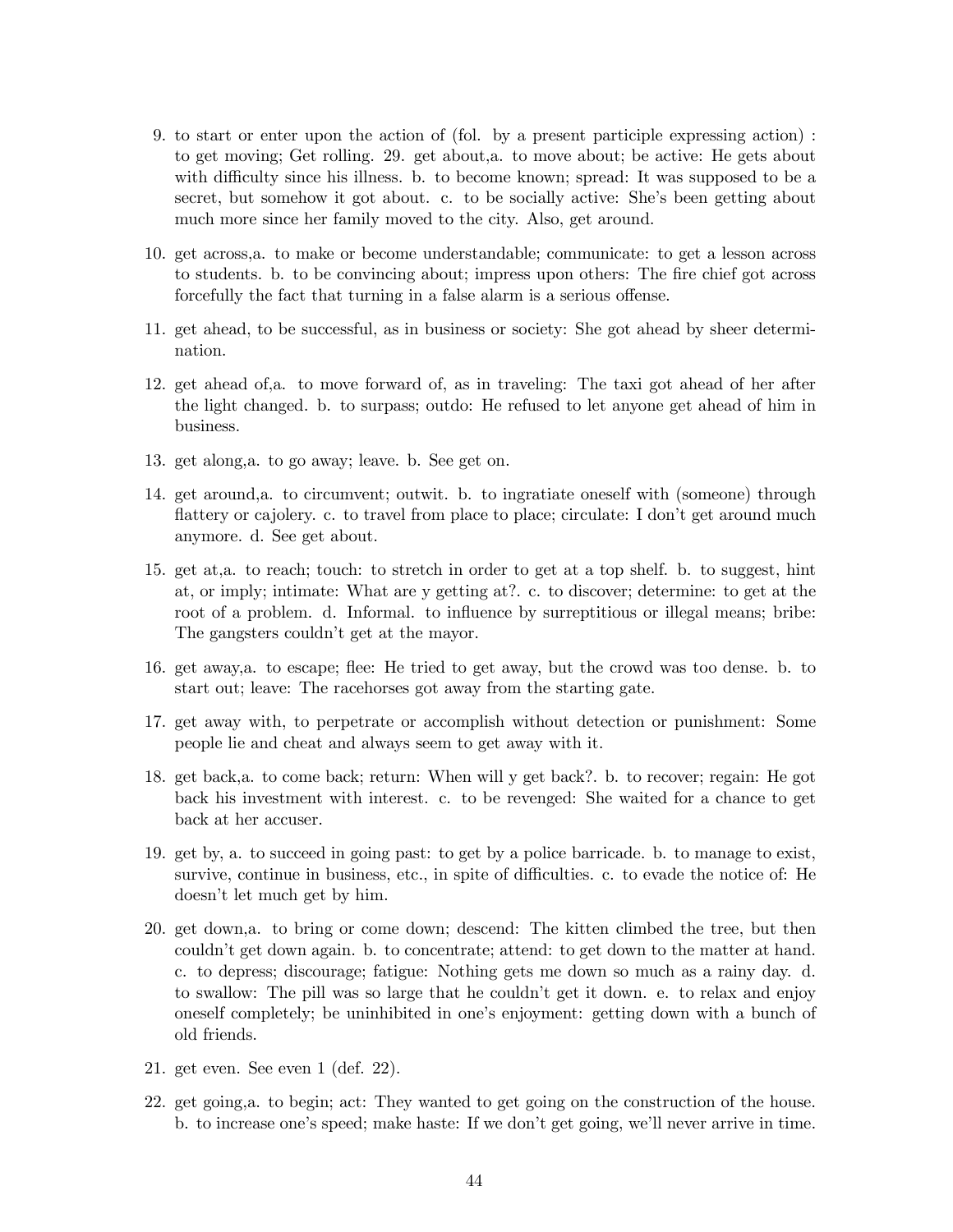9. to start or enter upon the action of (fol. by a present participle expressing action) : to get moving; Get rolling. 29. get about,a. to move about; be active: He gets about with difficulty since his illness. b. to become known; spread: It was supposed to be a secret, but somehow it got about. c. to be socially active: She's been getting about much more since her family moved to the city. Also, get around.

10. get across,a. to make or become understandable; communicate: to get a lesson across to students. b. to be convincing about; impress upon others: The fire chief got across forcefully the fact that turning in a false alarm is a serious offense.

11. get ahead, to be successful, as in business or society: She got ahead by sheer determination.

12. get ahead of,a. to move forward of, as in traveling: The taxi got ahead of her after the light changed. b. to surpass; outdo: He refused to let anyone get ahead of him in business.

13. get along,a. to go away; leave. b. See get on.

14. get around,a. to circumvent; outwit. b. to ingratiate oneself with (someone) through flattery or cajolery. c. to travel from place to place; circulate: I don't get around much anymore. d. See get about.

15. get at,a. to reach; touch: to stretch in order to get at a top shelf. b. to suggest, hint at, or imply; intimate: What are y getting at?. c. to discover; determine: to get at the root of a problem. d. Informal. to influence by surreptitious or illegal means; bribe: The gangsters couldn't get at the mayor.

16. get away,a. to escape; flee: He tried to get away, but the crowd was too dense. b. to start out; leave: The racehorses got away from the starting gate.

17. get away with, to perpetrate or accomplish without detection or punishment: Some people lie and cheat and always seem to get away with it.

18. get back,a. to come back; return: When will y get back?. b. to recover; regain: He got back his investment with interest. c. to be revenged: She waited for a chance to get back at her accuser.

19. get by, a. to succeed in going past: to get by a police barricade. b. to manage to exist, survive, continue in business, etc., in spite of difficulties. c. to evade the notice of: He doesn't let much get by him.

20. get down,a. to bring or come down; descend: The kitten climbed the tree, but then couldn't get down again. b. to concentrate; attend: to get down to the matter at hand. c. to depress; discourage; fatigue: Nothing gets me down so much as a rainy day. d. to swallow: The pill was so large that he couldn't get it down. e. to relax and enjoy oneself completely; be uninhibited in one's enjoyment: getting down with a bunch of old friends.

21. get even. See even 1 (def. 22).

22. get going,a. to begin; act: They wanted to get going on the construction of the house. b. to increase one's speed; make haste: If we don't get going, we'll never arrive in time.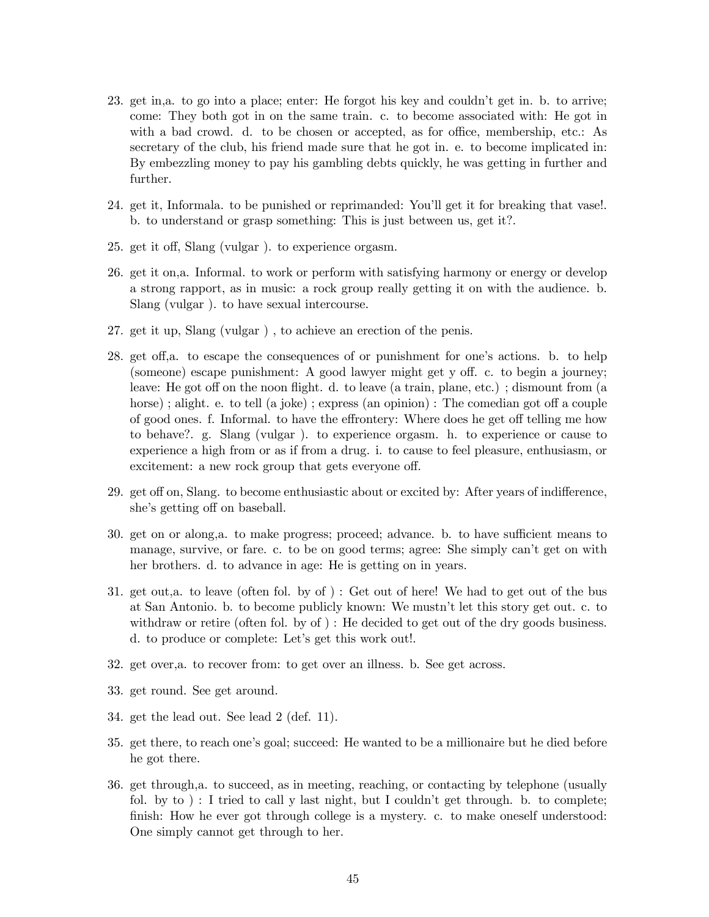23. get in,a. to go into a place; enter: He forgot his key and couldn't get in. b. to arrive; come: They both got in on the same train. c. to become associated with: He got in with a bad crowd. d. to be chosen or accepted, as for office, membership, etc.: As secretary of the club, his friend made sure that he got in. e. to become implicated in: By embezzling money to pay his gambling debts quickly, he was getting in further and further.

24. get it, Informala. to be punished or reprimanded: You'll get it for breaking that vase!. b. to understand or grasp something: This is just between us, get it?.

25. get it off, Slang (vulgar ). to experience orgasm.

26. get it on,a. Informal. to work or perform with satisfying harmony or energy or develop a strong rapport, as in music: a rock group really getting it on with the audience. b. Slang (vulgar ). to have sexual intercourse.

27. get it up, Slang (vulgar ) , to achieve an erection of the penis.

28. get off,a. to escape the consequences of or punishment for one's actions. b. to help (someone) escape punishment: A good lawyer might get y off. c. to begin a journey; leave: He got off on the noon flight. d. to leave (a train, plane, etc.) ; dismount from (a horse) ; alight. e. to tell (a joke) ; express (an opinion) : The comedian got off a couple of good ones. f. Informal. to have the effrontery: Where does he get off telling me how to behave?. g. Slang (vulgar ). to experience orgasm. h. to experience or cause to experience a high from or as if from a drug. i. to cause to feel pleasure, enthusiasm, or excitement: a new rock group that gets everyone off.

29. get off on, Slang. to become enthusiastic about or excited by: After years of indifference, she's getting off on baseball.

30. get on or along,a. to make progress; proceed; advance. b. to have sufficient means to manage, survive, or fare. c. to be on good terms; agree: She simply can't get on with her brothers. d. to advance in age: He is getting on in years.

31. get out,a. to leave (often fol. by of ) : Get out of here! We had to get out of the bus at San Antonio. b. to become publicly known: We mustn't let this story get out. c. to withdraw or retire (often fol. by of ) : He decided to get out of the dry goods business. d. to produce or complete: Let's get this work out!.

32. get over,a. to recover from: to get over an illness. b. See get across.

33. get round. See get around.

34. get the lead out. See lead 2 (def. 11).

35. get there, to reach one's goal; succeed: He wanted to be a millionaire but he died before he got there.

36. get through,a. to succeed, as in meeting, reaching, or contacting by telephone (usually fol. by to ) : I tried to call y last night, but I couldn't get through. b. to complete; finish: How he ever got through college is a mystery. c. to make oneself understood: One simply cannot get through to her.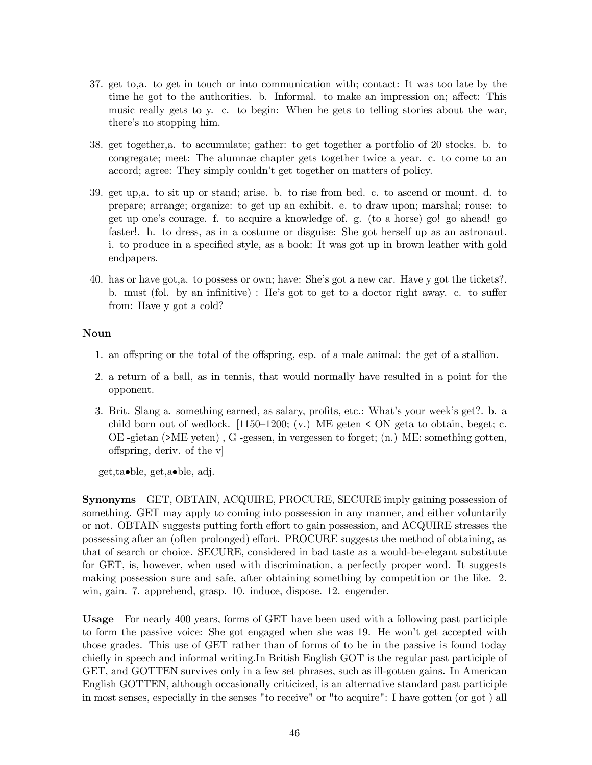37. get to,a. to get in touch or into communication with; contact: It was too late by the time he got to the authorities. b. Informal. to make an impression on; affect: This music really gets to y. c. to begin: When he gets to telling stories about the war, there's no stopping him.

38. get together,a. to accumulate; gather: to get together a portfolio of 20 stocks. b. to congregate; meet: The alumnae chapter gets together twice a year. c. to come to an accord; agree: They simply couldn't get together on matters of policy.

39. get up,a. to sit up or stand; arise. b. to rise from bed. c. to ascend or mount. d. to prepare; arrange; organize: to get up an exhibit. e. to draw upon; marshal; rouse: to get up one's courage. f. to acquire a knowledge of. g. (to a horse) go! go ahead! go faster!. h. to dress, as in a costume or disguise: She got herself up as an astronaut. i. to produce in a specified style, as a book: It was got up in brown leather with gold endpapers.

40. has or have got,a. to possess or own; have: She's got a new car. Have y got the tickets?. b. must (fol. by an infinitive) : He's got to get to a doctor right away. c. to suffer from: Have y got a cold?

**Noun**

1. an offspring or the total of the offspring, esp. of a male animal: the get of a stallion.

2. a return of a ball, as in tennis, that would normally have resulted in a point for the opponent.

3. Brit. Slang a. something earned, as salary, profits, etc.: What's your week's get?. b. a child born out of wedlock. [1150–1200; (v.) ME geten < ON geta to obtain, beget; c. OE -gietan (>ME yeten) , G -gessen, in vergessen to forget; (n.) ME: something gotten, offspring, deriv. of the v]

get,ta•ble, get,a•ble, adj.

**Synonyms** GET, OBTAIN, ACQUIRE, PROCURE, SECURE imply gaining possession of something. GET may apply to coming into possession in any manner, and either voluntarily or not. OBTAIN suggests putting forth effort to gain possession, and ACQUIRE stresses the possessing after an (often prolonged) effort. PROCURE suggests the method of obtaining, as that of search or choice. SECURE, considered in bad taste as a would-be-elegant substitute for GET, is, however, when used with discrimination, a perfectly proper word. It suggests making possession sure and safe, after obtaining something by competition or the like. 2. win, gain. 7. apprehend, grasp. 10. induce, dispose. 12. engender.

**Usage** For nearly 400 years, forms of GET have been used with a following past participle to form the passive voice: She got engaged when she was 19. He won't get accepted with those grades. This use of GET rather than of forms of to be in the passive is found today chiefly in speech and informal writing.In British English GOT is the regular past participle of GET, and GOTTEN survives only in a few set phrases, such as ill-gotten gains. In American English GOTTEN, although occasionally criticized, is an alternative standard past participle in most senses, especially in the senses "to receive" or "to acquire": I have gotten (or got ) all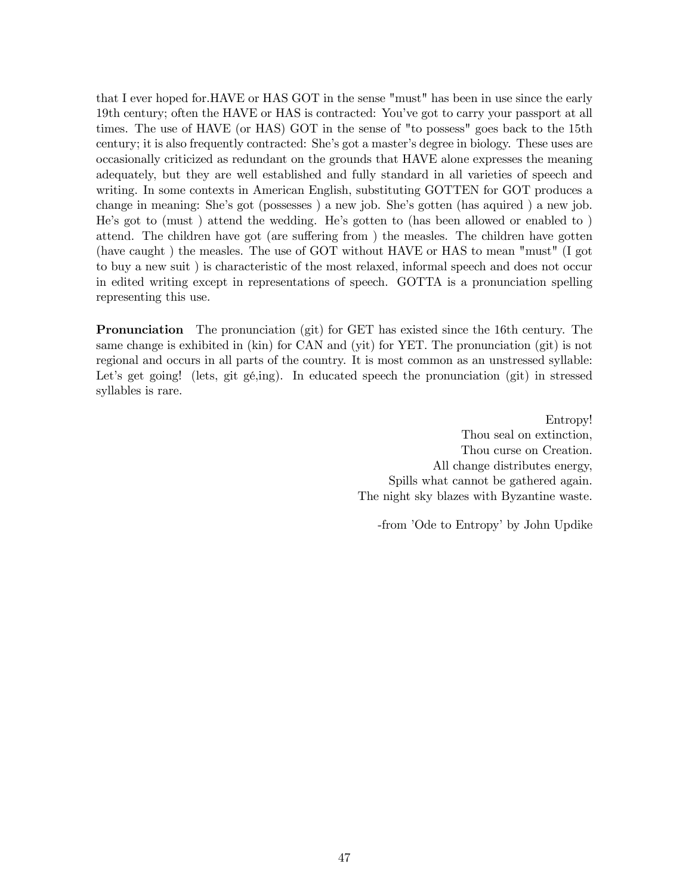that I ever hoped for.HAVE or HAS GOT in the sense "must" has been in use since the early 19th century; often the HAVE or HAS is contracted: You've got to carry your passport at all times. The use of HAVE (or HAS) GOT in the sense of "to possess" goes back to the 15th century; it is also frequently contracted: She's got a master's degree in biology. These uses are occasionally criticized as redundant on the grounds that HAVE alone expresses the meaning adequately, but they are well established and fully standard in all varieties of speech and writing. In some contexts in American English, substituting GOTTEN for GOT produces a change in meaning: She's got (possesses ) a new job. She's gotten (has aquired ) a new job. He's got to (must ) attend the wedding. He's gotten to (has been allowed or enabled to ) attend. The children have got (are suffering from ) the measles. The children have gotten (have caught ) the measles. The use of GOT without HAVE or HAS to mean "must" (I got to buy a new suit ) is characteristic of the most relaxed, informal speech and does not occur in edited writing except in representations of speech. GOTTA is a pronunciation spelling representing this use.

**Pronunciation** The pronunciation (git) for GET has existed since the 16th century. The same change is exhibited in (kin) for CAN and (yit) for YET. The pronunciation (git) is not regional and occurs in all parts of the country. It is most common as an unstressed syllable: Let's get going! (lets, git gé,ing). In educated speech the pronunciation (git) in stressed syllables is rare.

Entropy!
Thou seal on extinction,
Thou curse on Creation.
All change distributes energy,
Spills what cannot be gathered again.
The night sky blazes with Byzantine waste.

-from 'Ode to Entropy' by John Updike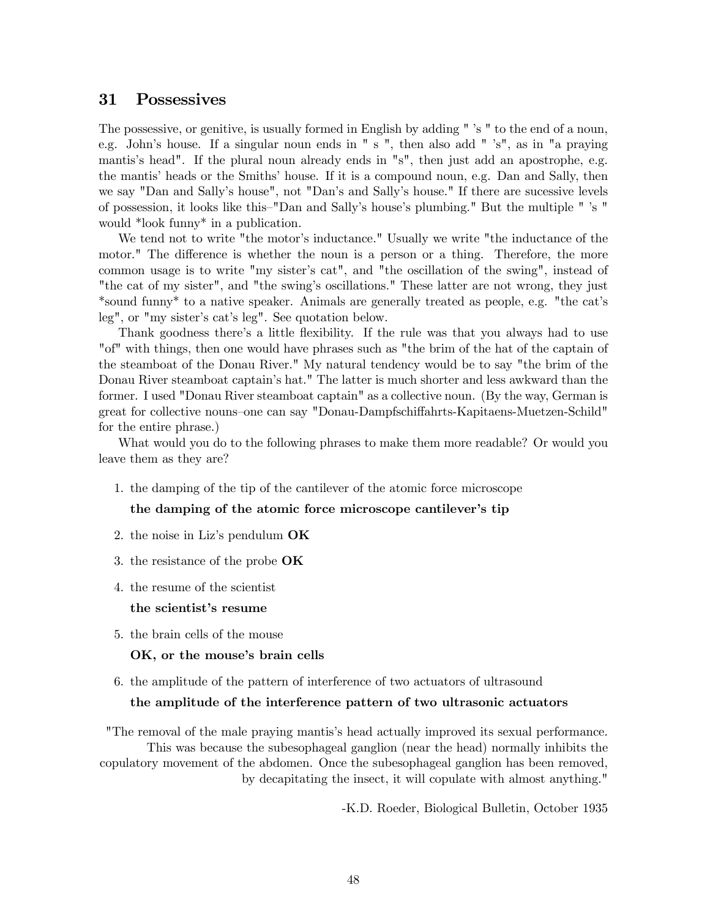## 31 Possessives

The possessive, or genitive, is usually formed in English by adding " 's " to the end of a noun, e.g. John's house. If a singular noun ends in " s ", then also add " 's", as in "a praying mantis's head". If the plural noun already ends in "s", then just add an apostrophe, e.g. the mantis' heads or the Smiths' house. If it is a compound noun, e.g. Dan and Sally, then we say "Dan and Sally's house", not "Dan's and Sally's house." If there are sucessive levels of possession, it looks like this–"Dan and Sally's house's plumbing." But the multiple " 's " would *look funny* in a publication.

We tend not to write "the motor's inductance." Usually we write "the inductance of the motor." The difference is whether the noun is a person or a thing. Therefore, the more common usage is to write "my sister's cat", and "the oscillation of the swing", instead of "the cat of my sister", and "the swing's oscillations." These latter are not wrong, they just *sound funny* to a native speaker. Animals are generally treated as people, e.g. "the cat's leg", or "my sister's cat's leg". See quotation below.

Thank goodness there's a little flexibility. If the rule was that you always had to use "of" with things, then one would have phrases such as "the brim of the hat of the captain of the steamboat of the Donau River." My natural tendency would be to say "the brim of the Donau River steamboat captain's hat." The latter is much shorter and less awkward than the former. I used "Donau River steamboat captain" as a collective noun. (By the way, German is great for collective nouns–one can say "Donau-Dampfschiffahrts-Kapitaens-Muetzen-Schild" for the entire phrase.)

What would you do to the following phrases to make them more readable? Or would you leave them as they are?

1. the damping of the tip of the cantilever of the atomic force microscope

   **the damping of the atomic force microscope cantilever's tip**

2. the noise in Liz's pendulum **OK**

3. the resistance of the probe **OK**

4. the resume of the scientist

   **the scientist's resume**

5. the brain cells of the mouse

   **OK, or the mouse's brain cells**

6. the amplitude of the pattern of interference of two actuators of ultrasound

   **the amplitude of the interference pattern of two ultrasonic actuators**

"The removal of the male praying mantis's head actually improved its sexual performance. This was because the subesophageal ganglion (near the head) normally inhibits the copulatory movement of the abdomen. Once the subesophageal ganglion has been removed, by decapitating the insect, it will copulate with almost anything."

-K.D. Roeder, Biological Bulletin, October 1935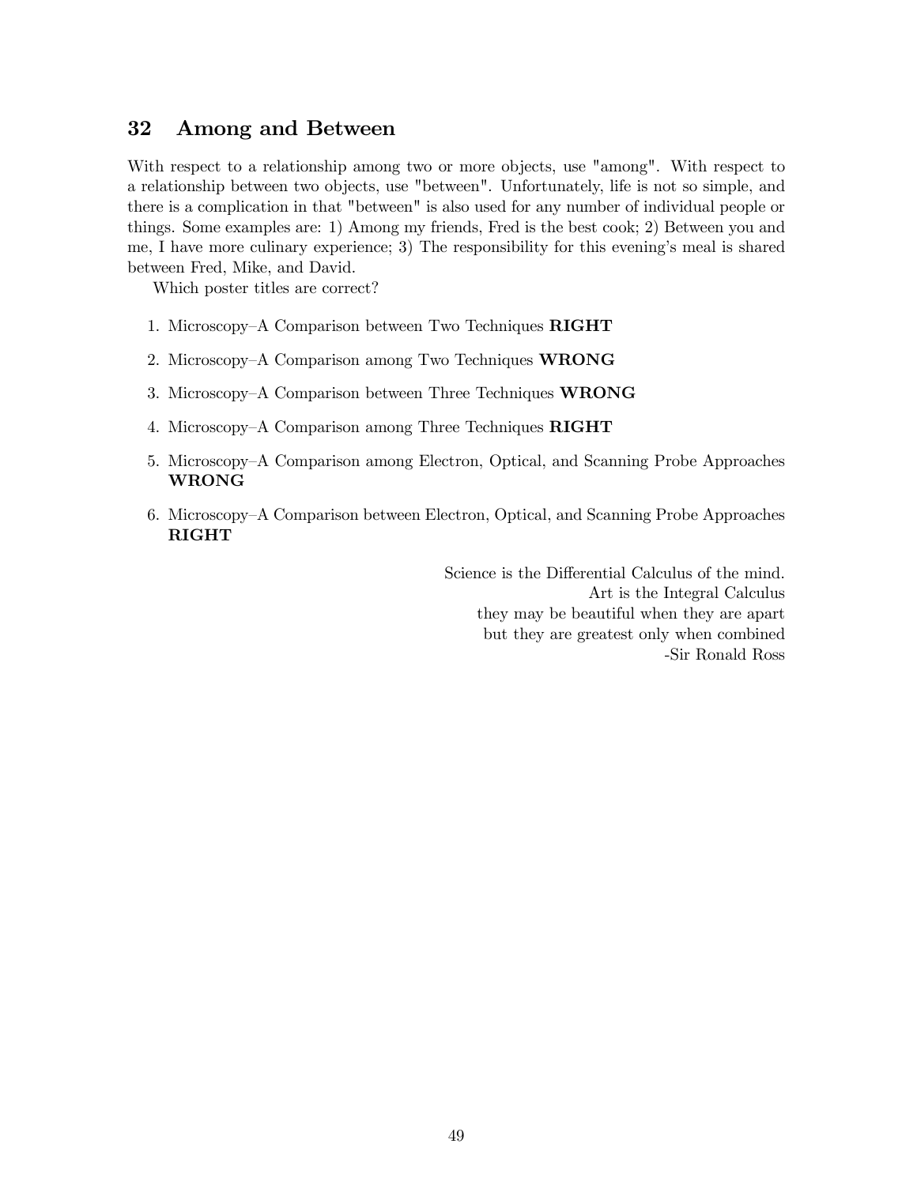## 32 Among and Between

With respect to a relationship among two or more objects, use "among". With respect to a relationship between two objects, use "between". Unfortunately, life is not so simple, and there is a complication in that "between" is also used for any number of individual people or things. Some examples are: 1) Among my friends, Fred is the best cook; 2) Between you and me, I have more culinary experience; 3) The responsibility for this evening's meal is shared between Fred, Mike, and David.

Which poster titles are correct?

1. Microscopy–A Comparison between Two Techniques **RIGHT**
2. Microscopy–A Comparison among Two Techniques **WRONG**
3. Microscopy–A Comparison between Three Techniques **WRONG**
4. Microscopy–A Comparison among Three Techniques **RIGHT**
5. Microscopy–A Comparison among Electron, Optical, and Scanning Probe Approaches **WRONG**
6. Microscopy–A Comparison between Electron, Optical, and Scanning Probe Approaches **RIGHT**

Science is the Differential Calculus of the mind.
Art is the Integral Calculus
they may be beautiful when they are apart
but they are greatest only when combined
-Sir Ronald Ross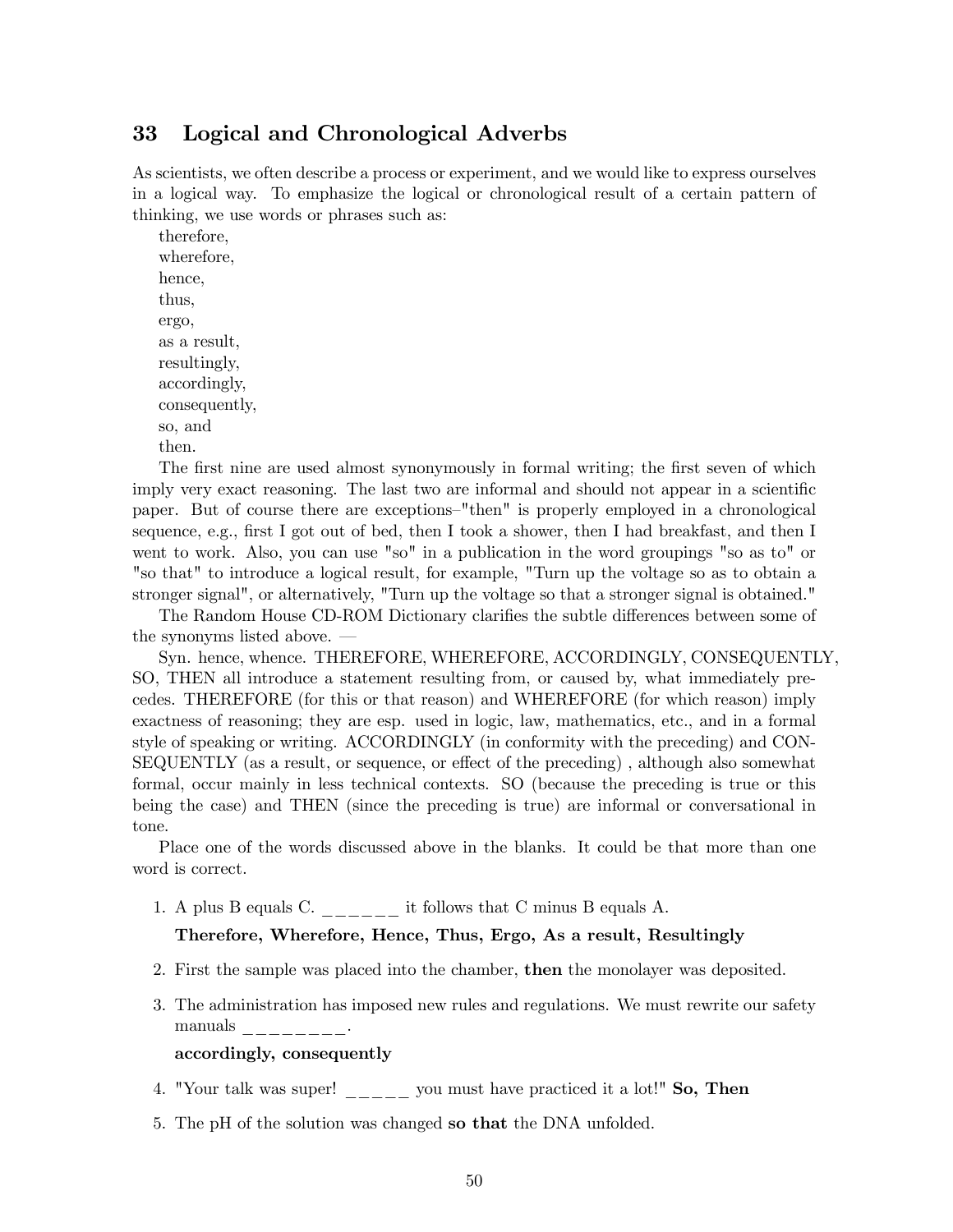## 33 Logical and Chronological Adverbs

As scientists, we often describe a process or experiment, and we would like to express ourselves in a logical way. To emphasize the logical or chronological result of a certain pattern of thinking, we use words or phrases such as:

therefore,
wherefore,
hence,
thus,
ergo,
as a result,
resultingly,
accordingly,
consequently,
so, and
then.

The first nine are used almost synonymously in formal writing; the first seven of which imply very exact reasoning. The last two are informal and should not appear in a scientific paper. But of course there are exceptions–"then" is properly employed in a chronological sequence, e.g., first I got out of bed, then I took a shower, then I had breakfast, and then I went to work. Also, you can use "so" in a publication in the word groupings "so as to" or "so that" to introduce a logical result, for example, "Turn up the voltage so as to obtain a stronger signal", or alternatively, "Turn up the voltage so that a stronger signal is obtained."

The Random House CD-ROM Dictionary clarifies the subtle differences between some of the synonyms listed above. —

Syn. hence, whence. THEREFORE, WHEREFORE, ACCORDINGLY, CONSEQUENTLY, SO, THEN all introduce a statement resulting from, or caused by, what immediately precedes. THEREFORE (for this or that reason) and WHEREFORE (for which reason) imply exactness of reasoning; they are esp. used in logic, law, mathematics, etc., and in a formal style of speaking or writing. ACCORDINGLY (in conformity with the preceding) and CONSEQUENTLY (as a result, or sequence, or effect of the preceding) , although also somewhat formal, occur mainly in less technical contexts. SO (because the preceding is true or this being the case) and THEN (since the preceding is true) are informal or conversational in tone.

Place one of the words discussed above in the blanks. It could be that more than one word is correct.

1. A plus B equals C. ______ it follows that C minus B equals A.

   **Therefore, Wherefore, Hence, Thus, Ergo, As a result, Resultingly**

2. First the sample was placed into the chamber, **then** the monolayer was deposited.

3. The administration has imposed new rules and regulations. We must rewrite our safety manuals ________.

   **accordingly, consequently**

4. "Your talk was super! _____ you must have practiced it a lot!" **So, Then**

5. The pH of the solution was changed **so that** the DNA unfolded.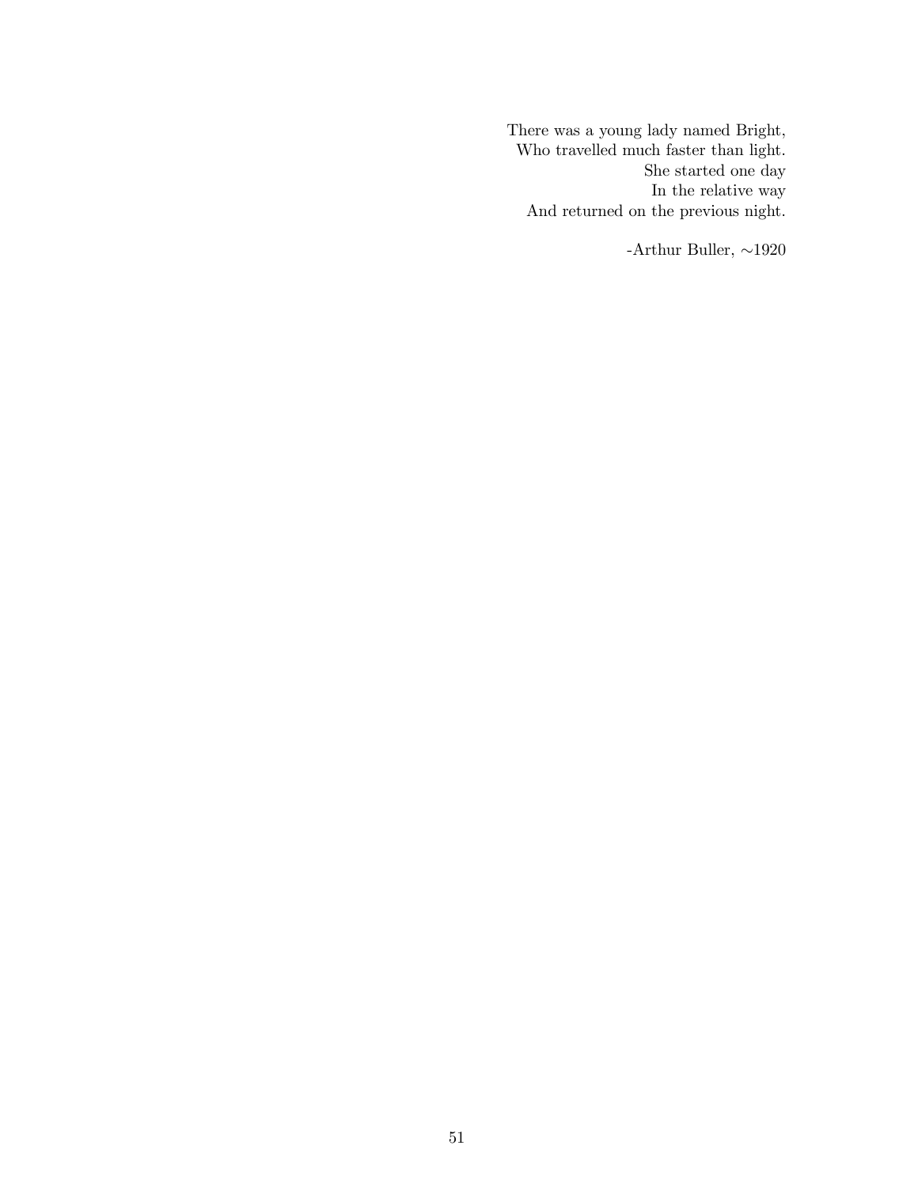There was a young lady named Bright,
Who travelled much faster than light.
She started one day
In the relative way
And returned on the previous night.

-Arthur Buller, ∼1920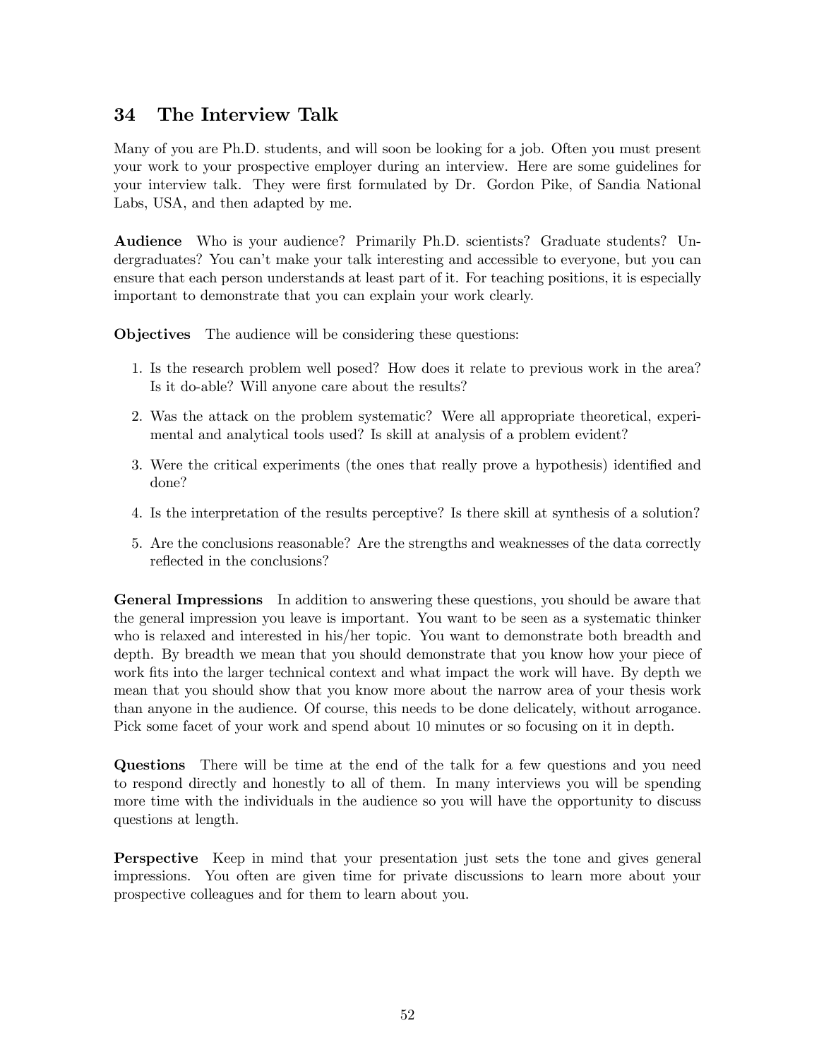## 34 The Interview Talk

Many of you are Ph.D. students, and will soon be looking for a job. Often you must present your work to your prospective employer during an interview. Here are some guidelines for your interview talk. They were first formulated by Dr. Gordon Pike, of Sandia National Labs, USA, and then adapted by me.

**Audience** Who is your audience? Primarily Ph.D. scientists? Graduate students? Undergraduates? You can't make your talk interesting and accessible to everyone, but you can ensure that each person understands at least part of it. For teaching positions, it is especially important to demonstrate that you can explain your work clearly.

**Objectives** The audience will be considering these questions:

1. Is the research problem well posed? How does it relate to previous work in the area? Is it do-able? Will anyone care about the results?
2. Was the attack on the problem systematic? Were all appropriate theoretical, experimental and analytical tools used? Is skill at analysis of a problem evident?
3. Were the critical experiments (the ones that really prove a hypothesis) identified and done?
4. Is the interpretation of the results perceptive? Is there skill at synthesis of a solution?
5. Are the conclusions reasonable? Are the strengths and weaknesses of the data correctly reflected in the conclusions?

**General Impressions** In addition to answering these questions, you should be aware that the general impression you leave is important. You want to be seen as a systematic thinker who is relaxed and interested in his/her topic. You want to demonstrate both breadth and depth. By breadth we mean that you should demonstrate that you know how your piece of work fits into the larger technical context and what impact the work will have. By depth we mean that you should show that you know more about the narrow area of your thesis work than anyone in the audience. Of course, this needs to be done delicately, without arrogance. Pick some facet of your work and spend about 10 minutes or so focusing on it in depth.

**Questions** There will be time at the end of the talk for a few questions and you need to respond directly and honestly to all of them. In many interviews you will be spending more time with the individuals in the audience so you will have the opportunity to discuss questions at length.

**Perspective** Keep in mind that your presentation just sets the tone and gives general impressions. You often are given time for private discussions to learn more about your prospective colleagues and for them to learn about you.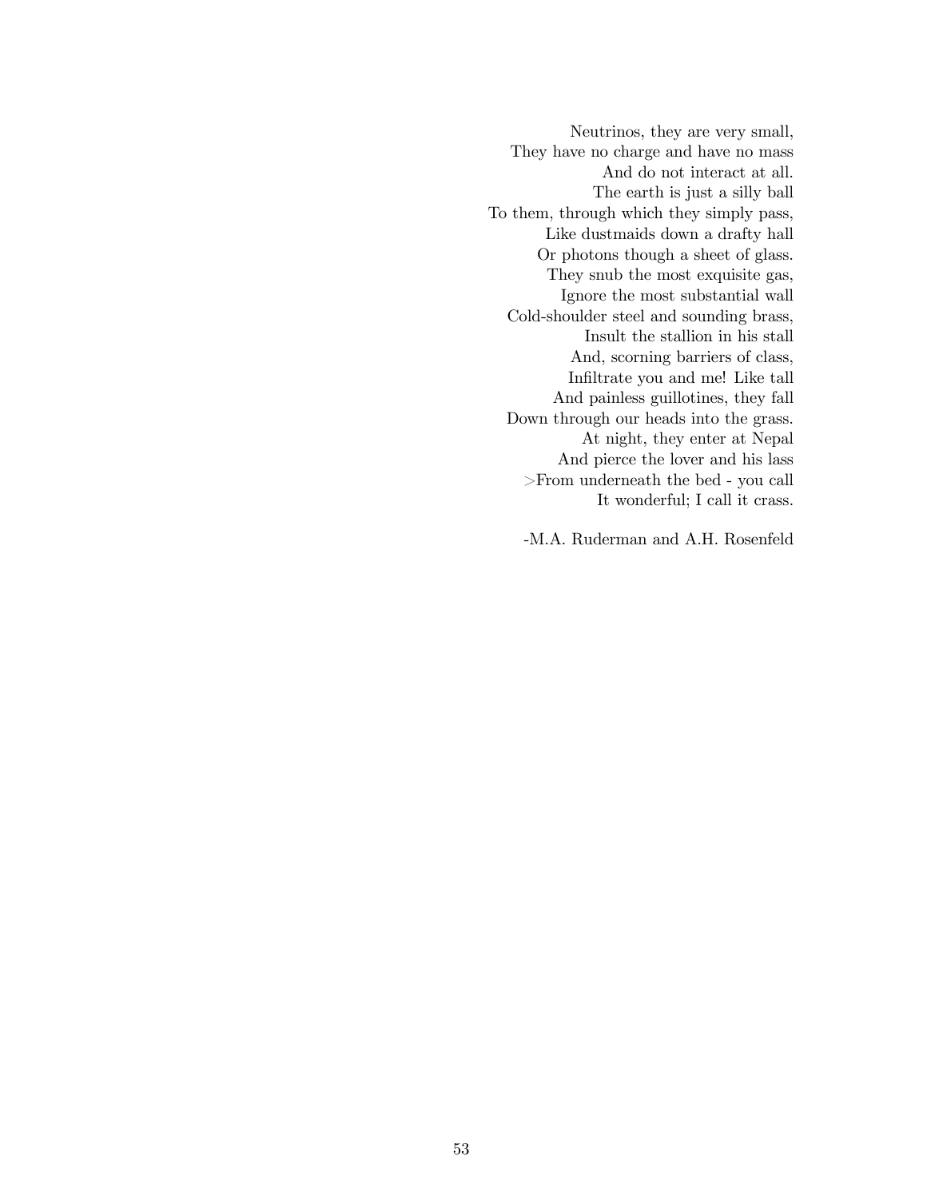Neutrinos, they are very small,  
They have no charge and have no mass  
And do not interact at all.  
The earth is just a silly ball  
To them, through which they simply pass,  
Like dustmaids down a drafty hall  
Or photons though a sheet of glass.  
They snub the most exquisite gas,  
Ignore the most substantial wall  
Cold-shoulder steel and sounding brass,  
Insult the stallion in his stall  
And, scorning barriers of class,  
Infiltrate you and me! Like tall  
And painless guillotines, they fall  
Down through our heads into the grass.  
At night, they enter at Nepal  
And pierce the lover and his lass  
>From underneath the bed - you call  
It wonderful; I call it crass.

-M.A. Ruderman and A.H. Rosenfeld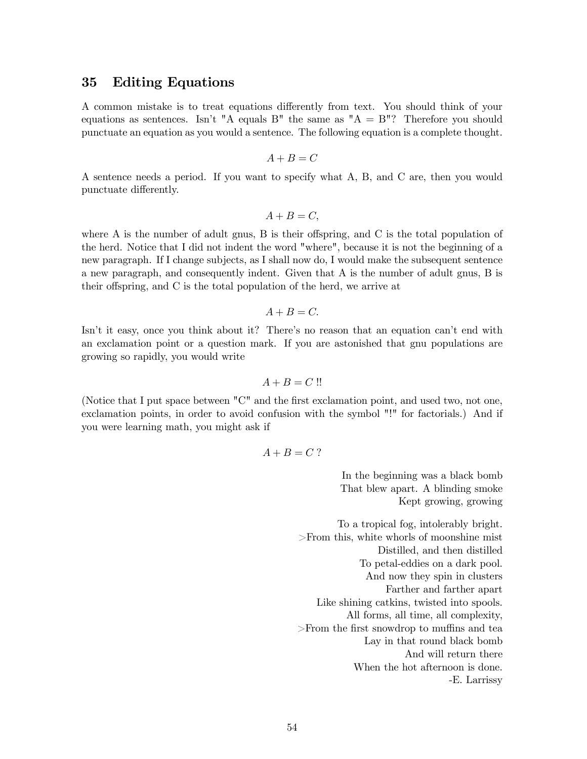## 35 Editing Equations

A common mistake is to treat equations differently from text. You should think of your equations as sentences. Isn't "A equals B" the same as "A = B"? Therefore you should punctuate an equation as you would a sentence. The following equation is a complete thought.

$$A + B = C$$

A sentence needs a period. If you want to specify what A, B, and C are, then you would punctuate differently.

$$A + B = C,$$

where A is the number of adult gnus, B is their offspring, and C is the total population of the herd. Notice that I did not indent the word "where", because it is not the beginning of a new paragraph. If I change subjects, as I shall now do, I would make the subsequent sentence a new paragraph, and consequently indent. Given that A is the number of adult gnus, B is their offspring, and C is the total population of the herd, we arrive at

$$A + B = C.$$

Isn't it easy, once you think about it? There's no reason that an equation can't end with an exclamation point or a question mark. If you are astonished that gnu populations are growing so rapidly, you would write

$$A + B = C \text{ !!}$$

(Notice that I put space between "C" and the first exclamation point, and used two, not one, exclamation points, in order to avoid confusion with the symbol "!" for factorials.) And if you were learning math, you might ask if

$$A + B = C \text{ ?}$$

In the beginning was a black bomb
That blew apart. A blinding smoke
Kept growing, growing

To a tropical fog, intolerably bright.
>From this, white whorls of moonshine mist
Distilled, and then distilled
To petal-eddies on a dark pool.
And now they spin in clusters
Farther and farther apart
Like shining catkins, twisted into spools.
All forms, all time, all complexity,
>From the first snowdrop to muffins and tea
Lay in that round black bomb
And will return there
When the hot afternoon is done.
-E. Larrissy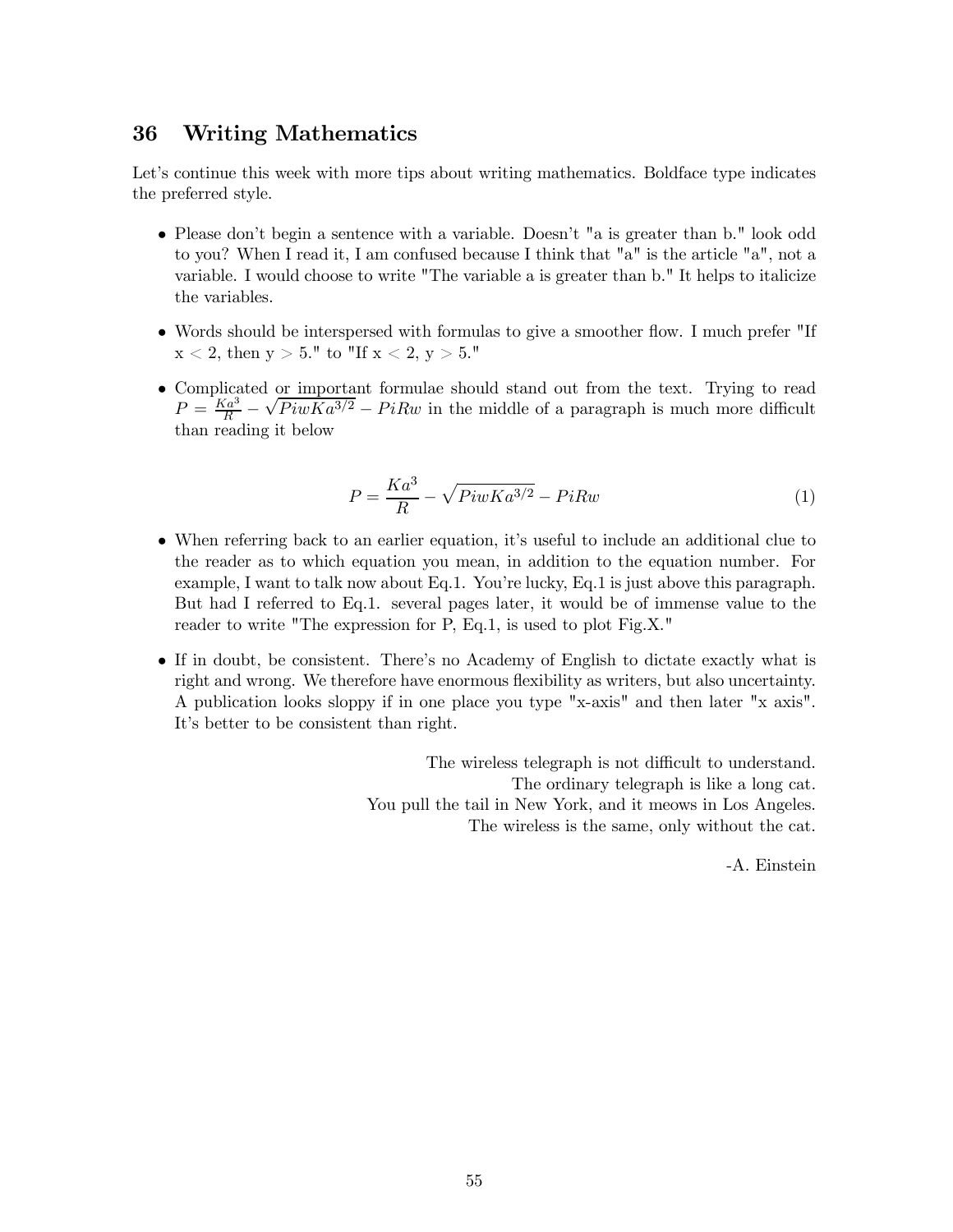## 36 Writing Mathematics

Let's continue this week with more tips about writing mathematics. Boldface type indicates the preferred style.

- Please don't begin a sentence with a variable. Doesn't "a is greater than b." look odd to you? When I read it, I am confused because I think that "a" is the article "a", not a variable. I would choose to write "The variable a is greater than b." It helps to italicize the variables.

- Words should be interspersed with formulas to give a smoother flow. I much prefer "If x < 2, then y > 5." to "If x < 2, y > 5."

- Complicated or important formulae should stand out from the text. Trying to read $P = \frac{Ka^3}{R} - \sqrt{PiwKa^{3/2}} - PiRw$ in the middle of a paragraph is much more difficult than reading it below

$$P = \frac{Ka^3}{R} - \sqrt{PiwKa^{3/2}} - PiRw \tag{1}$$

- When referring back to an earlier equation, it's useful to include an additional clue to the reader as to which equation you mean, in addition to the equation number. For example, I want to talk now about Eq.1. You're lucky, Eq.1 is just above this paragraph. But had I referred to Eq.1. several pages later, it would be of immense value to the reader to write "The expression for P, Eq.1, is used to plot Fig.X."

- If in doubt, be consistent. There's no Academy of English to dictate exactly what is right and wrong. We therefore have enormous flexibility as writers, but also uncertainty. A publication looks sloppy if in one place you type "x-axis" and then later "x axis". It's better to be consistent than right.

The wireless telegraph is not difficult to understand.
The ordinary telegraph is like a long cat.
You pull the tail in New York, and it meows in Los Angeles.
The wireless is the same, only without the cat.

-A. Einstein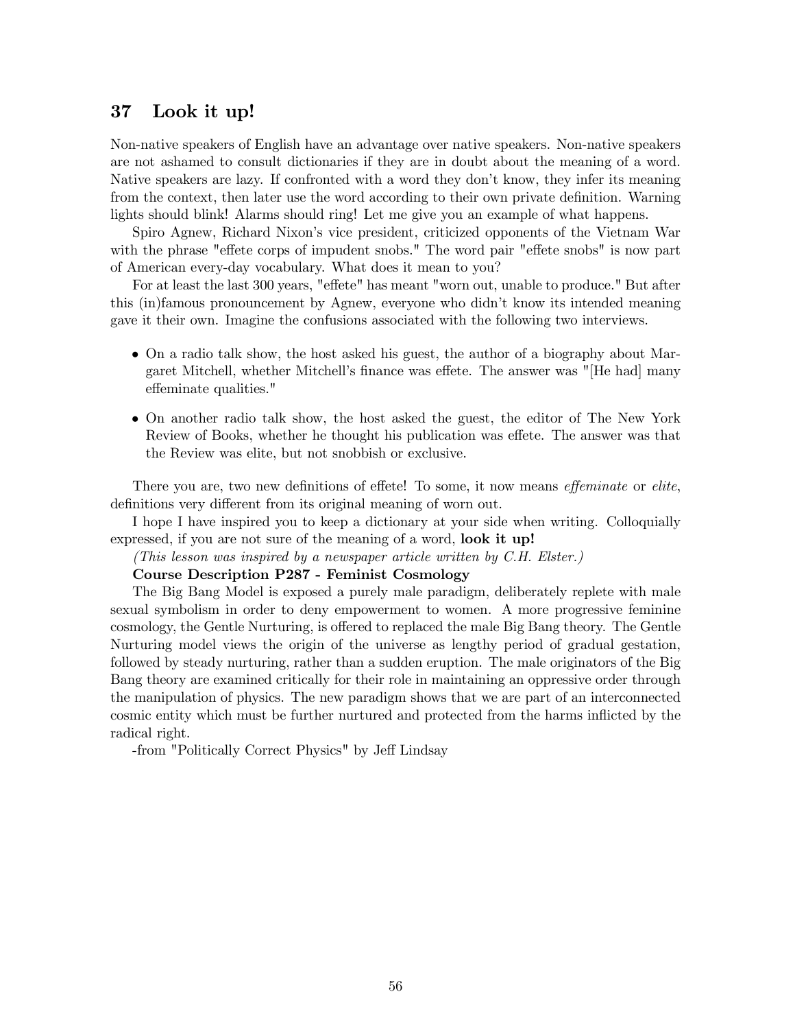## 37 Look it up!

Non-native speakers of English have an advantage over native speakers. Non-native speakers are not ashamed to consult dictionaries if they are in doubt about the meaning of a word. Native speakers are lazy. If confronted with a word they don't know, they infer its meaning from the context, then later use the word according to their own private definition. Warning lights should blink! Alarms should ring! Let me give you an example of what happens.

Spiro Agnew, Richard Nixon's vice president, criticized opponents of the Vietnam War with the phrase "effete corps of impudent snobs." The word pair "effete snobs" is now part of American every-day vocabulary. What does it mean to you?

For at least the last 300 years, "effete" has meant "worn out, unable to produce." But after this (in)famous pronouncement by Agnew, everyone who didn't know its intended meaning gave it their own. Imagine the confusions associated with the following two interviews.

- On a radio talk show, the host asked his guest, the author of a biography about Margaret Mitchell, whether Mitchell's finance was effete. The answer was "[He had] many effeminate qualities."
- On another radio talk show, the host asked the guest, the editor of The New York Review of Books, whether he thought his publication was effete. The answer was that the Review was elite, but not snobbish or exclusive.

There you are, two new definitions of effete! To some, it now means *effeminate* or *elite*, definitions very different from its original meaning of worn out.

I hope I have inspired you to keep a dictionary at your side when writing. Colloquially expressed, if you are not sure of the meaning of a word, **look it up!**

*(This lesson was inspired by a newspaper article written by C.H. Elster.)*

**Course Description P287 - Feminist Cosmology**

The Big Bang Model is exposed a purely male paradigm, deliberately replete with male sexual symbolism in order to deny empowerment to women. A more progressive feminine cosmology, the Gentle Nurturing, is offered to replaced the male Big Bang theory. The Gentle Nurturing model views the origin of the universe as lengthy period of gradual gestation, followed by steady nurturing, rather than a sudden eruption. The male originators of the Big Bang theory are examined critically for their role in maintaining an oppressive order through the manipulation of physics. The new paradigm shows that we are part of an interconnected cosmic entity which must be further nurtured and protected from the harms inflicted by the radical right.

-from "Politically Correct Physics" by Jeff Lindsay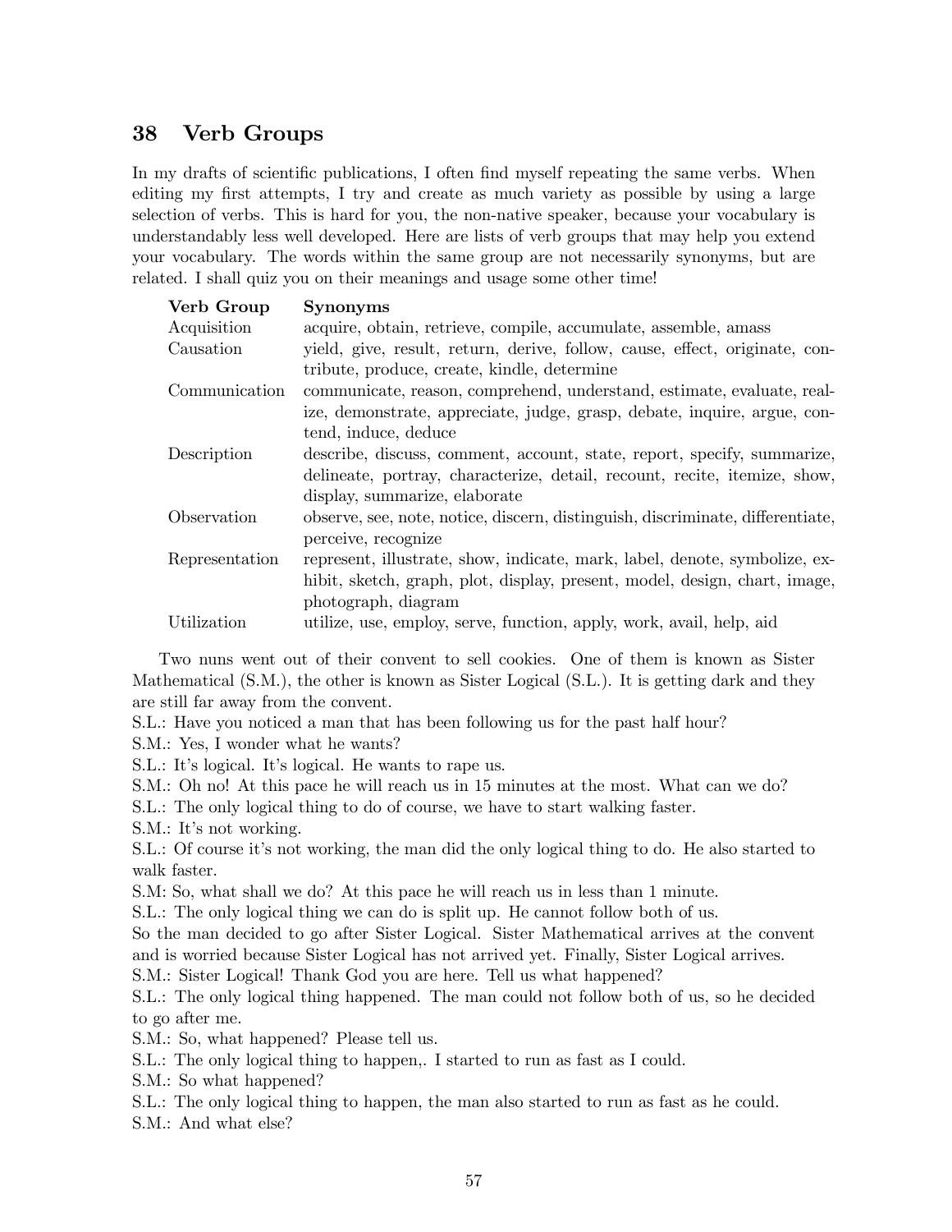## 38 Verb Groups

In my drafts of scientific publications, I often find myself repeating the same verbs. When editing my first attempts, I try and create as much variety as possible by using a large selection of verbs. This is hard for you, the non-native speaker, because your vocabulary is understandably less well developed. Here are lists of verb groups that may help you extend your vocabulary. The words within the same group are not necessarily synonyms, but are related. I shall quiz you on their meanings and usage some other time!

| **Verb Group** | **Synonyms** |
|---|---|
| Acquisition | acquire, obtain, retrieve, compile, accumulate, assemble, amass |
| Causation | yield, give, result, return, derive, follow, cause, effect, originate, contribute, produce, create, kindle, determine |
| Communication | communicate, reason, comprehend, understand, estimate, evaluate, realize, demonstrate, appreciate, judge, grasp, debate, inquire, argue, contend, induce, deduce |
| Description | describe, discuss, comment, account, state, report, specify, summarize, delineate, portray, characterize, detail, recount, recite, itemize, show, display, summarize, elaborate |
| Observation | observe, see, note, notice, discern, distinguish, discriminate, differentiate, perceive, recognize |
| Representation | represent, illustrate, show, indicate, mark, label, denote, symbolize, exhibit, sketch, graph, plot, display, present, model, design, chart, image, photograph, diagram |
| Utilization | utilize, use, employ, serve, function, apply, work, avail, help, aid |

Two nuns went out of their convent to sell cookies. One of them is known as Sister Mathematical (S.M.), the other is known as Sister Logical (S.L.). It is getting dark and they are still far away from the convent.

S.L.: Have you noticed a man that has been following us for the past half hour?

S.M.: Yes, I wonder what he wants?

S.L.: It's logical. It's logical. He wants to rape us.

S.M.: Oh no! At this pace he will reach us in 15 minutes at the most. What can we do?

S.L.: The only logical thing to do of course, we have to start walking faster.

S.M.: It's not working.

S.L.: Of course it's not working, the man did the only logical thing to do. He also started to walk faster.

S.M: So, what shall we do? At this pace he will reach us in less than 1 minute.

S.L.: The only logical thing we can do is split up. He cannot follow both of us.

So the man decided to go after Sister Logical. Sister Mathematical arrives at the convent and is worried because Sister Logical has not arrived yet. Finally, Sister Logical arrives.

S.M.: Sister Logical! Thank God you are here. Tell us what happened?

S.L.: The only logical thing happened. The man could not follow both of us, so he decided to go after me.

S.M.: So, what happened? Please tell us.

S.L.: The only logical thing to happen,. I started to run as fast as I could.

S.M.: So what happened?

S.L.: The only logical thing to happen, the man also started to run as fast as he could.

S.M.: And what else?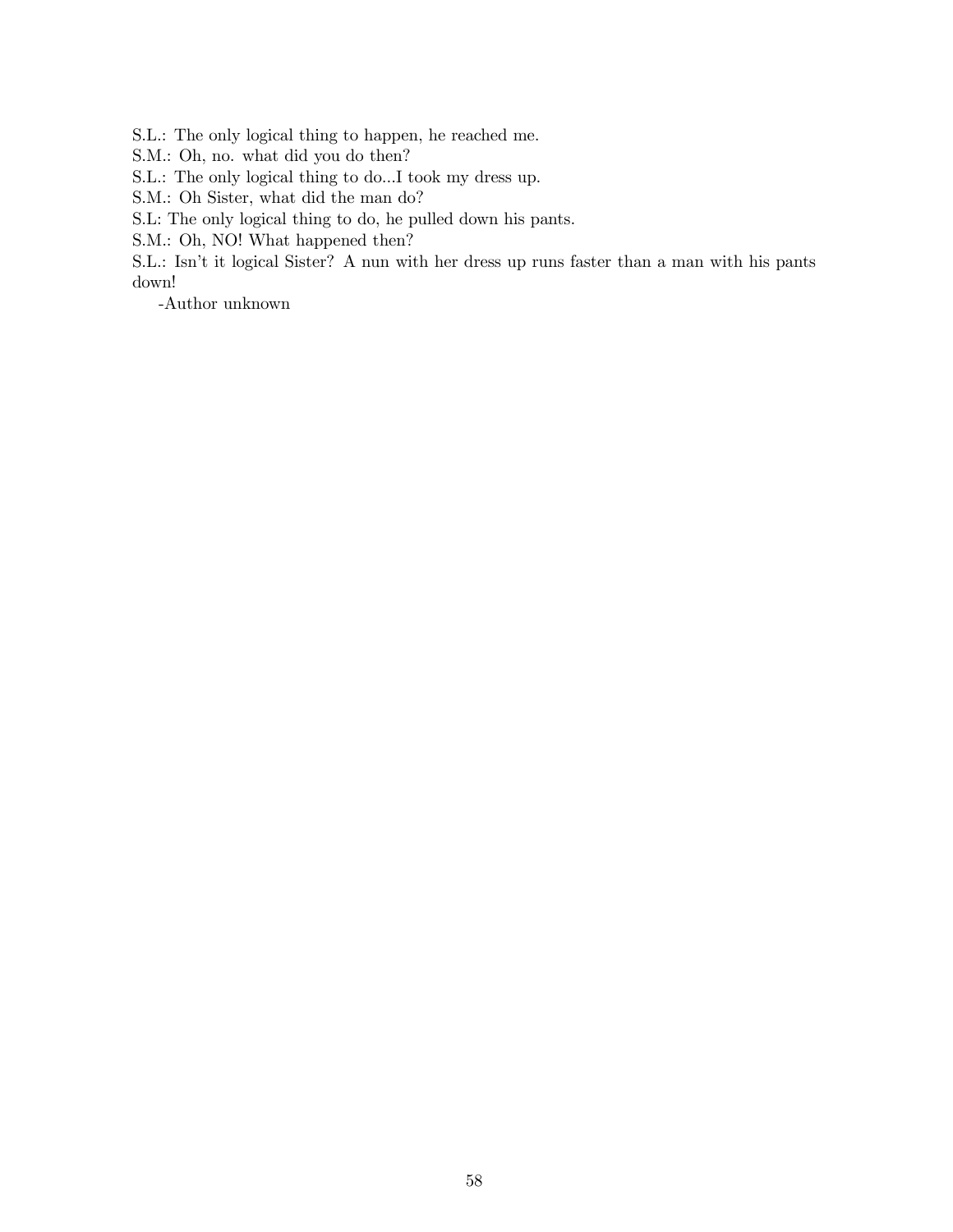S.L.: The only logical thing to happen, he reached me.

S.M.: Oh, no. what did you do then?

S.L.: The only logical thing to do...I took my dress up.

S.M.: Oh Sister, what did the man do?

S.L: The only logical thing to do, he pulled down his pants.

S.M.: Oh, NO! What happened then?

S.L.: Isn't it logical Sister? A nun with her dress up runs faster than a man with his pants down!

-Author unknown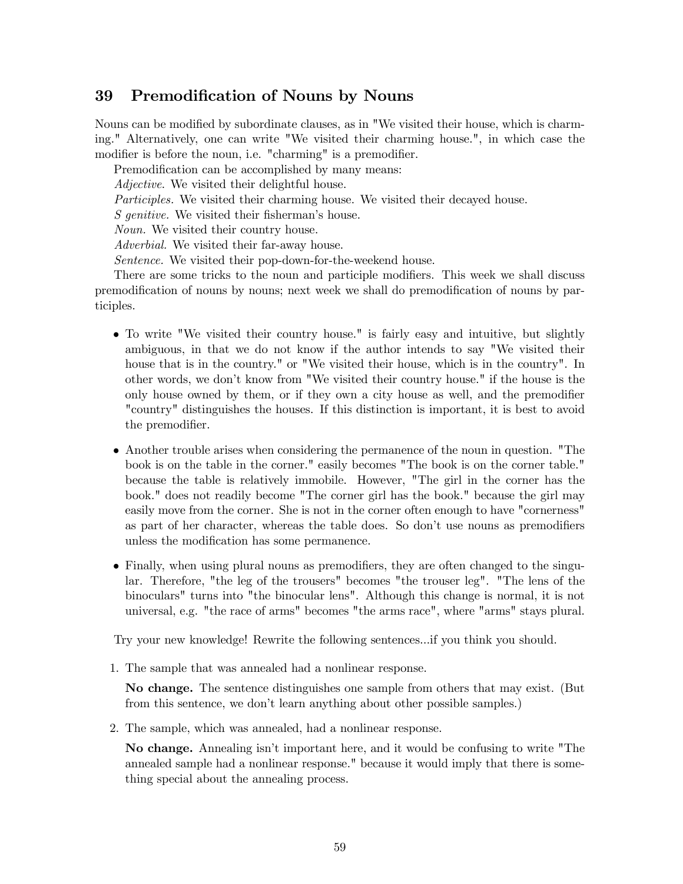## 39 Premodification of Nouns by Nouns

Nouns can be modified by subordinate clauses, as in "We visited their house, which is charming." Alternatively, one can write "We visited their charming house.", in which case the modifier is before the noun, i.e. "charming" is a premodifier.

Premodification can be accomplished by many means:

*Adjective.* We visited their delightful house.

*Participles.* We visited their charming house. We visited their decayed house.

*S genitive.* We visited their fisherman's house.

*Noun.* We visited their country house.

*Adverbial.* We visited their far-away house.

*Sentence.* We visited their pop-down-for-the-weekend house.

There are some tricks to the noun and participle modifiers. This week we shall discuss premodification of nouns by nouns; next week we shall do premodification of nouns by participles.

- To write "We visited their country house." is fairly easy and intuitive, but slightly ambiguous, in that we do not know if the author intends to say "We visited their house that is in the country." or "We visited their house, which is in the country". In other words, we don't know from "We visited their country house." if the house is the only house owned by them, or if they own a city house as well, and the premodifier "country" distinguishes the houses. If this distinction is important, it is best to avoid the premodifier.
- Another trouble arises when considering the permanence of the noun in question. "The book is on the table in the corner." easily becomes "The book is on the corner table." because the table is relatively immobile. However, "The girl in the corner has the book." does not readily become "The corner girl has the book." because the girl may easily move from the corner. She is not in the corner often enough to have "cornerness" as part of her character, whereas the table does. So don't use nouns as premodifiers unless the modification has some permanence.
- Finally, when using plural nouns as premodifiers, they are often changed to the singular. Therefore, "the leg of the trousers" becomes "the trouser leg". "The lens of the binoculars" turns into "the binocular lens". Although this change is normal, it is not universal, e.g. "the race of arms" becomes "the arms race", where "arms" stays plural.

Try your new knowledge! Rewrite the following sentences...if you think you should.

1. The sample that was annealed had a nonlinear response.

   **No change.** The sentence distinguishes one sample from others that may exist. (But from this sentence, we don't learn anything about other possible samples.)

2. The sample, which was annealed, had a nonlinear response.

   **No change.** Annealing isn't important here, and it would be confusing to write "The annealed sample had a nonlinear response." because it would imply that there is something special about the annealing process.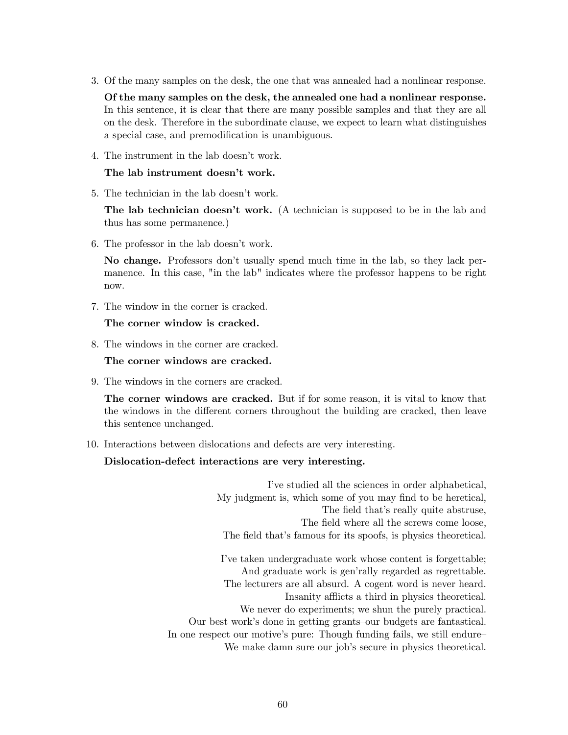3. Of the many samples on the desk, the one that was annealed had a nonlinear response.

   **Of the many samples on the desk, the annealed one had a nonlinear response.** In this sentence, it is clear that there are many possible samples and that they are all on the desk. Therefore in the subordinate clause, we expect to learn what distinguishes a special case, and premodification is unambiguous.

4. The instrument in the lab doesn't work.

   **The lab instrument doesn't work.**

5. The technician in the lab doesn't work.

   **The lab technician doesn't work.** (A technician is supposed to be in the lab and thus has some permanence.)

6. The professor in the lab doesn't work.

   **No change.** Professors don't usually spend much time in the lab, so they lack permanence. In this case, "in the lab" indicates where the professor happens to be right now.

7. The window in the corner is cracked.

   **The corner window is cracked.**

8. The windows in the corner are cracked.

   **The corner windows are cracked.**

9. The windows in the corners are cracked.

   **The corner windows are cracked.** But if for some reason, it is vital to know that the windows in the different corners throughout the building are cracked, then leave this sentence unchanged.

10. Interactions between dislocations and defects are very interesting.

    **Dislocation-defect interactions are very interesting.**

I've studied all the sciences in order alphabetical,
My judgment is, which some of you may find to be heretical,
The field that's really quite abstruse,
The field where all the screws come loose,
The field that's famous for its spoofs, is physics theoretical.

I've taken undergraduate work whose content is forgettable;
And graduate work is gen'rally regarded as regrettable.
The lecturers are all absurd. A cogent word is never heard.
Insanity afflicts a third in physics theoretical.
We never do experiments; we shun the purely practical.
Our best work's done in getting grants–our budgets are fantastical.
In one respect our motive's pure: Though funding fails, we still endure–
We make damn sure our job's secure in physics theoretical.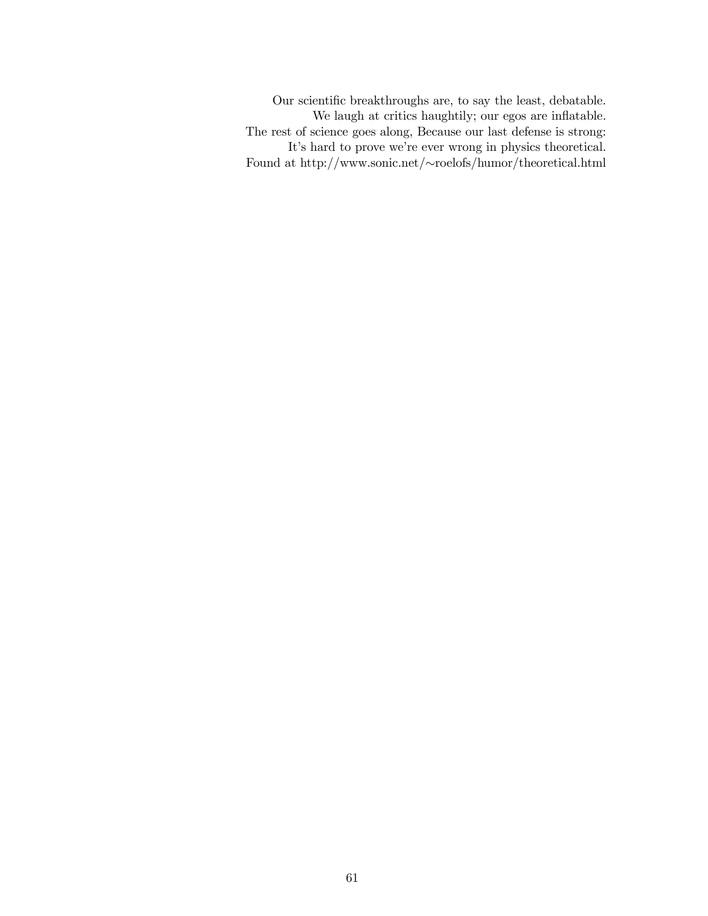Our scientific breakthroughs are, to say the least, debatable.  
We laugh at critics haughtily; our egos are inflatable.  
The rest of science goes along, Because our last defense is strong:  
It's hard to prove we're ever wrong in physics theoretical.  
Found at http://www.sonic.net/∼roelofs/humor/theoretical.html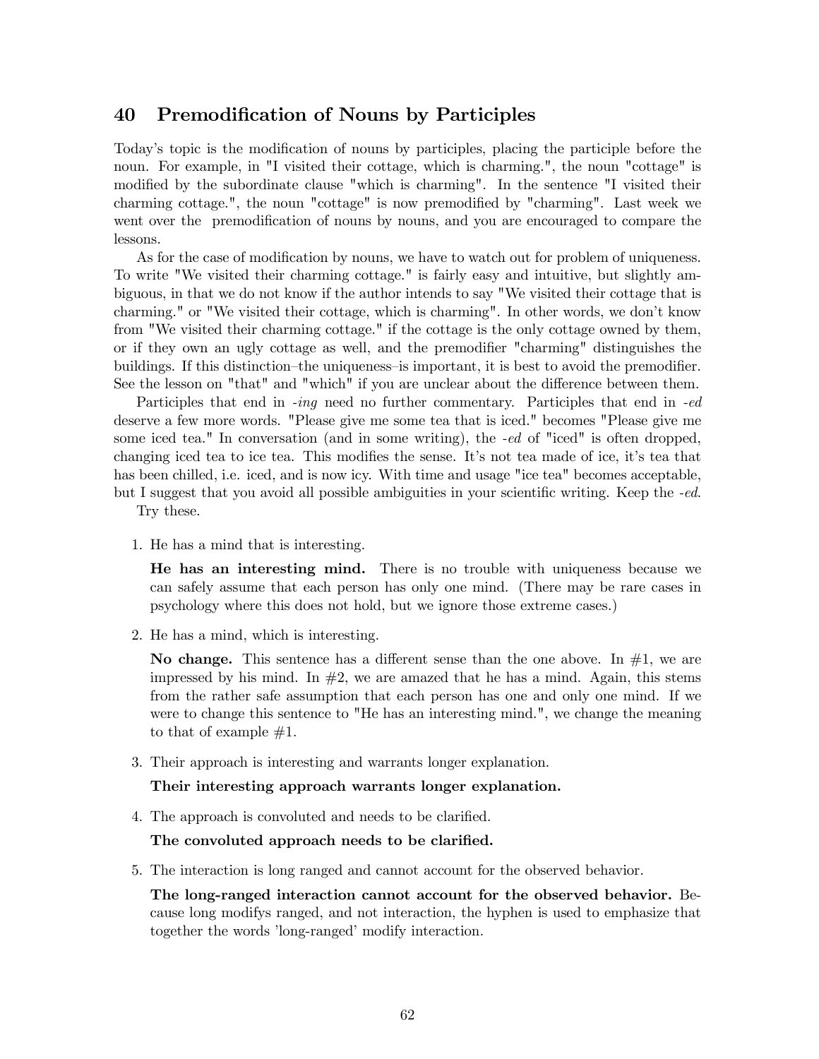## 40 Premodification of Nouns by Participles

Today's topic is the modification of nouns by participles, placing the participle before the noun. For example, in "I visited their cottage, which is charming.", the noun "cottage" is modified by the subordinate clause "which is charming". In the sentence "I visited their charming cottage.", the noun "cottage" is now premodified by "charming". Last week we went over the premodification of nouns by nouns, and you are encouraged to compare the lessons.

As for the case of modification by nouns, we have to watch out for problem of uniqueness. To write "We visited their charming cottage." is fairly easy and intuitive, but slightly ambiguous, in that we do not know if the author intends to say "We visited their cottage that is charming." or "We visited their cottage, which is charming". In other words, we don't know from "We visited their charming cottage." if the cottage is the only cottage owned by them, or if they own an ugly cottage as well, and the premodifier "charming" distinguishes the buildings. If this distinction–the uniqueness–is important, it is best to avoid the premodifier. See the lesson on "that" and "which" if you are unclear about the difference between them.

Participles that end in *-ing* need no further commentary. Participles that end in *-ed* deserve a few more words. "Please give me some tea that is iced." becomes "Please give me some iced tea." In conversation (and in some writing), the *-ed* of "iced" is often dropped, changing iced tea to ice tea. This modifies the sense. It's not tea made of ice, it's tea that has been chilled, i.e. iced, and is now icy. With time and usage "ice tea" becomes acceptable, but I suggest that you avoid all possible ambiguities in your scientific writing. Keep the *-ed*.

Try these.

1. He has a mind that is interesting.

   **He has an interesting mind.** There is no trouble with uniqueness because we can safely assume that each person has only one mind. (There may be rare cases in psychology where this does not hold, but we ignore those extreme cases.)

2. He has a mind, which is interesting.

   **No change.** This sentence has a different sense than the one above. In #1, we are impressed by his mind. In #2, we are amazed that he has a mind. Again, this stems from the rather safe assumption that each person has one and only one mind. If we were to change this sentence to "He has an interesting mind.", we change the meaning to that of example #1.

3. Their approach is interesting and warrants longer explanation.

   **Their interesting approach warrants longer explanation.**

4. The approach is convoluted and needs to be clarified.

   **The convoluted approach needs to be clarified.**

5. The interaction is long ranged and cannot account for the observed behavior.

   **The long-ranged interaction cannot account for the observed behavior.** Because long modifys ranged, and not interaction, the hyphen is used to emphasize that together the words 'long-ranged' modify interaction.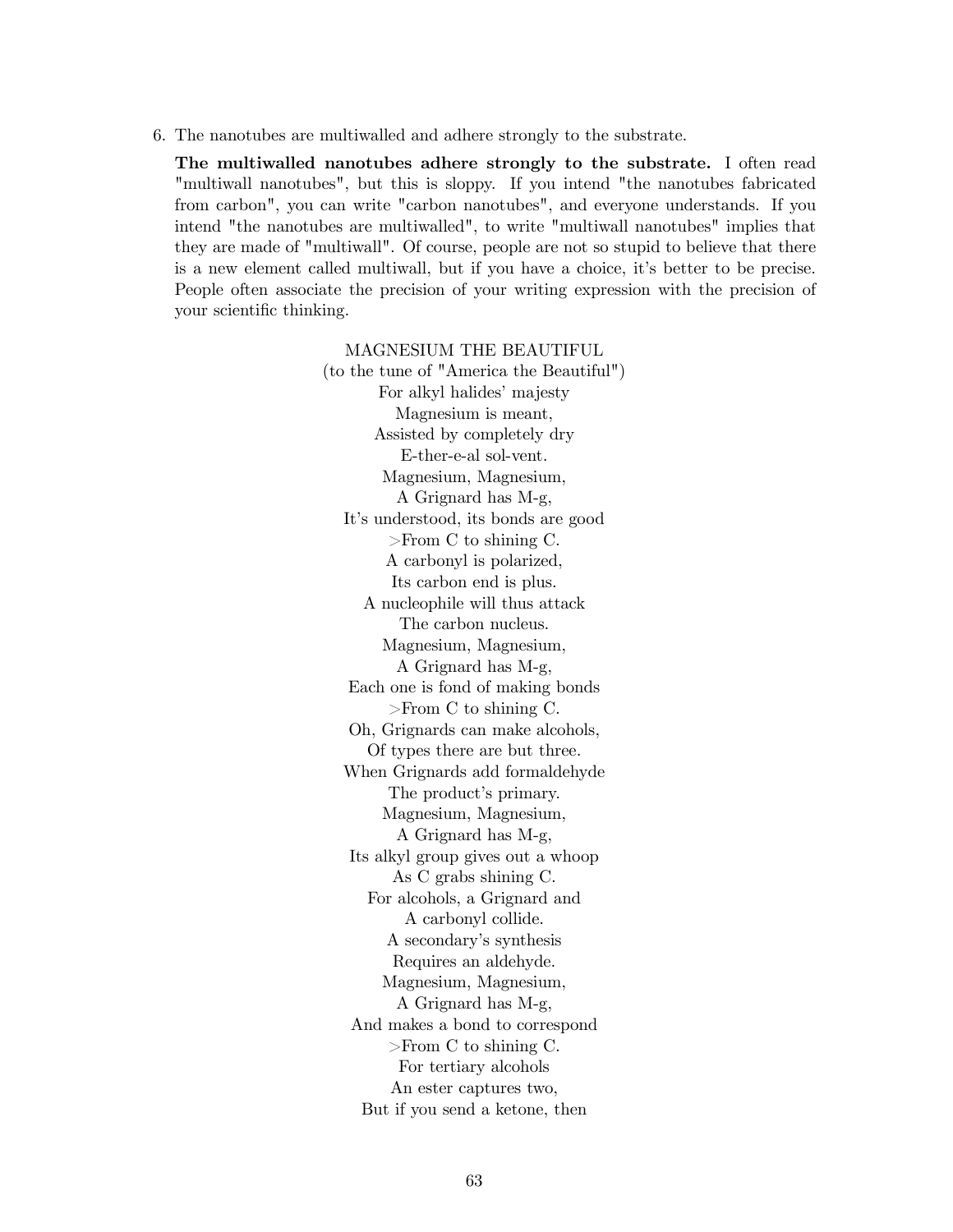6. The nanotubes are multiwalled and adhere strongly to the substrate.

   **The multiwalled nanotubes adhere strongly to the substrate.** I often read "multiwall nanotubes", but this is sloppy. If you intend "the nanotubes fabricated from carbon", you can write "carbon nanotubes", and everyone understands. If you intend "the nanotubes are multiwalled", to write "multiwall nanotubes" implies that they are made of "multiwall". Of course, people are not so stupid to believe that there is a new element called multiwall, but if you have a choice, it's better to be precise. People often associate the precision of your writing expression with the precision of your scientific thinking.

MAGNESIUM THE BEAUTIFUL
(to the tune of "America the Beautiful")
For alkyl halides' majesty
Magnesium is meant,
Assisted by completely dry
E-ther-e-al sol-vent.
Magnesium, Magnesium,
A Grignard has M-g,
It's understood, its bonds are good
>From C to shining C.
A carbonyl is polarized,
Its carbon end is plus.
A nucleophile will thus attack
The carbon nucleus.
Magnesium, Magnesium,
A Grignard has M-g,
Each one is fond of making bonds
>From C to shining C.
Oh, Grignards can make alcohols,
Of types there are but three.
When Grignards add formaldehyde
The product's primary.
Magnesium, Magnesium,
A Grignard has M-g,
Its alkyl group gives out a whoop
As C grabs shining C.
For alcohols, a Grignard and
A carbonyl collide.
A secondary's synthesis
Requires an aldehyde.
Magnesium, Magnesium,
A Grignard has M-g,
And makes a bond to correspond
>From C to shining C.
For tertiary alcohols
An ester captures two,
But if you send a ketone, then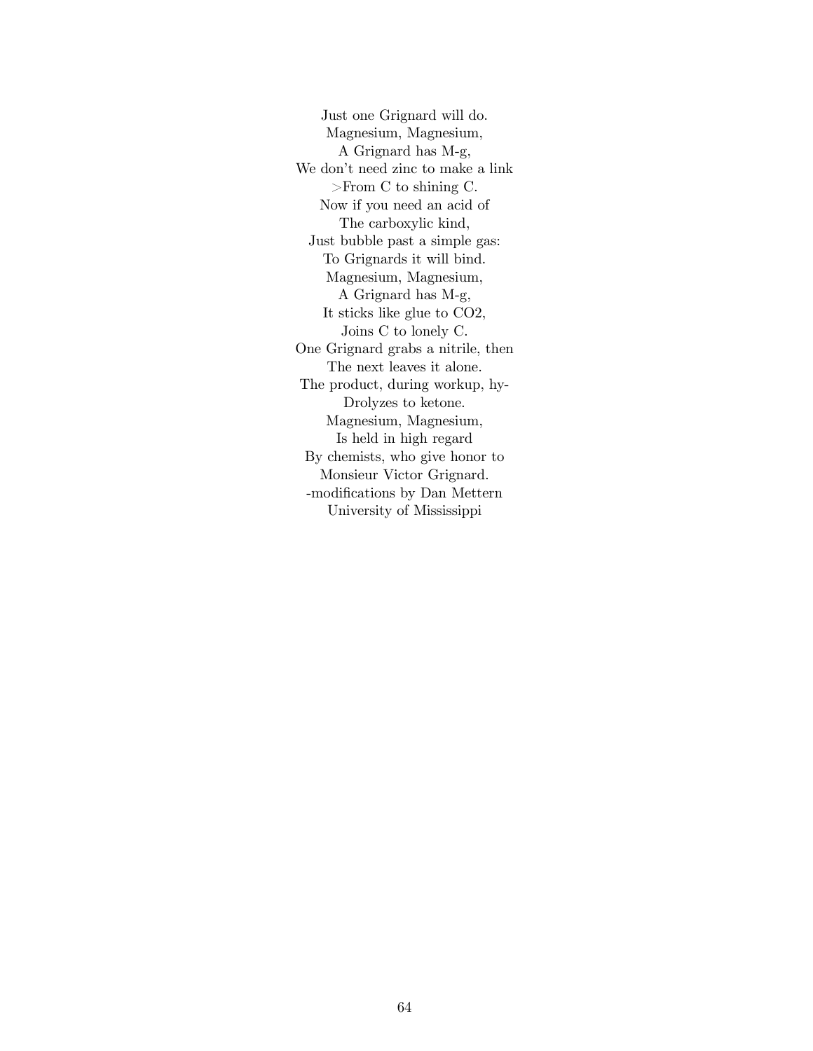Just one Grignard will do.
Magnesium, Magnesium,
A Grignard has M-g,
We don't need zinc to make a link
>From C to shining C.
Now if you need an acid of
The carboxylic kind,
Just bubble past a simple gas:
To Grignards it will bind.
Magnesium, Magnesium,
A Grignard has M-g,
It sticks like glue to $CO_2$,
Joins C to lonely C.
One Grignard grabs a nitrile, then
The next leaves it alone.
The product, during workup, hy-
Drolyzes to ketone.
Magnesium, Magnesium,
Is held in high regard
By chemists, who give honor to
Monsieur Victor Grignard.
-modifications by Dan Mettern
University of Mississippi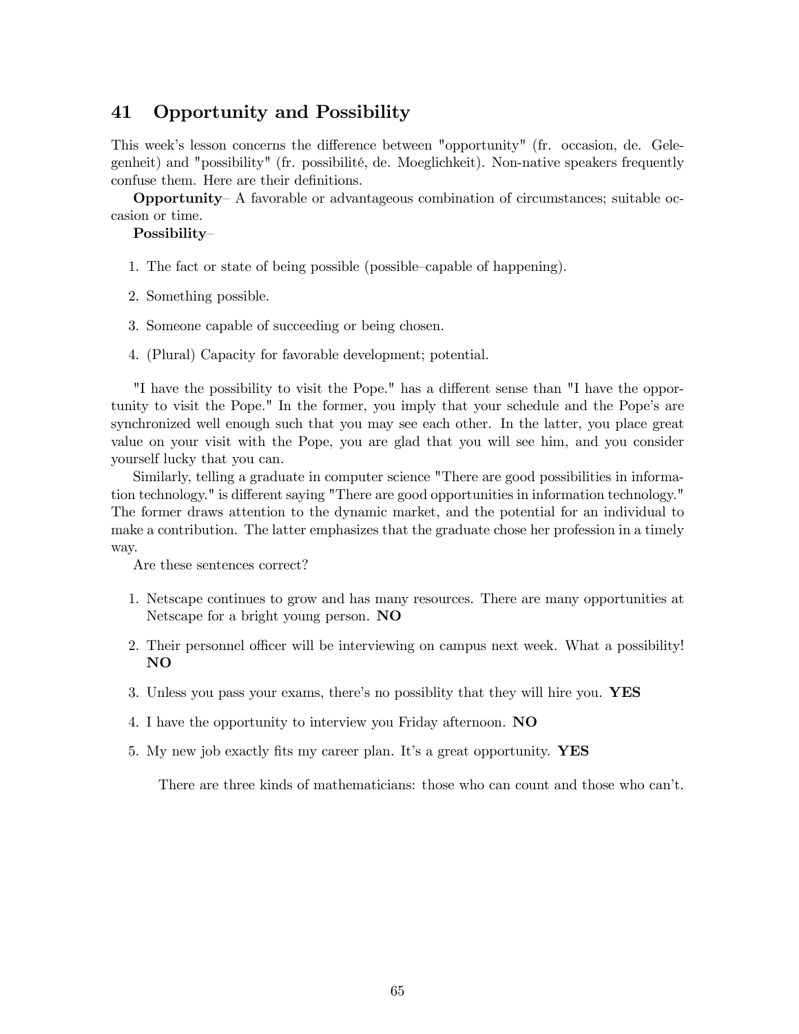## 41 Opportunity and Possibility

This week's lesson concerns the difference between "opportunity" (fr. occasion, de. Gelegenheit) and "possibility" (fr. possibilité, de. Moeglichkeit). Non-native speakers frequently confuse them. Here are their definitions.

**Opportunity**– A favorable or advantageous combination of circumstances; suitable occasion or time.

**Possibility**–

1. The fact or state of being possible (possible–capable of happening).
2. Something possible.
3. Someone capable of succeeding or being chosen.
4. (Plural) Capacity for favorable development; potential.

"I have the possibility to visit the Pope." has a different sense than "I have the opportunity to visit the Pope." In the former, you imply that your schedule and the Pope's are synchronized well enough such that you may see each other. In the latter, you place great value on your visit with the Pope, you are glad that you will see him, and you consider yourself lucky that you can.

Similarly, telling a graduate in computer science "There are good possibilities in information technology." is different saying "There are good opportunities in information technology." The former draws attention to the dynamic market, and the potential for an individual to make a contribution. The latter emphasizes that the graduate chose her profession in a timely way.

Are these sentences correct?

1. Netscape continues to grow and has many resources. There are many opportunities at Netscape for a bright young person. **NO**
2. Their personnel officer will be interviewing on campus next week. What a possibility! **NO**
3. Unless you pass your exams, there's no possiblity that they will hire you. **YES**
4. I have the opportunity to interview you Friday afternoon. **NO**
5. My new job exactly fits my career plan. It's a great opportunity. **YES**

There are three kinds of mathematicians: those who can count and those who can't.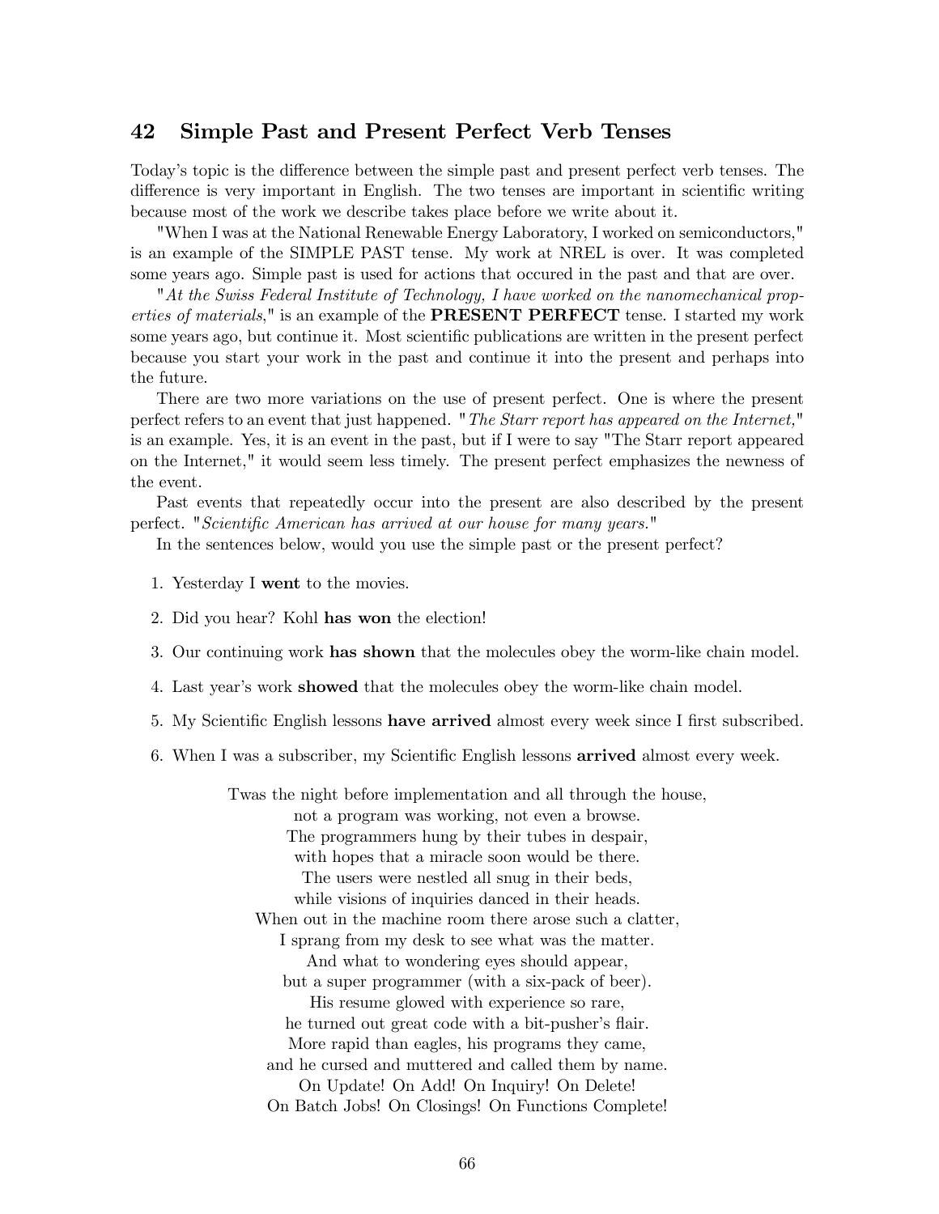## 42 Simple Past and Present Perfect Verb Tenses

Today's topic is the difference between the simple past and present perfect verb tenses. The difference is very important in English. The two tenses are important in scientific writing because most of the work we describe takes place before we write about it.

"When I was at the National Renewable Energy Laboratory, I worked on semiconductors," is an example of the SIMPLE PAST tense. My work at NREL is over. It was completed some years ago. Simple past is used for actions that occured in the past and that are over.

"*At the Swiss Federal Institute of Technology, I have worked on the nanomechanical properties of materials*," is an example of the **PRESENT PERFECT** tense. I started my work some years ago, but continue it. Most scientific publications are written in the present perfect because you start your work in the past and continue it into the present and perhaps into the future.

There are two more variations on the use of present perfect. One is where the present perfect refers to an event that just happened. "*The Starr report has appeared on the Internet,*" is an example. Yes, it is an event in the past, but if I were to say "The Starr report appeared on the Internet," it would seem less timely. The present perfect emphasizes the newness of the event.

Past events that repeatedly occur into the present are also described by the present perfect. "*Scientific American has arrived at our house for many years.*"

In the sentences below, would you use the simple past or the present perfect?

1. Yesterday I **went** to the movies.
2. Did you hear? Kohl **has won** the election!
3. Our continuing work **has shown** that the molecules obey the worm-like chain model.
4. Last year's work **showed** that the molecules obey the worm-like chain model.
5. My Scientific English lessons **have arrived** almost every week since I first subscribed.
6. When I was a subscriber, my Scientific English lessons **arrived** almost every week.

Twas the night before implementation and all through the house,
not a program was working, not even a browse.
The programmers hung by their tubes in despair,
with hopes that a miracle soon would be there.
The users were nestled all snug in their beds,
while visions of inquiries danced in their heads.
When out in the machine room there arose such a clatter,
I sprang from my desk to see what was the matter.
And what to wondering eyes should appear,
but a super programmer (with a six-pack of beer).
His resume glowed with experience so rare,
he turned out great code with a bit-pusher's flair.
More rapid than eagles, his programs they came,
and he cursed and muttered and called them by name.
On Update! On Add! On Inquiry! On Delete!
On Batch Jobs! On Closings! On Functions Complete!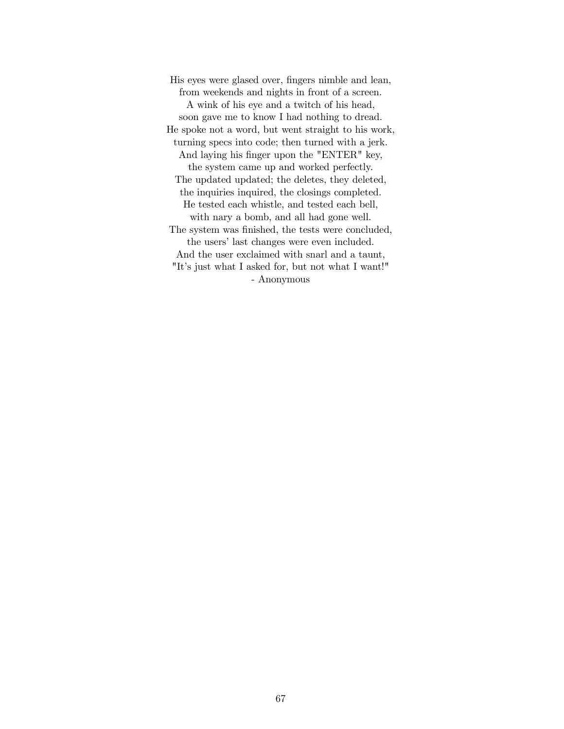His eyes were glased over, fingers nimble and lean,  
from weekends and nights in front of a screen.  
A wink of his eye and a twitch of his head,  
soon gave me to know I had nothing to dread.  
He spoke not a word, but went straight to his work,  
turning specs into code; then turned with a jerk.  
And laying his finger upon the "ENTER" key,  
the system came up and worked perfectly.  
The updated updated; the deletes, they deleted,  
the inquiries inquired, the closings completed.  
He tested each whistle, and tested each bell,  
with nary a bomb, and all had gone well.  
The system was finished, the tests were concluded,  
the users' last changes were even included.  
And the user exclaimed with snarl and a taunt,  
"It's just what I asked for, but not what I want!"  
- Anonymous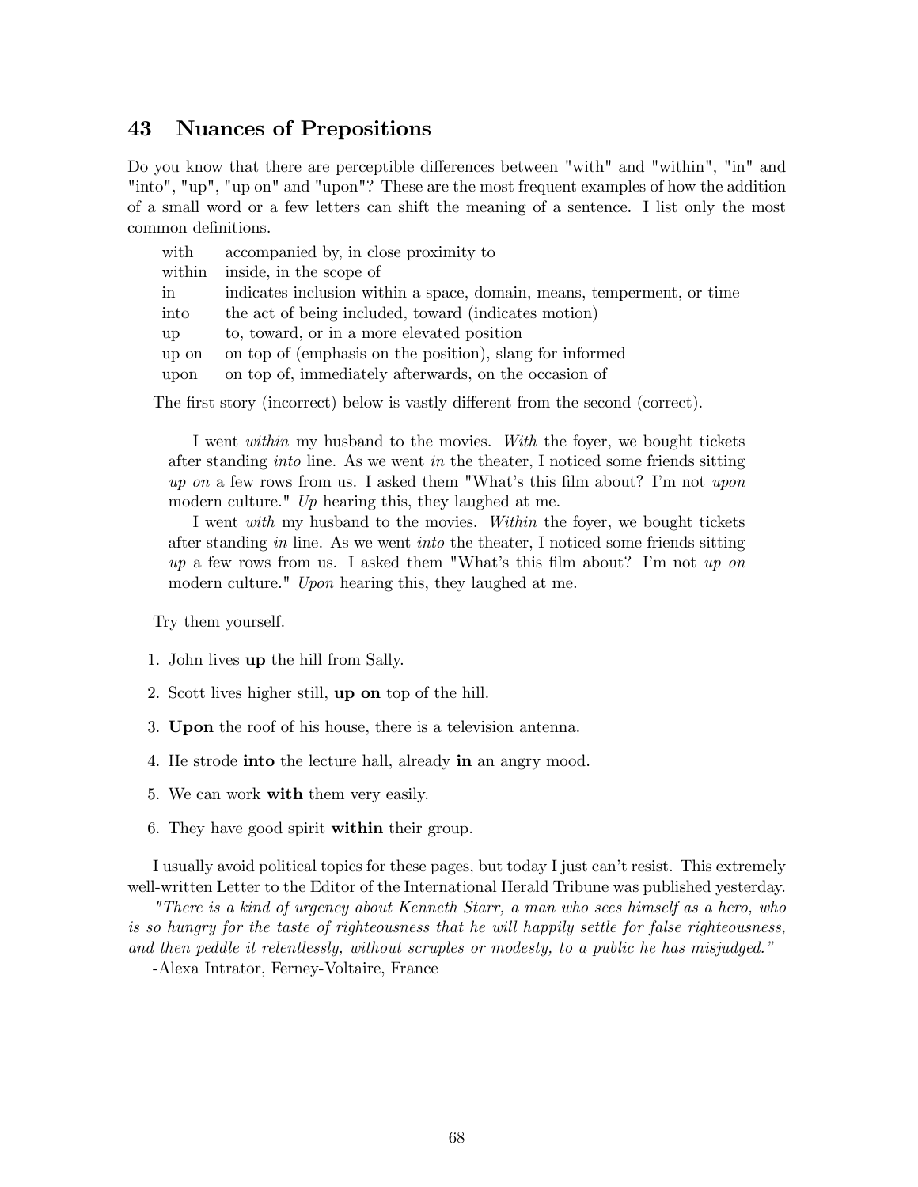## 43 Nuances of Prepositions

Do you know that there are perceptible differences between "with" and "within", "in" and "into", "up", "up on" and "upon"? These are the most frequent examples of how the addition of a small word or a few letters can shift the meaning of a sentence. I list only the most common definitions.

| | |
|---|---|
| with | accompanied by, in close proximity to |
| within | inside, in the scope of |
| in | indicates inclusion within a space, domain, means, temperment, or time |
| into | the act of being included, toward (indicates motion) |
| up | to, toward, or in a more elevated position |
| up on | on top of (emphasis on the position), slang for informed |
| upon | on top of, immediately afterwards, on the occasion of |

The first story (incorrect) below is vastly different from the second (correct).

> I went *within* my husband to the movies. *With* the foyer, we bought tickets after standing *into* line. As we went *in* the theater, I noticed some friends sitting *up on* a few rows from us. I asked them "What's this film about? I'm not *upon* modern culture." *Up* hearing this, they laughed at me.
>
> I went *with* my husband to the movies. *Within* the foyer, we bought tickets after standing *in* line. As we went *into* the theater, I noticed some friends sitting *up* a few rows from us. I asked them "What's this film about? I'm not *up on* modern culture." *Upon* hearing this, they laughed at me.

Try them yourself.

1. John lives **up** the hill from Sally.
2. Scott lives higher still, **up on** top of the hill.
3. **Upon** the roof of his house, there is a television antenna.
4. He strode **into** the lecture hall, already **in** an angry mood.
5. We can work **with** them very easily.
6. They have good spirit **within** their group.

I usually avoid political topics for these pages, but today I just can't resist. This extremely well-written Letter to the Editor of the International Herald Tribune was published yesterday.

*"There is a kind of urgency about Kenneth Starr, a man who sees himself as a hero, who is so hungry for the taste of righteousness that he will happily settle for false righteousness, and then peddle it relentlessly, without scruples or modesty, to a public he has misjudged."*

-Alexa Intrator, Ferney-Voltaire, France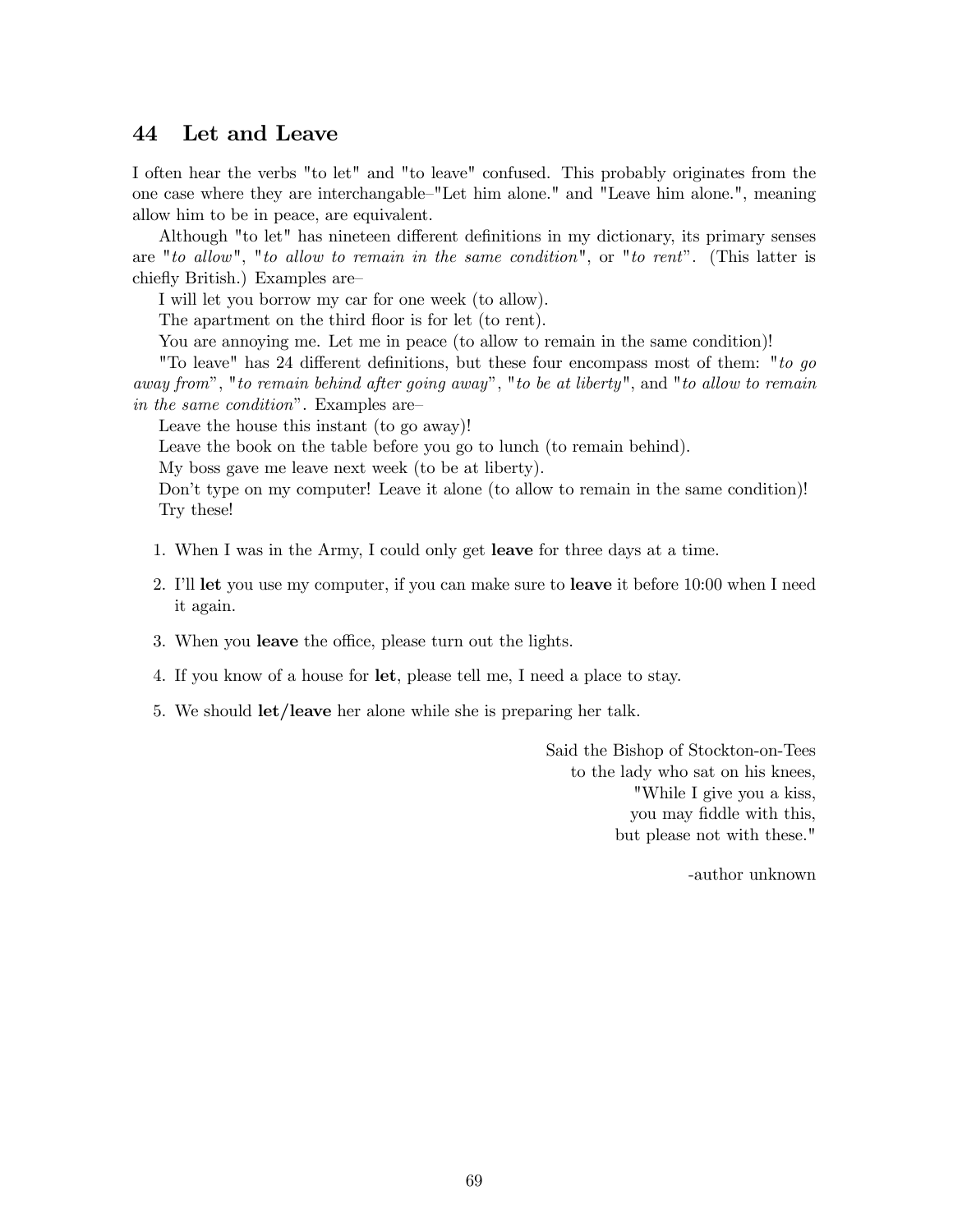## 44 Let and Leave

I often hear the verbs "to let" and "to leave" confused. This probably originates from the one case where they are interchangable–"Let him alone." and "Leave him alone.", meaning allow him to be in peace, are equivalent.

Although "to let" has nineteen different definitions in my dictionary, its primary senses are "*to allow*", "*to allow to remain in the same condition*", or "*to rent*". (This latter is chiefly British.) Examples are–

I will let you borrow my car for one week (to allow).

The apartment on the third floor is for let (to rent).

You are annoying me. Let me in peace (to allow to remain in the same condition)!

"To leave" has 24 different definitions, but these four encompass most of them: "*to go away from*", "*to remain behind after going away*", "*to be at liberty*", and "*to allow to remain in the same condition*". Examples are–

Leave the house this instant (to go away)!

Leave the book on the table before you go to lunch (to remain behind).

My boss gave me leave next week (to be at liberty).

Don't type on my computer! Leave it alone (to allow to remain in the same condition)!

Try these!

1. When I was in the Army, I could only get **leave** for three days at a time.
2. I'll **let** you use my computer, if you can make sure to **leave** it before 10:00 when I need it again.
3. When you **leave** the office, please turn out the lights.
4. If you know of a house for **let**, please tell me, I need a place to stay.
5. We should **let/leave** her alone while she is preparing her talk.

Said the Bishop of Stockton-on-Tees
to the lady who sat on his knees,
"While I give you a kiss,
you may fiddle with this,
but please not with these."

-author unknown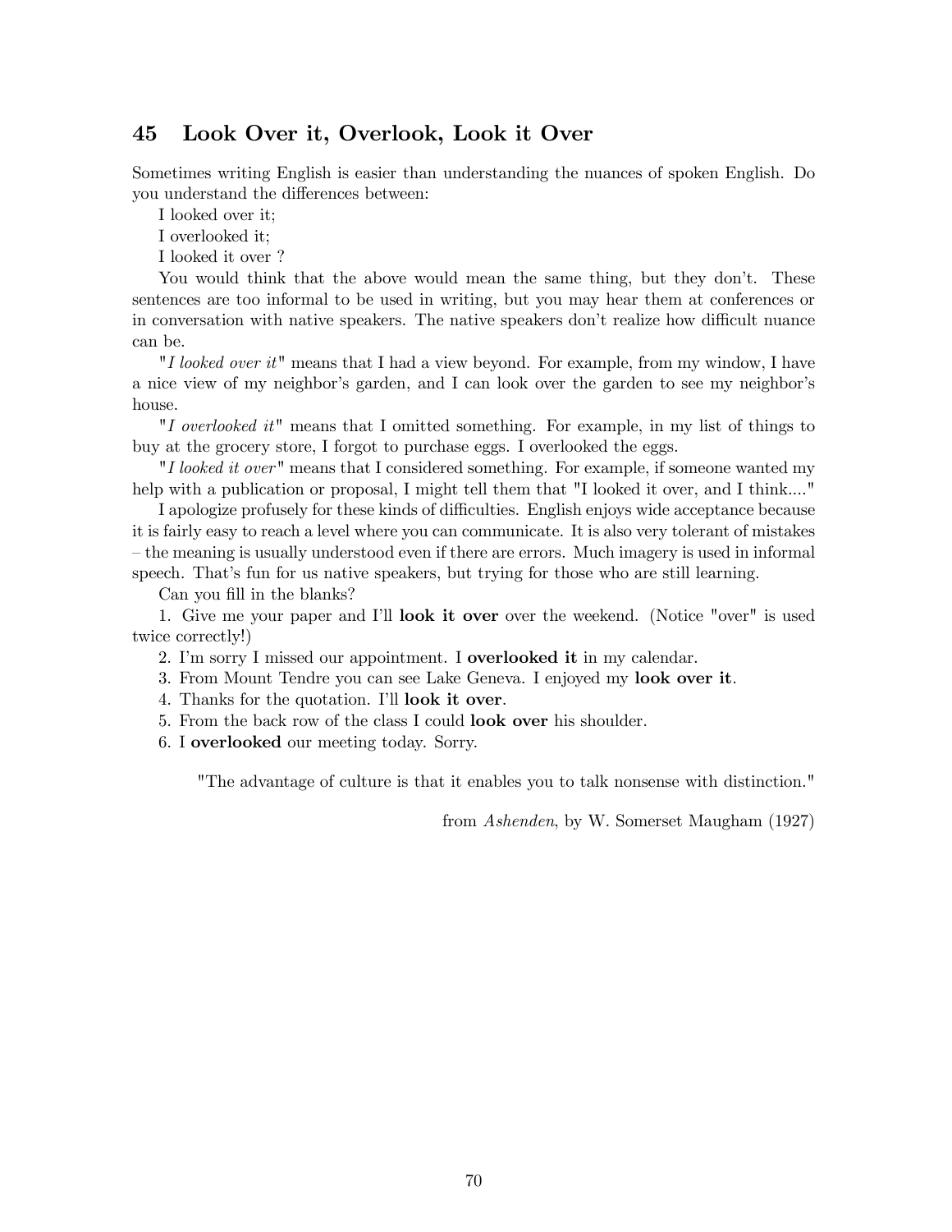## 45 Look Over it, Overlook, Look it Over

Sometimes writing English is easier than understanding the nuances of spoken English. Do you understand the differences between:

I looked over it;

I overlooked it;

I looked it over ?

You would think that the above would mean the same thing, but they don't. These sentences are too informal to be used in writing, but you may hear them at conferences or in conversation with native speakers. The native speakers don't realize how difficult nuance can be.

"*I looked over it*" means that I had a view beyond. For example, from my window, I have a nice view of my neighbor's garden, and I can look over the garden to see my neighbor's house.

"*I overlooked it*" means that I omitted something. For example, in my list of things to buy at the grocery store, I forgot to purchase eggs. I overlooked the eggs.

"*I looked it over*" means that I considered something. For example, if someone wanted my help with a publication or proposal, I might tell them that "I looked it over, and I think...."

I apologize profusely for these kinds of difficulties. English enjoys wide acceptance because it is fairly easy to reach a level where you can communicate. It is also very tolerant of mistakes – the meaning is usually understood even if there are errors. Much imagery is used in informal speech. That's fun for us native speakers, but trying for those who are still learning.

Can you fill in the blanks?

1. Give me your paper and I'll **look it over** over the weekend. (Notice "over" is used twice correctly!)
2. I'm sorry I missed our appointment. I **overlooked it** in my calendar.
3. From Mount Tendre you can see Lake Geneva. I enjoyed my **look over it**.
4. Thanks for the quotation. I'll **look it over**.
5. From the back row of the class I could **look over** his shoulder.
6. I **overlooked** our meeting today. Sorry.

"The advantage of culture is that it enables you to talk nonsense with distinction."

from *Ashenden*, by W. Somerset Maugham (1927)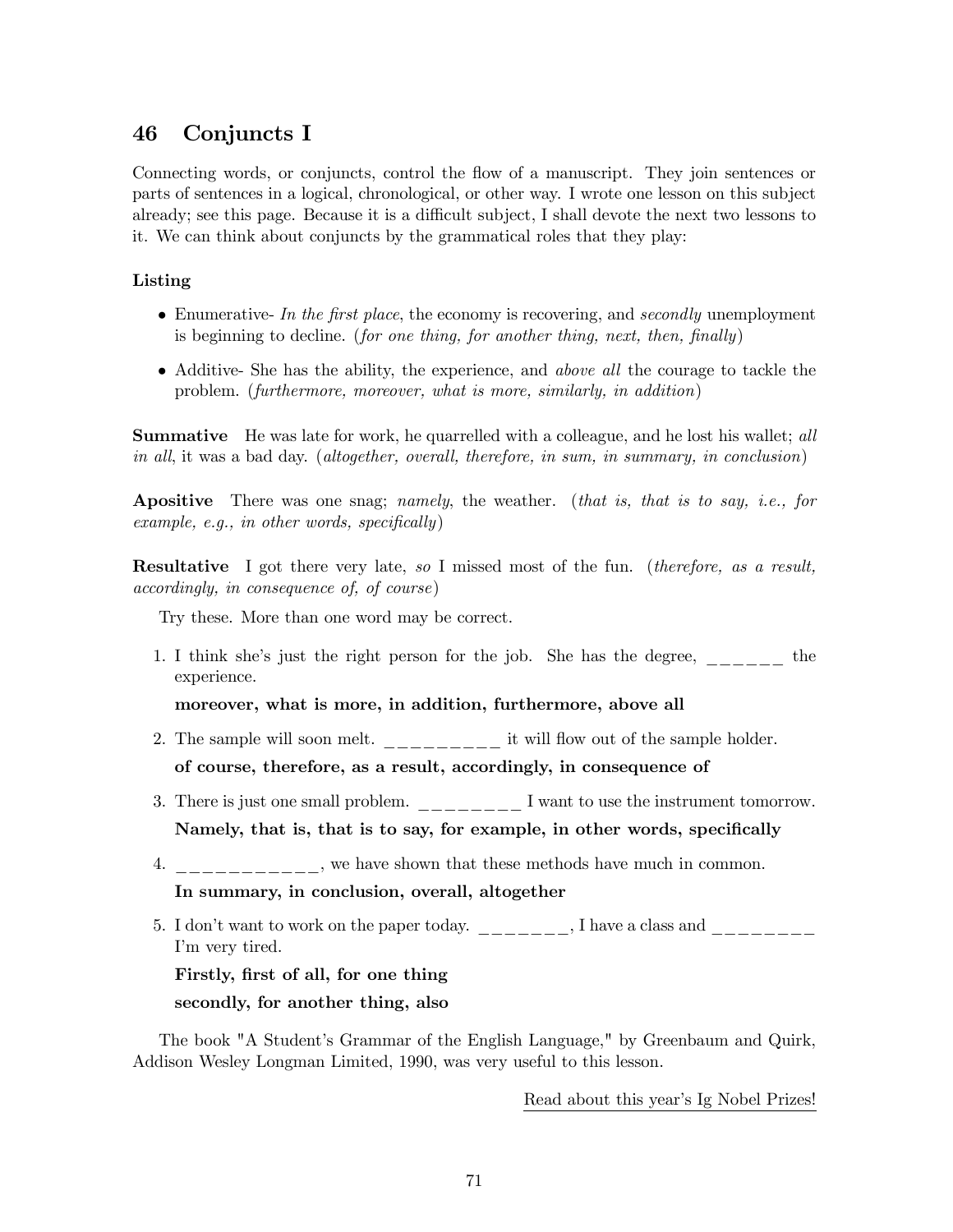## 46 Conjuncts I

Connecting words, or conjuncts, control the flow of a manuscript. They join sentences or parts of sentences in a logical, chronological, or other way. I wrote one lesson on this subject already; see this page. Because it is a difficult subject, I shall devote the next two lessons to it. We can think about conjuncts by the grammatical roles that they play:

**Listing**

- Enumerative- *In the first place*, the economy is recovering, and *secondly* unemployment is beginning to decline. (*for one thing, for another thing, next, then, finally*)
- Additive- She has the ability, the experience, and *above all* the courage to tackle the problem. (*furthermore, moreover, what is more, similarly, in addition*)

**Summative** He was late for work, he quarrelled with a colleague, and he lost his wallet; *all in all*, it was a bad day. (*altogether, overall, therefore, in sum, in summary, in conclusion*)

**Apositive** There was one snag; *namely*, the weather. (*that is, that is to say, i.e., for example, e.g., in other words, specifically*)

**Resultative** I got there very late, *so* I missed most of the fun. (*therefore, as a result, accordingly, in consequence of, of course*)

Try these. More than one word may be correct.

1. I think she's just the right person for the job. She has the degree, ______ the experience.

   **moreover, what is more, in addition, furthermore, above all**

2. The sample will soon melt. _________ it will flow out of the sample holder.

   **of course, therefore, as a result, accordingly, in consequence of**

3. There is just one small problem. ________ I want to use the instrument tomorrow.

   **Namely, that is, that is to say, for example, in other words, specifically**

4. ___________, we have shown that these methods have much in common.

   **In summary, in conclusion, overall, altogether**

5. I don't want to work on the paper today. _______, I have a class and ________ I'm very tired.

   **Firstly, first of all, for one thing**

   **secondly, for another thing, also**

The book "A Student's Grammar of the English Language," by Greenbaum and Quirk, Addison Wesley Longman Limited, 1990, was very useful to this lesson.

Read about this year's Ig Nobel Prizes!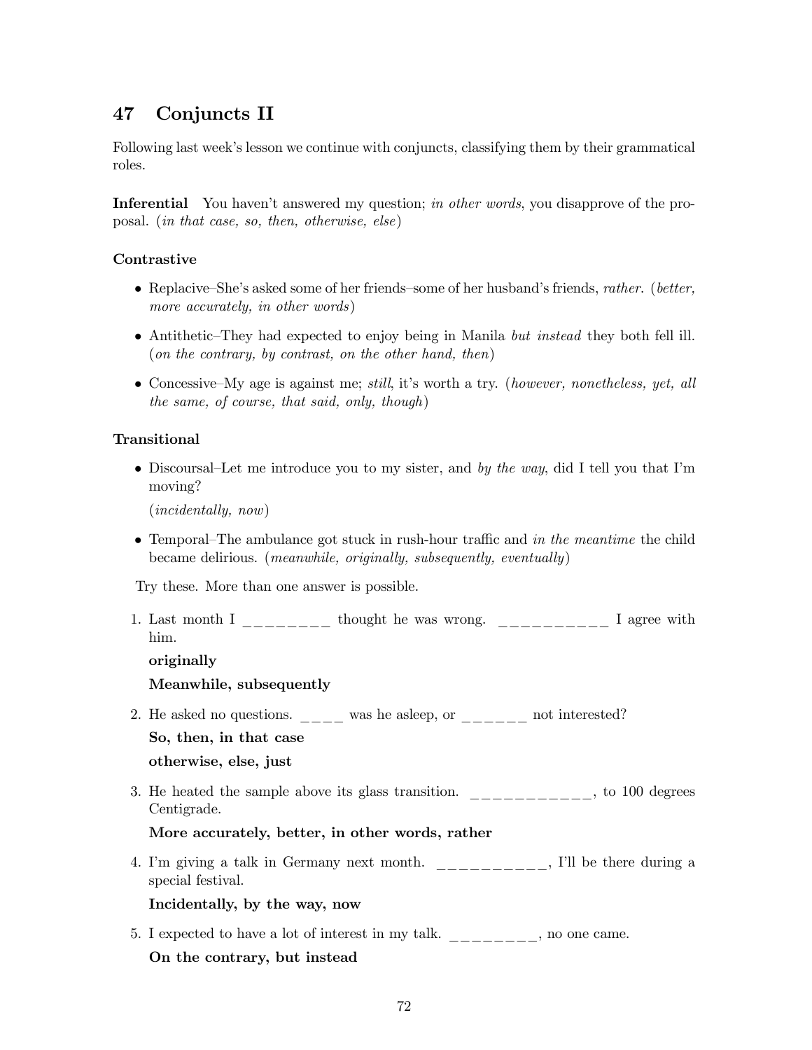## 47 Conjuncts II

Following last week's lesson we continue with conjuncts, classifying them by their grammatical roles.

**Inferential** You haven't answered my question; *in other words*, you disapprove of the proposal. (*in that case, so, then, otherwise, else*)

**Contrastive**

- Replacive–She's asked some of her friends–some of her husband's friends, *rather*. (*better, more accurately, in other words*)
- Antithetic–They had expected to enjoy being in Manila *but instead* they both fell ill. (*on the contrary, by contrast, on the other hand, then*)
- Concessive–My age is against me; *still*, it's worth a try. (*however, nonetheless, yet, all the same, of course, that said, only, though*)

**Transitional**

- Discoursal–Let me introduce you to my sister, and *by the way*, did I tell you that I'm moving?

  (*incidentally, now*)

- Temporal–The ambulance got stuck in rush-hour traffic and *in the meantime* the child became delirious. (*meanwhile, originally, subsequently, eventually*)

Try these. More than one answer is possible.

1. Last month I _________ thought he was wrong. ___________ I agree with him.

   **originally**

   **Meanwhile, subsequently**

2. He asked no questions. ____ was he asleep, or ______ not interested?

   **So, then, in that case**

   **otherwise, else, just**

3. He heated the sample above its glass transition. ____________, to 100 degrees Centigrade.

   **More accurately, better, in other words, rather**

4. I'm giving a talk in Germany next month. ___________, I'll be there during a special festival.

   **Incidentally, by the way, now**

5. I expected to have a lot of interest in my talk. _________, no one came.

   **On the contrary, but instead**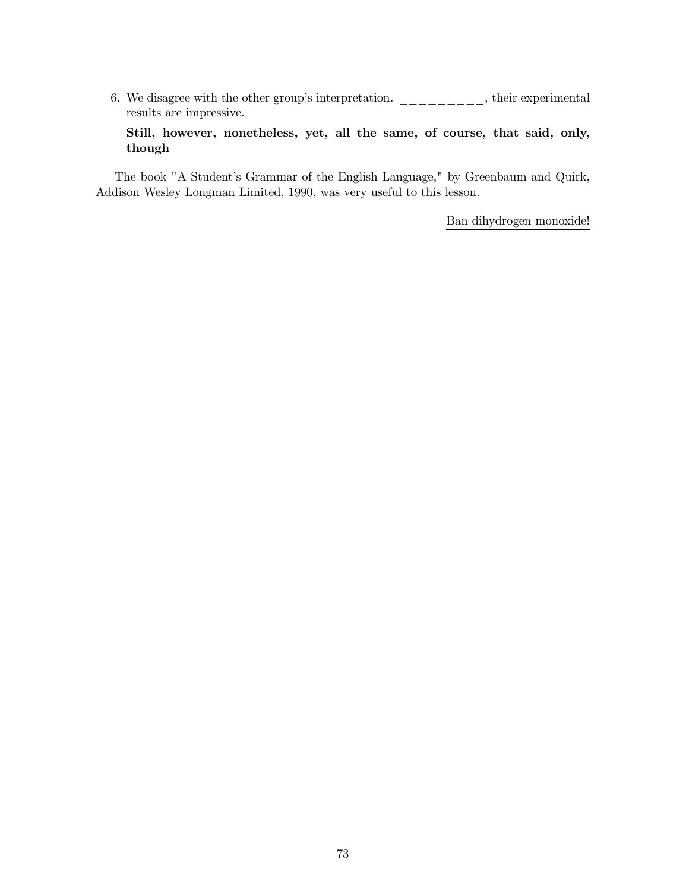6. We disagree with the other group's interpretation. __________, their experimental results are impressive.

   **Still, however, nonetheless, yet, all the same, of course, that said, only, though**

The book "A Student's Grammar of the English Language," by Greenbaum and Quirk, Addison Wesley Longman Limited, 1990, was very useful to this lesson.

Ban dihydrogen monoxide!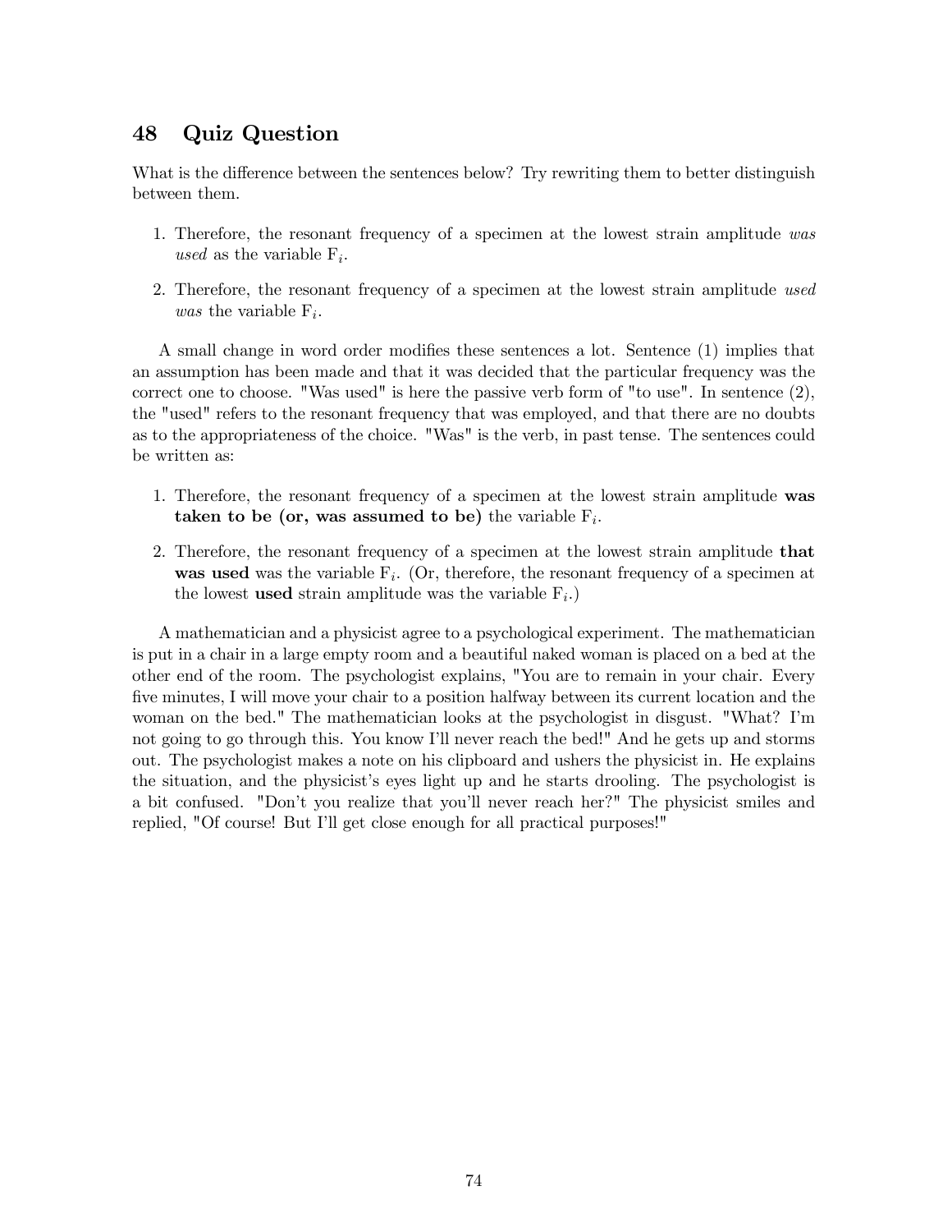## 48 Quiz Question

What is the difference between the sentences below? Try rewriting them to better distinguish between them.

1. Therefore, the resonant frequency of a specimen at the lowest strain amplitude *was used* as the variable $F_i$.
2. Therefore, the resonant frequency of a specimen at the lowest strain amplitude *used was* the variable $F_i$.

A small change in word order modifies these sentences a lot. Sentence (1) implies that an assumption has been made and that it was decided that the particular frequency was the correct one to choose. "Was used" is here the passive verb form of "to use". In sentence (2), the "used" refers to the resonant frequency that was employed, and that there are no doubts as to the appropriateness of the choice. "Was" is the verb, in past tense. The sentences could be written as:

1. Therefore, the resonant frequency of a specimen at the lowest strain amplitude **was taken to be (or, was assumed to be)** the variable $F_i$.
2. Therefore, the resonant frequency of a specimen at the lowest strain amplitude **that was used** was the variable $F_i$. (Or, therefore, the resonant frequency of a specimen at the lowest **used** strain amplitude was the variable $F_i$.)

A mathematician and a physicist agree to a psychological experiment. The mathematician is put in a chair in a large empty room and a beautiful naked woman is placed on a bed at the other end of the room. The psychologist explains, "You are to remain in your chair. Every five minutes, I will move your chair to a position halfway between its current location and the woman on the bed." The mathematician looks at the psychologist in disgust. "What? I'm not going to go through this. You know I'll never reach the bed!" And he gets up and storms out. The psychologist makes a note on his clipboard and ushers the physicist in. He explains the situation, and the physicist's eyes light up and he starts drooling. The psychologist is a bit confused. "Don't you realize that you'll never reach her?" The physicist smiles and replied, "Of course! But I'll get close enough for all practical purposes!"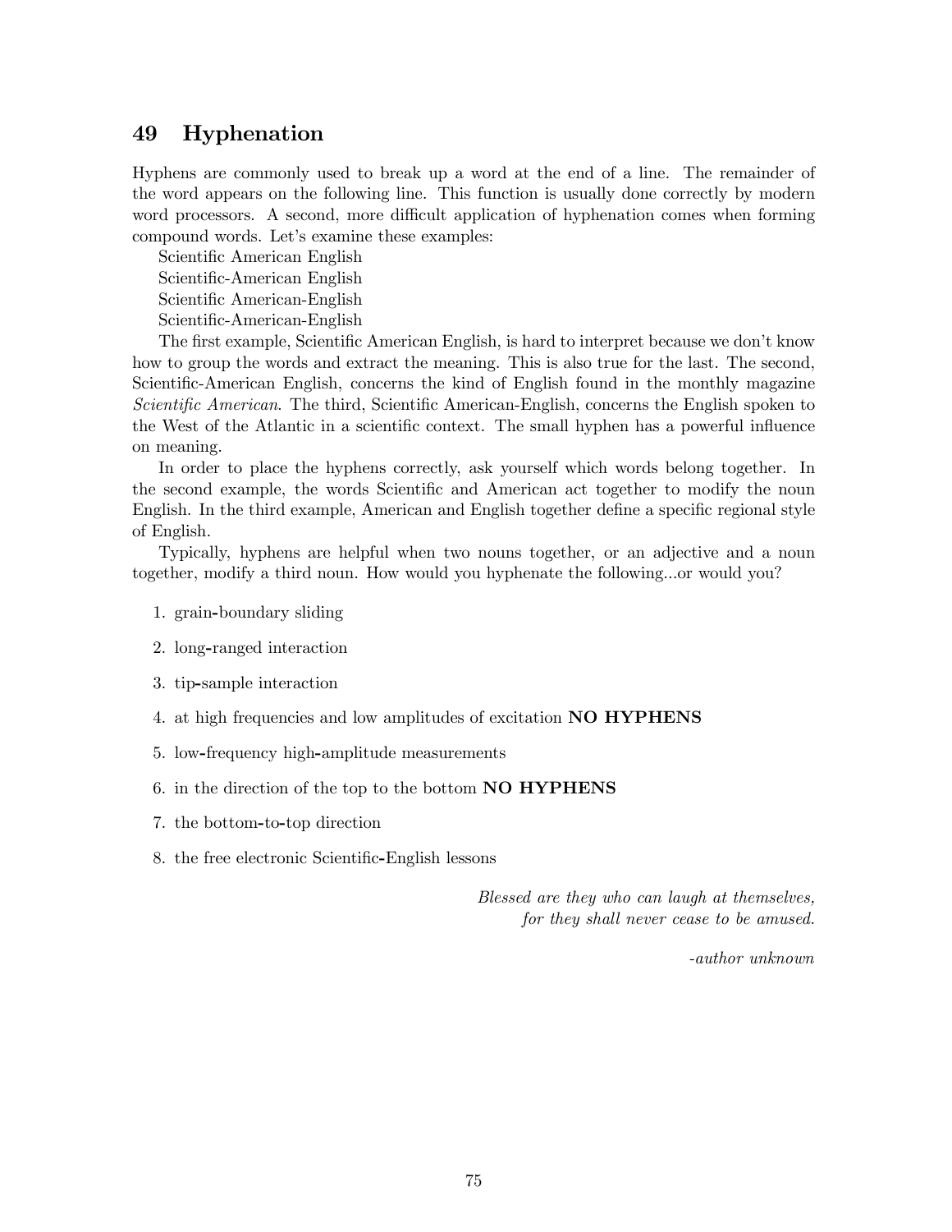## 49 Hyphenation

Hyphens are commonly used to break up a word at the end of a line. The remainder of the word appears on the following line. This function is usually done correctly by modern word processors. A second, more difficult application of hyphenation comes when forming compound words. Let's examine these examples:

Scientific American English
Scientific-American English
Scientific American-English
Scientific-American-English

The first example, Scientific American English, is hard to interpret because we don't know how to group the words and extract the meaning. This is also true for the last. The second, Scientific-American English, concerns the kind of English found in the monthly magazine *Scientific American*. The third, Scientific American-English, concerns the English spoken to the West of the Atlantic in a scientific context. The small hyphen has a powerful influence on meaning.

In order to place the hyphens correctly, ask yourself which words belong together. In the second example, the words Scientific and American act together to modify the noun English. In the third example, American and English together define a specific regional style of English.

Typically, hyphens are helpful when two nouns together, or an adjective and a noun together, modify a third noun. How would you hyphenate the following...or would you?

1. grain-boundary sliding
2. long-ranged interaction
3. tip-sample interaction
4. at high frequencies and low amplitudes of excitation **NO HYPHENS**
5. low-frequency high-amplitude measurements
6. in the direction of the top to the bottom **NO HYPHENS**
7. the bottom-to-top direction
8. the free electronic Scientific-English lessons

*Blessed are they who can laugh at themselves,*
*for they shall never cease to be amused.*

*-author unknown*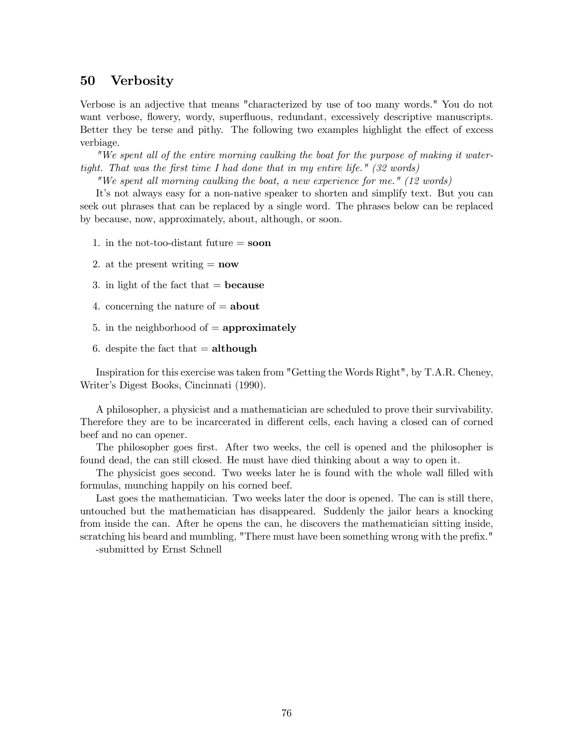## 50 Verbosity

Verbose is an adjective that means "characterized by use of too many words." You do not want verbose, flowery, wordy, superfluous, redundant, excessively descriptive manuscripts. Better they be terse and pithy. The following two examples highlight the effect of excess verbiage.

*"We spent all of the entire morning caulking the boat for the purpose of making it watertight. That was the first time I had done that in my entire life." (32 words)*

*"We spent all morning caulking the boat, a new experience for me." (12 words)*

It's not always easy for a non-native speaker to shorten and simplify text. But you can seek out phrases that can be replaced by a single word. The phrases below can be replaced by because, now, approximately, about, although, or soon.

1. in the not-too-distant future = **soon**
2. at the present writing = **now**
3. in light of the fact that = **because**
4. concerning the nature of = **about**
5. in the neighborhood of = **approximately**
6. despite the fact that = **although**

Inspiration for this exercise was taken from "Getting the Words Right", by T.A.R. Cheney, Writer's Digest Books, Cincinnati (1990).

A philosopher, a physicist and a mathematician are scheduled to prove their survivability. Therefore they are to be incarcerated in different cells, each having a closed can of corned beef and no can opener.

The philosopher goes first. After two weeks, the cell is opened and the philosopher is found dead, the can still closed. He must have died thinking about a way to open it.

The physicist goes second. Two weeks later he is found with the whole wall filled with formulas, munching happily on his corned beef.

Last goes the mathematician. Two weeks later the door is opened. The can is still there, untouched but the mathematician has disappeared. Suddenly the jailor hears a knocking from inside the can. After he opens the can, he discovers the mathematician sitting inside, scratching his beard and mumbling, "There must have been something wrong with the prefix."

-submitted by Ernst Schnell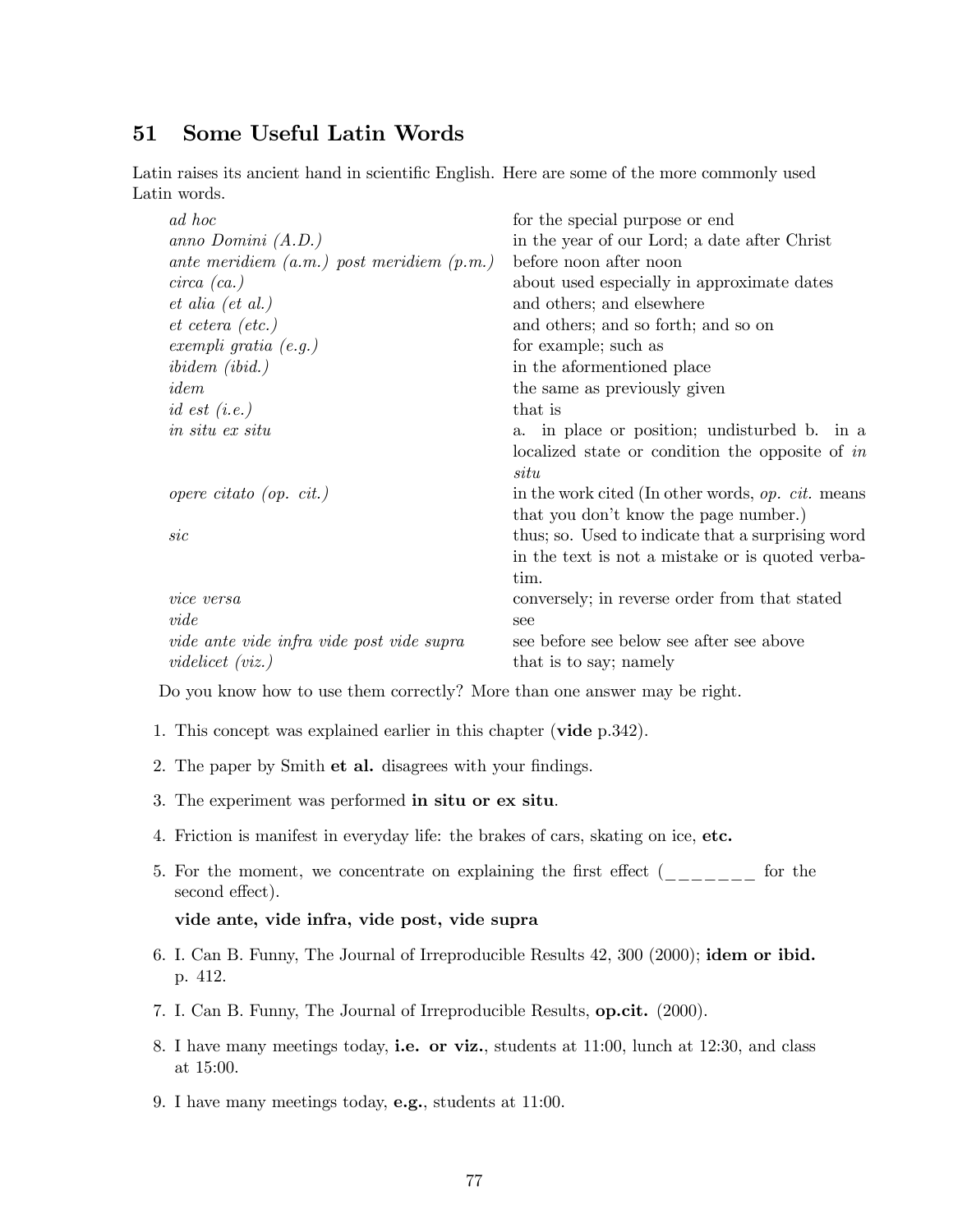## 51 Some Useful Latin Words

Latin raises its ancient hand in scientific English. Here are some of the more commonly used Latin words.

| | |
|---|---|
| *ad hoc* | for the special purpose or end |
| *anno Domini (A.D.)* | in the year of our Lord; a date after Christ |
| *ante meridiem (a.m.) post meridiem (p.m.)* | before noon after noon |
| *circa (ca.)* | about used especially in approximate dates |
| *et alia (et al.)* | and others; and elsewhere |
| *et cetera (etc.)* | and others; and so forth; and so on |
| *exempli gratia (e.g.)* | for example; such as |
| *ibidem (ibid.)* | in the aforementioned place |
| *idem* | the same as previously given |
| *id est (i.e.)* | that is |
| *in situ ex situ* | a. in place or position; undisturbed b. in a localized state or condition the opposite of *in situ* |
| *opere citato (op. cit.)* | in the work cited (In other words, *op. cit.* means that you don't know the page number.) |
| *sic* | thus; so. Used to indicate that a surprising word in the text is not a mistake or is quoted verbatim. |
| *vice versa* | conversely; in reverse order from that stated |
| *vide* | see |
| *vide ante vide infra vide post vide supra* | see before see below see after see above |
| *videlicet (viz.)* | that is to say; namely |

Do you know how to use them correctly? More than one answer may be right.

1. This concept was explained earlier in this chapter (**vide** p.342).
2. The paper by Smith **et al.** disagrees with your findings.
3. The experiment was performed **in situ or ex situ**.
4. Friction is manifest in everyday life: the brakes of cars, skating on ice, **etc.**
5. For the moment, we concentrate on explaining the first effect (_______ for the second effect).

   **vide ante, vide infra, vide post, vide supra**
6. I. Can B. Funny, The Journal of Irreproducible Results 42, 300 (2000); **idem or ibid.** p. 412.
7. I. Can B. Funny, The Journal of Irreproducible Results, **op.cit.** (2000).
8. I have many meetings today, **i.e. or viz.**, students at 11:00, lunch at 12:30, and class at 15:00.
9. I have many meetings today, **e.g.**, students at 11:00.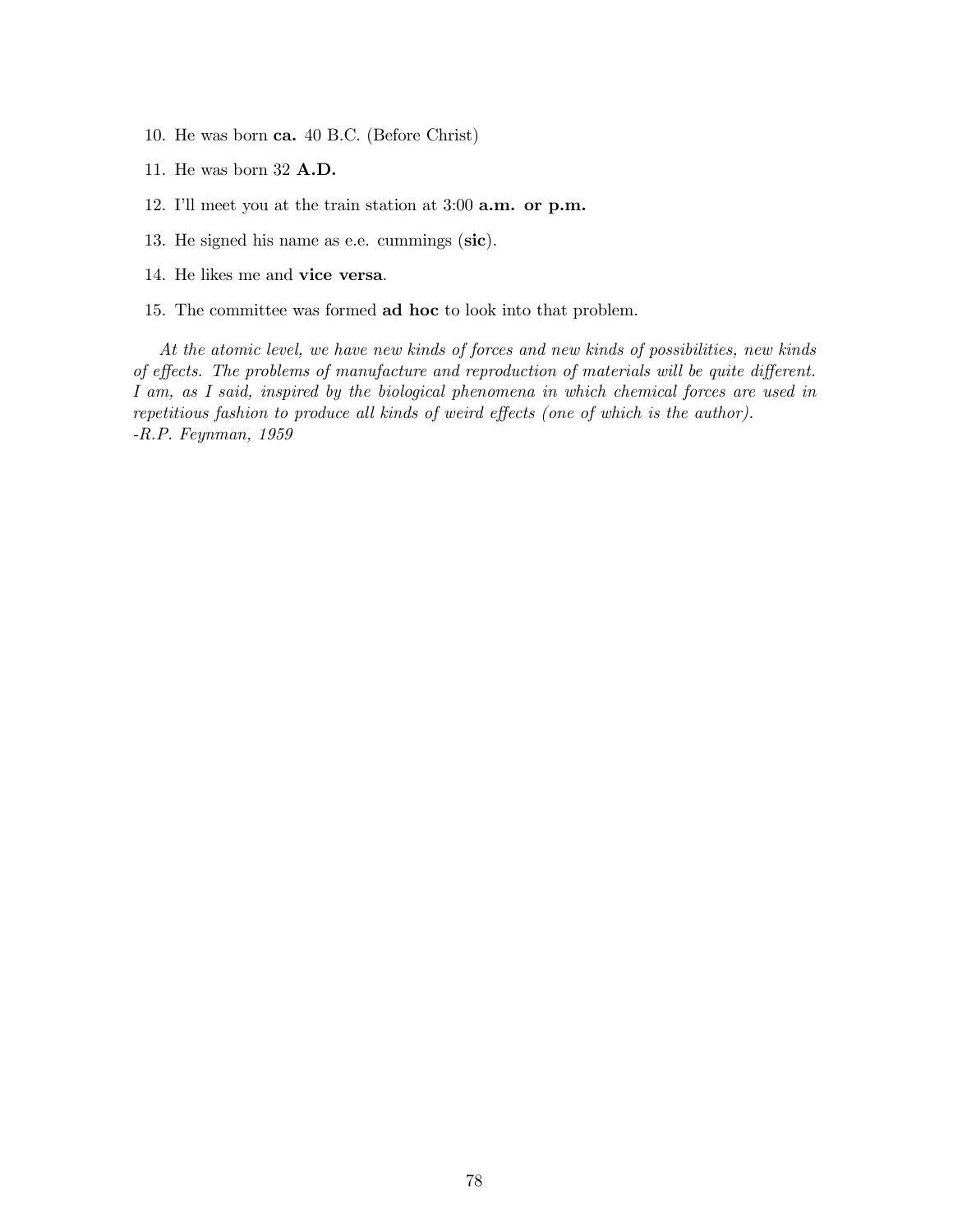10. He was born **ca.** 40 B.C. (Before Christ)

11. He was born 32 **A.D.**

12. I'll meet you at the train station at 3:00 **a.m. or p.m.**

13. He signed his name as e.e. cummings (**sic**).

14. He likes me and **vice versa**.

15. The committee was formed **ad hoc** to look into that problem.

*At the atomic level, we have new kinds of forces and new kinds of possibilities, new kinds of effects. The problems of manufacture and reproduction of materials will be quite different. I am, as I said, inspired by the biological phenomena in which chemical forces are used in repetitious fashion to produce all kinds of weird effects (one of which is the author).*
*-R.P. Feynman, 1959*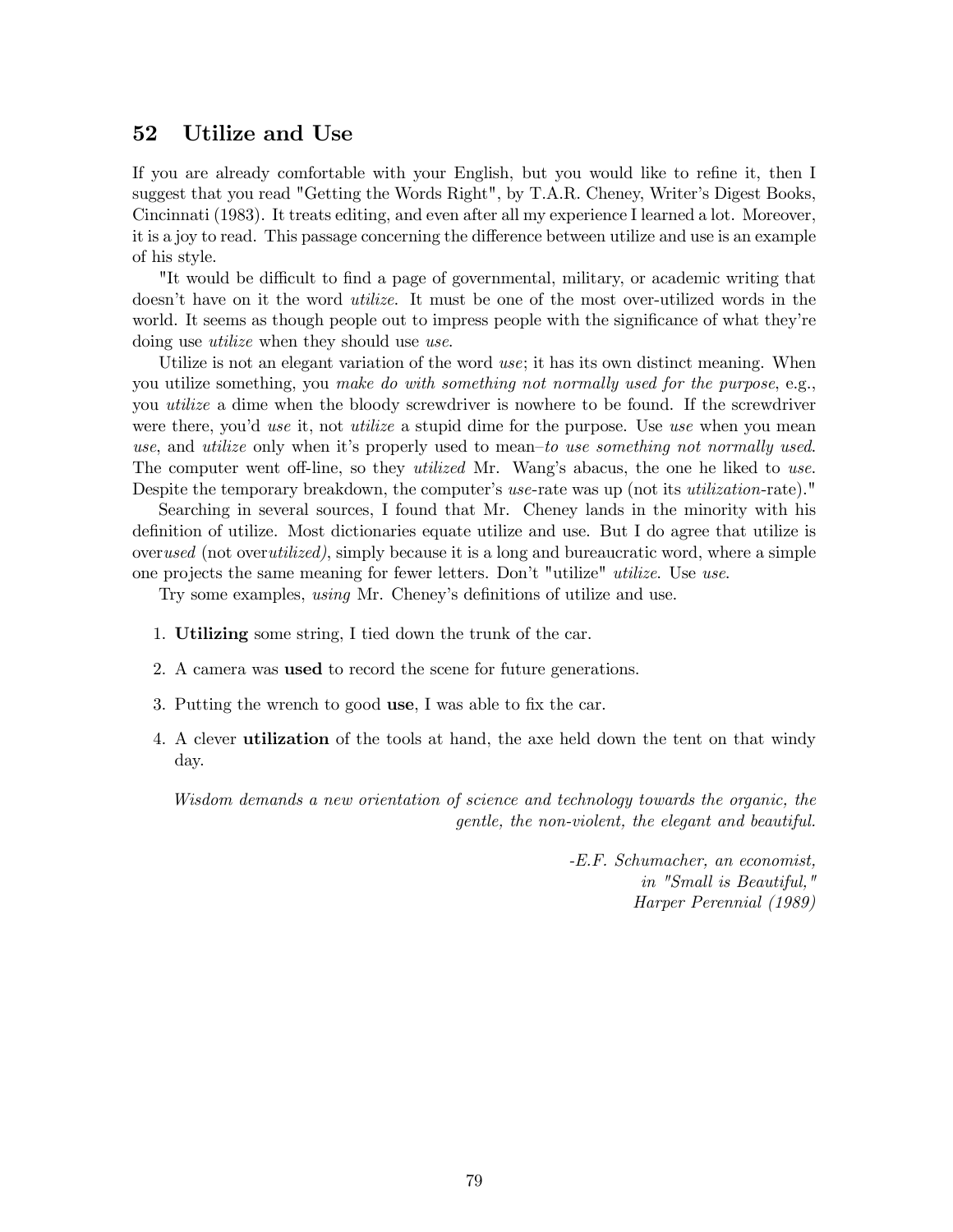## 52 Utilize and Use

If you are already comfortable with your English, but you would like to refine it, then I suggest that you read "Getting the Words Right", by T.A.R. Cheney, Writer's Digest Books, Cincinnati (1983). It treats editing, and even after all my experience I learned a lot. Moreover, it is a joy to read. This passage concerning the difference between utilize and use is an example of his style.

"It would be difficult to find a page of governmental, military, or academic writing that doesn't have on it the word *utilize*. It must be one of the most over-utilized words in the world. It seems as though people out to impress people with the significance of what they're doing use *utilize* when they should use *use*.

Utilize is not an elegant variation of the word *use*; it has its own distinct meaning. When you utilize something, you *make do with something not normally used for the purpose*, e.g., you *utilize* a dime when the bloody screwdriver is nowhere to be found. If the screwdriver were there, you'd *use* it, not *utilize* a stupid dime for the purpose. Use *use* when you mean *use*, and *utilize* only when it's properly used to mean–*to use something not normally used*. The computer went off-line, so they *utilized* Mr. Wang's abacus, the one he liked to *use*. Despite the temporary breakdown, the computer's *use*-rate was up (not its *utilization*-rate)."

Searching in several sources, I found that Mr. Cheney lands in the minority with his definition of utilize. Most dictionaries equate utilize and use. But I do agree that utilize is over*used* (not over*utilized)*, simply because it is a long and bureaucratic word, where a simple one projects the same meaning for fewer letters. Don't "utilize" *utilize*. Use *use*.

Try some examples, *using* Mr. Cheney's definitions of utilize and use.

1. **Utilizing** some string, I tied down the trunk of the car.
2. A camera was **used** to record the scene for future generations.
3. Putting the wrench to good **use**, I was able to fix the car.
4. A clever **utilization** of the tools at hand, the axe held down the tent on that windy day.

*Wisdom demands a new orientation of science and technology towards the organic, the gentle, the non-violent, the elegant and beautiful.*

*-E.F. Schumacher, an economist, in "Small is Beautiful," Harper Perennial (1989)*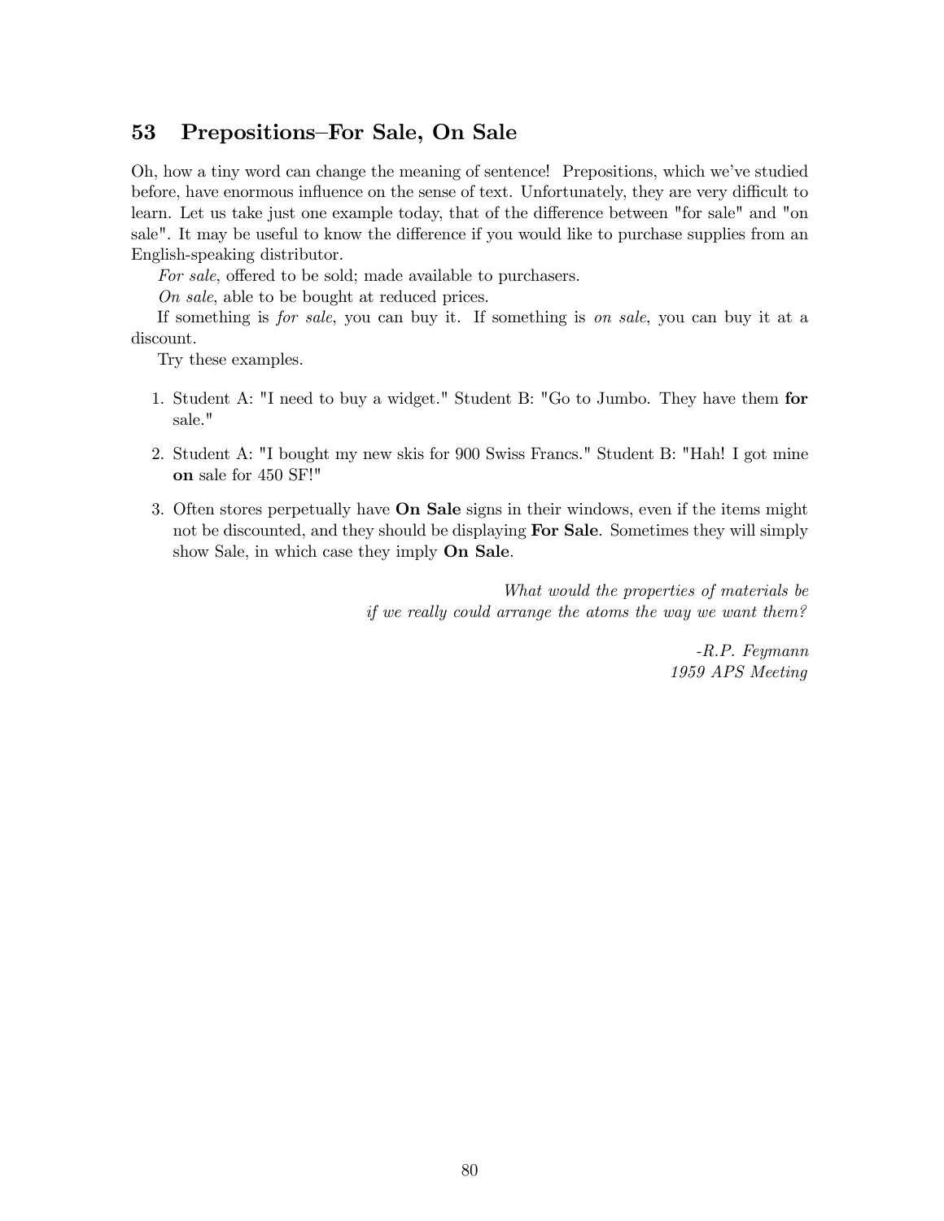## 53 Prepositions–For Sale, On Sale

Oh, how a tiny word can change the meaning of sentence! Prepositions, which we've studied before, have enormous influence on the sense of text. Unfortunately, they are very difficult to learn. Let us take just one example today, that of the difference between "for sale" and "on sale". It may be useful to know the difference if you would like to purchase supplies from an English-speaking distributor.

*For sale*, offered to be sold; made available to purchasers.

*On sale*, able to be bought at reduced prices.

If something is *for sale*, you can buy it. If something is *on sale*, you can buy it at a discount.

Try these examples.

1. Student A: "I need to buy a widget." Student B: "Go to Jumbo. They have them **for** sale."
2. Student A: "I bought my new skis for 900 Swiss Francs." Student B: "Hah! I got mine **on** sale for 450 SF!"
3. Often stores perpetually have **On Sale** signs in their windows, even if the items might not be discounted, and they should be displaying **For Sale**. Sometimes they will simply show Sale, in which case they imply **On Sale**.

*What would the properties of materials be*
*if we really could arrange the atoms the way we want them?*

*-R.P. Feymann*
*1959 APS Meeting*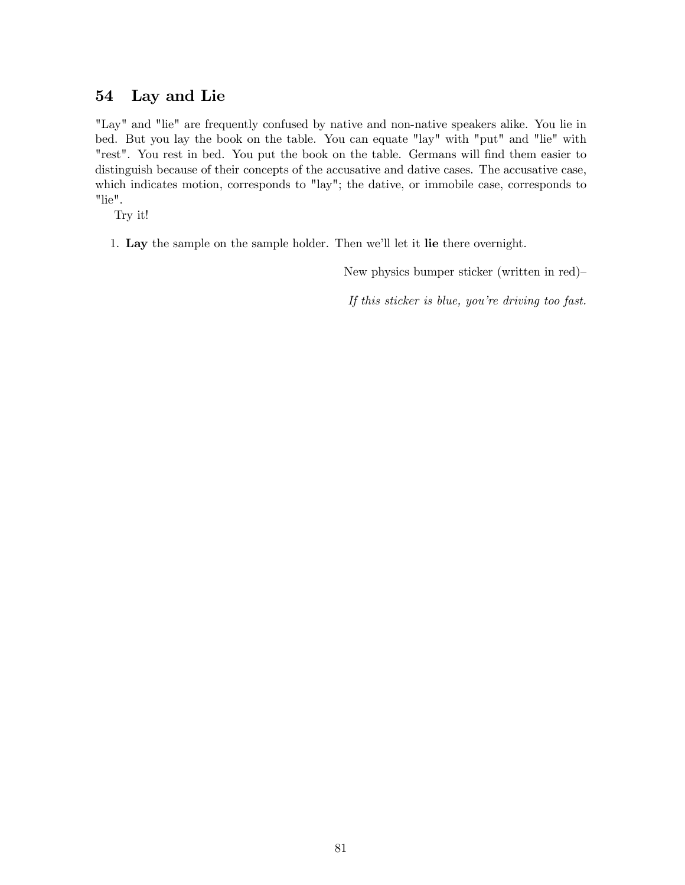## 54 Lay and Lie

"Lay" and "lie" are frequently confused by native and non-native speakers alike. You lie in bed. But you lay the book on the table. You can equate "lay" with "put" and "lie" with "rest". You rest in bed. You put the book on the table. Germans will find them easier to distinguish because of their concepts of the accusative and dative cases. The accusative case, which indicates motion, corresponds to "lay"; the dative, or immobile case, corresponds to "lie".

Try it!

1. **Lay** the sample on the sample holder. Then we'll let it **lie** there overnight.

New physics bumper sticker (written in red)–

*If this sticker is blue, you're driving too fast.*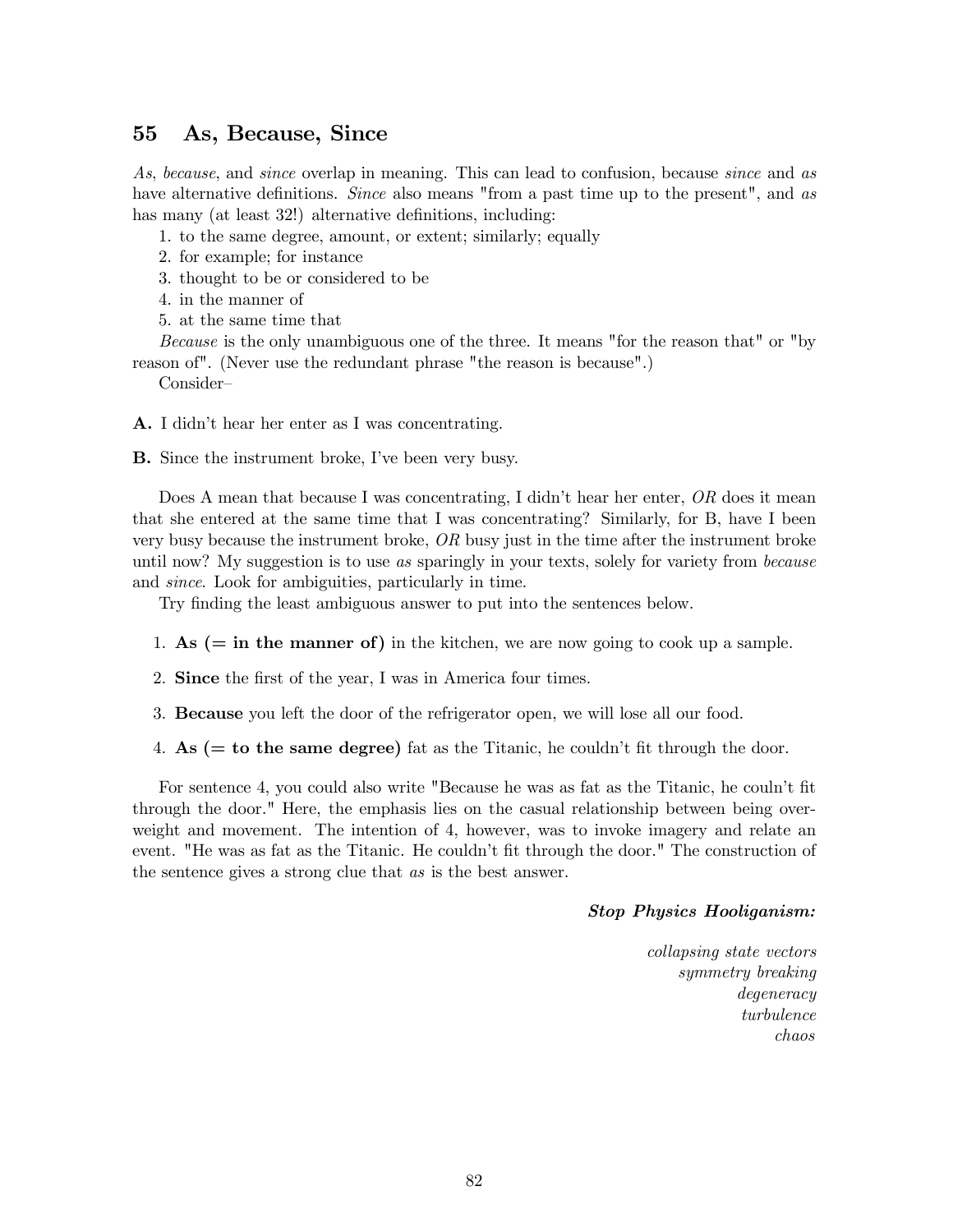## 55 As, Because, Since

*As*, *because*, and *since* overlap in meaning. This can lead to confusion, because *since* and *as* have alternative definitions. *Since* also means "from a past time up to the present", and *as* has many (at least 32!) alternative definitions, including:

1. to the same degree, amount, or extent; similarly; equally
2. for example; for instance
3. thought to be or considered to be
4. in the manner of
5. at the same time that

*Because* is the only unambiguous one of the three. It means "for the reason that" or "by reason of". (Never use the redundant phrase "the reason is because".)

Consider–

**A.** I didn't hear her enter as I was concentrating.

**B.** Since the instrument broke, I've been very busy.

Does A mean that because I was concentrating, I didn't hear her enter, *OR* does it mean that she entered at the same time that I was concentrating? Similarly, for B, have I been very busy because the instrument broke, *OR* busy just in the time after the instrument broke until now? My suggestion is to use *as* sparingly in your texts, solely for variety from *because* and *since*. Look for ambiguities, particularly in time.

Try finding the least ambiguous answer to put into the sentences below.

1. **As (= in the manner of)** in the kitchen, we are now going to cook up a sample.
2. **Since** the first of the year, I was in America four times.
3. **Because** you left the door of the refrigerator open, we will lose all our food.
4. **As (= to the same degree)** fat as the Titanic, he couldn't fit through the door.

For sentence 4, you could also write "Because he was as fat as the Titanic, he couln't fit through the door." Here, the emphasis lies on the casual relationship between being overweight and movement. The intention of 4, however, was to invoke imagery and relate an event. "He was as fat as the Titanic. He couldn't fit through the door." The construction of the sentence gives a strong clue that *as* is the best answer.

***Stop Physics Hooliganism:***

*collapsing state vectors*
*symmetry breaking*
*degeneracy*
*turbulence*
*chaos*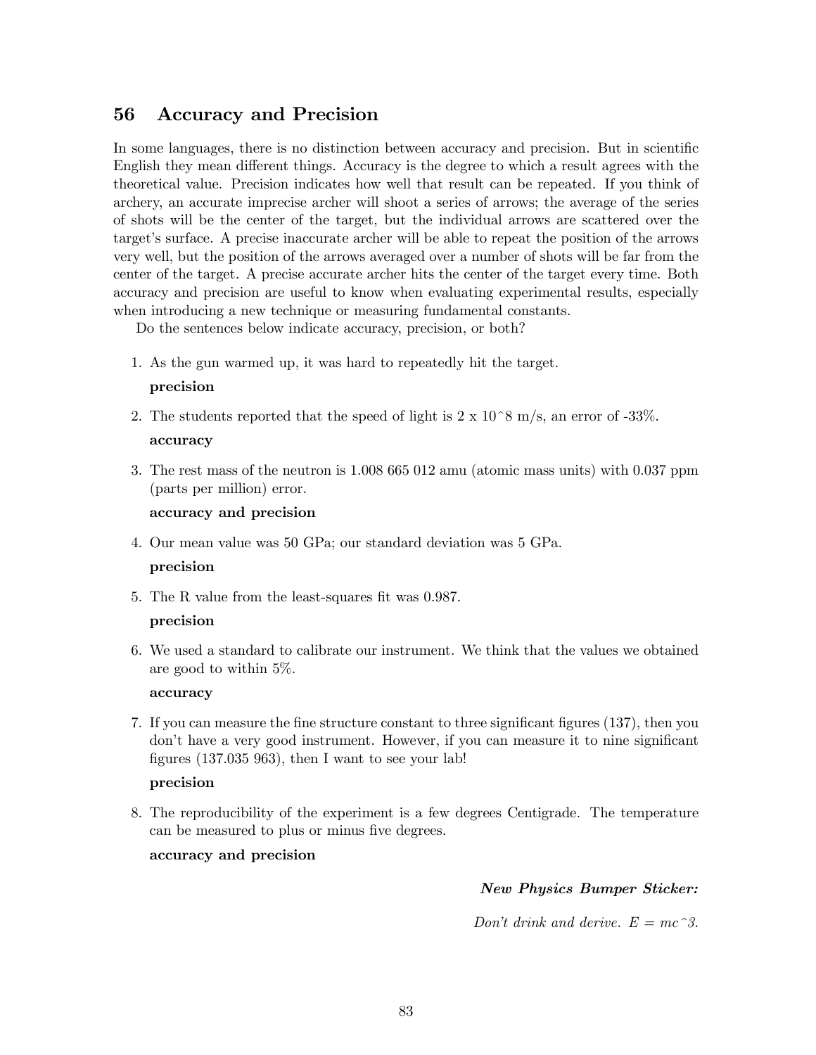## 56 Accuracy and Precision

In some languages, there is no distinction between accuracy and precision. But in scientific English they mean different things. Accuracy is the degree to which a result agrees with the theoretical value. Precision indicates how well that result can be repeated. If you think of archery, an accurate imprecise archer will shoot a series of arrows; the average of the series of shots will be the center of the target, but the individual arrows are scattered over the target's surface. A precise inaccurate archer will be able to repeat the position of the arrows very well, but the position of the arrows averaged over a number of shots will be far from the center of the target. A precise accurate archer hits the center of the target every time. Both accuracy and precision are useful to know when evaluating experimental results, especially when introducing a new technique or measuring fundamental constants.

Do the sentences below indicate accuracy, precision, or both?

1. As the gun warmed up, it was hard to repeatedly hit the target.

   **precision**

2. The students reported that the speed of light is 2 x 10^8 m/s, an error of -33%.

   **accuracy**

3. The rest mass of the neutron is 1.008 665 012 amu (atomic mass units) with 0.037 ppm (parts per million) error.

   **accuracy and precision**

4. Our mean value was 50 GPa; our standard deviation was 5 GPa.

   **precision**

5. The R value from the least-squares fit was 0.987.

   **precision**

6. We used a standard to calibrate our instrument. We think that the values we obtained are good to within 5%.

   **accuracy**

7. If you can measure the fine structure constant to three significant figures (137), then you don't have a very good instrument. However, if you can measure it to nine significant figures (137.035 963), then I want to see your lab!

   **precision**

8. The reproducibility of the experiment is a few degrees Centigrade. The temperature can be measured to plus or minus five degrees.

   **accuracy and precision**

***New Physics Bumper Sticker:***

*Don't drink and derive. E = mc^3.*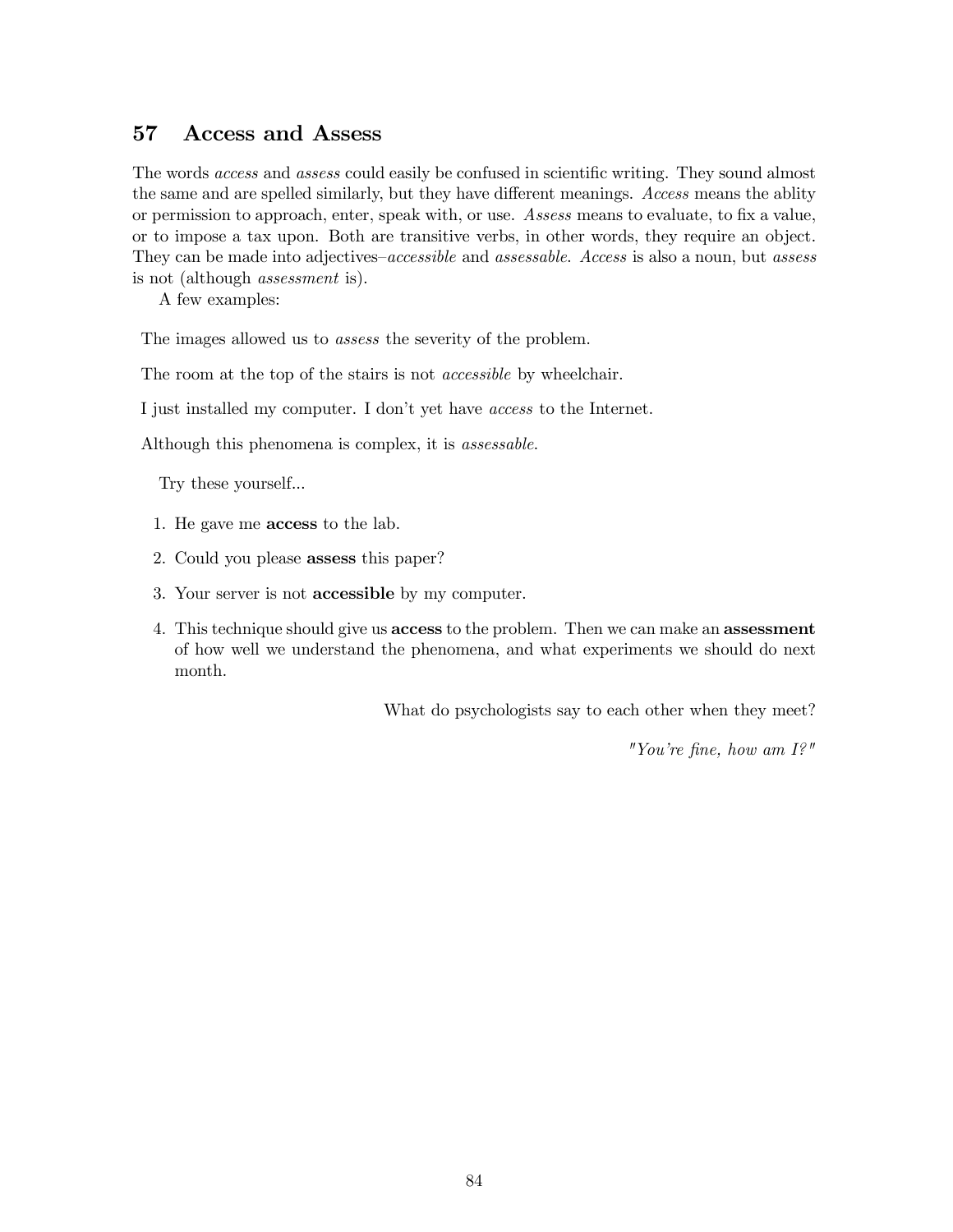## 57 Access and Assess

The words *access* and *assess* could easily be confused in scientific writing. They sound almost the same and are spelled similarly, but they have different meanings. *Access* means the ablity or permission to approach, enter, speak with, or use. *Assess* means to evaluate, to fix a value, or to impose a tax upon. Both are transitive verbs, in other words, they require an object. They can be made into adjectives–*accessible* and *assessable*. *Access* is also a noun, but *assess* is not (although *assessment* is).

A few examples:

The images allowed us to *assess* the severity of the problem.

The room at the top of the stairs is not *accessible* by wheelchair.

I just installed my computer. I don't yet have *access* to the Internet.

Although this phenomena is complex, it is *assessable*.

Try these yourself...

1. He gave me **access** to the lab.
2. Could you please **assess** this paper?
3. Your server is not **accessible** by my computer.
4. This technique should give us **access** to the problem. Then we can make an **assessment** of how well we understand the phenomena, and what experiments we should do next month.

What do psychologists say to each other when they meet?

*"You're fine, how am I?"*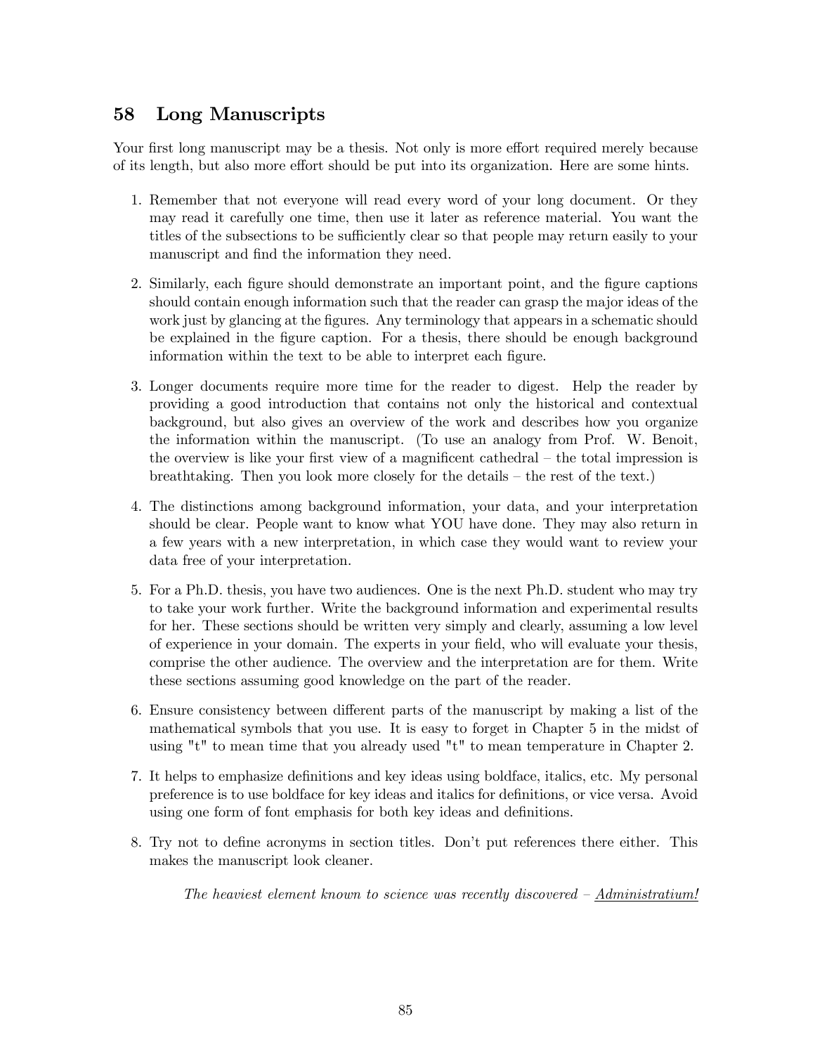## 58 Long Manuscripts

Your first long manuscript may be a thesis. Not only is more effort required merely because of its length, but also more effort should be put into its organization. Here are some hints.

1. Remember that not everyone will read every word of your long document. Or they may read it carefully one time, then use it later as reference material. You want the titles of the subsections to be sufficiently clear so that people may return easily to your manuscript and find the information they need.

2. Similarly, each figure should demonstrate an important point, and the figure captions should contain enough information such that the reader can grasp the major ideas of the work just by glancing at the figures. Any terminology that appears in a schematic should be explained in the figure caption. For a thesis, there should be enough background information within the text to be able to interpret each figure.

3. Longer documents require more time for the reader to digest. Help the reader by providing a good introduction that contains not only the historical and contextual background, but also gives an overview of the work and describes how you organize the information within the manuscript. (To use an analogy from Prof. W. Benoit, the overview is like your first view of a magnificent cathedral – the total impression is breathtaking. Then you look more closely for the details – the rest of the text.)

4. The distinctions among background information, your data, and your interpretation should be clear. People want to know what YOU have done. They may also return in a few years with a new interpretation, in which case they would want to review your data free of your interpretation.

5. For a Ph.D. thesis, you have two audiences. One is the next Ph.D. student who may try to take your work further. Write the background information and experimental results for her. These sections should be written very simply and clearly, assuming a low level of experience in your domain. The experts in your field, who will evaluate your thesis, comprise the other audience. The overview and the interpretation are for them. Write these sections assuming good knowledge on the part of the reader.

6. Ensure consistency between different parts of the manuscript by making a list of the mathematical symbols that you use. It is easy to forget in Chapter 5 in the midst of using "t" to mean time that you already used "t" to mean temperature in Chapter 2.

7. It helps to emphasize definitions and key ideas using boldface, italics, etc. My personal preference is to use boldface for key ideas and italics for definitions, or vice versa. Avoid using one form of font emphasis for both key ideas and definitions.

8. Try not to define acronyms in section titles. Don't put references there either. This makes the manuscript look cleaner.

*The heaviest element known to science was recently discovered – Administratium!*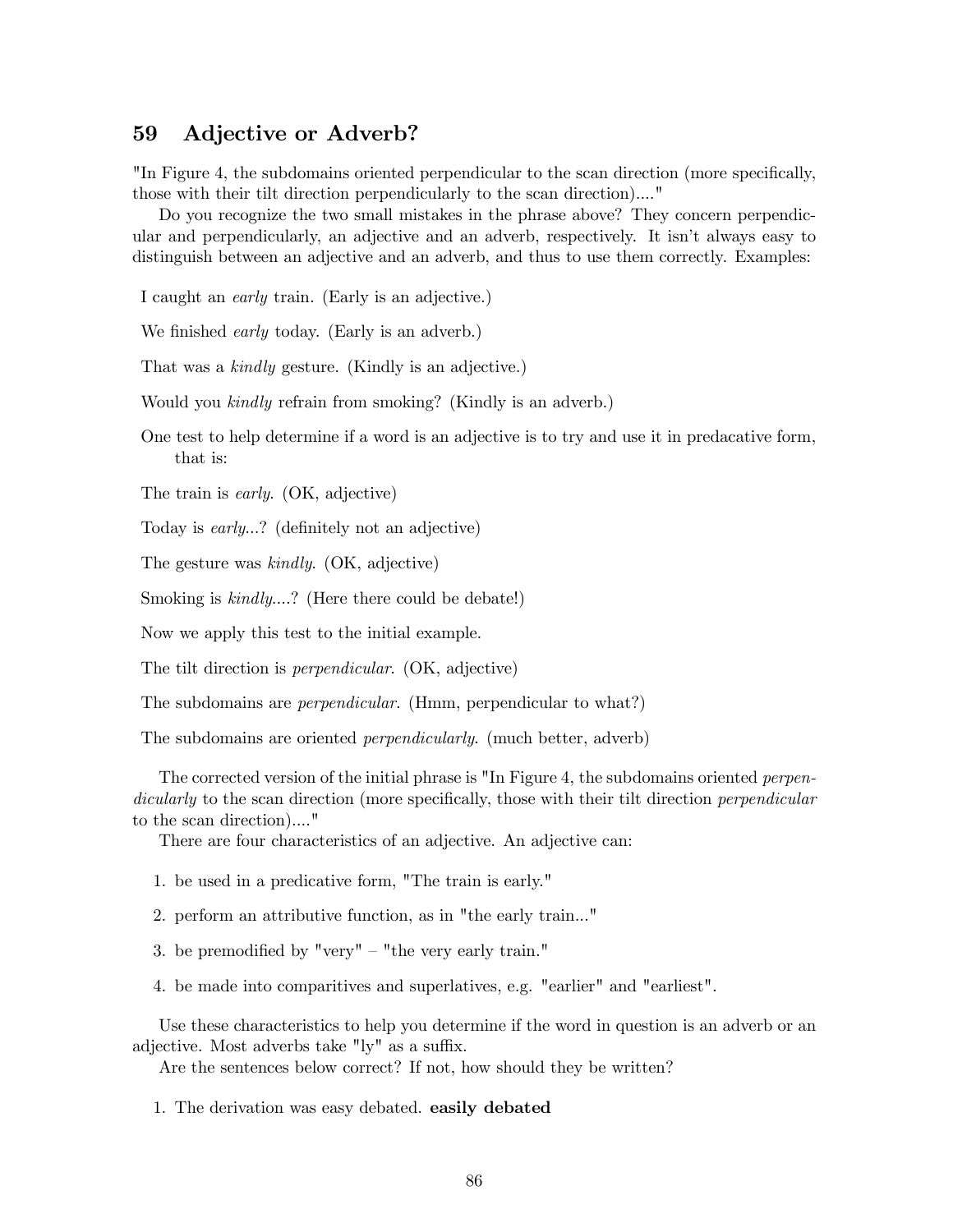## 59 Adjective or Adverb?

"In Figure 4, the subdomains oriented perpendicular to the scan direction (more specifically, those with their tilt direction perpendicularly to the scan direction)...."

Do you recognize the two small mistakes in the phrase above? They concern perpendicular and perpendicularly, an adjective and an adverb, respectively. It isn't always easy to distinguish between an adjective and an adverb, and thus to use them correctly. Examples:

I caught an *early* train. (Early is an adjective.)

We finished *early* today. (Early is an adverb.)

That was a *kindly* gesture. (Kindly is an adjective.)

Would you *kindly* refrain from smoking? (Kindly is an adverb.)

One test to help determine if a word is an adjective is to try and use it in predacative form, that is:

The train is *early*. (OK, adjective)

Today is *early*...? (definitely not an adjective)

The gesture was *kindly*. (OK, adjective)

Smoking is *kindly*....? (Here there could be debate!)

Now we apply this test to the initial example.

The tilt direction is *perpendicular*. (OK, adjective)

The subdomains are *perpendicular*. (Hmm, perpendicular to what?)

The subdomains are oriented *perpendicularly*. (much better, adverb)

The corrected version of the initial phrase is "In Figure 4, the subdomains oriented *perpendicularly* to the scan direction (more specifically, those with their tilt direction *perpendicular* to the scan direction)...."

There are four characteristics of an adjective. An adjective can:

1. be used in a predicative form, "The train is early."
2. perform an attributive function, as in "the early train..."
3. be premodified by "very" – "the very early train."
4. be made into comparitives and superlatives, e.g. "earlier" and "earliest".

Use these characteristics to help you determine if the word in question is an adverb or an adjective. Most adverbs take "ly" as a suffix.

Are the sentences below correct? If not, how should they be written?

1. The derivation was easy debated. **easily debated**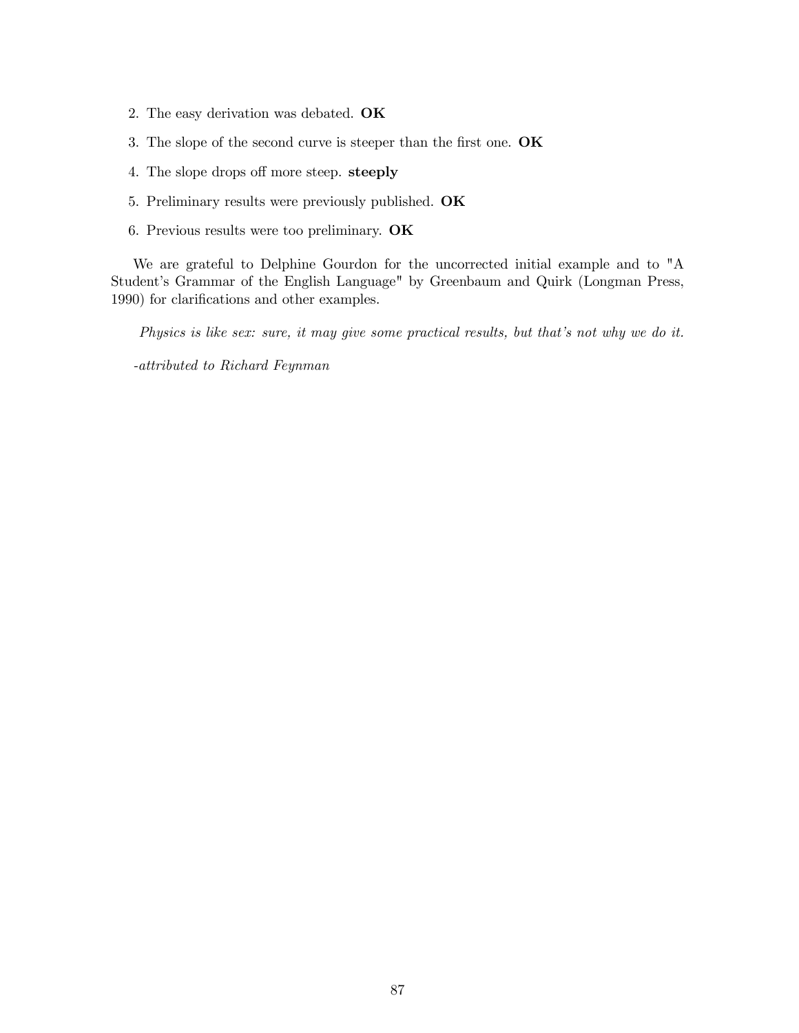2. The easy derivation was debated. **OK**
3. The slope of the second curve is steeper than the first one. **OK**
4. The slope drops off more steep. **steeply**
5. Preliminary results were previously published. **OK**
6. Previous results were too preliminary. **OK**

We are grateful to Delphine Gourdon for the uncorrected initial example and to "A Student's Grammar of the English Language" by Greenbaum and Quirk (Longman Press, 1990) for clarifications and other examples.

*Physics is like sex: sure, it may give some practical results, but that's not why we do it.*

*-attributed to Richard Feynman*